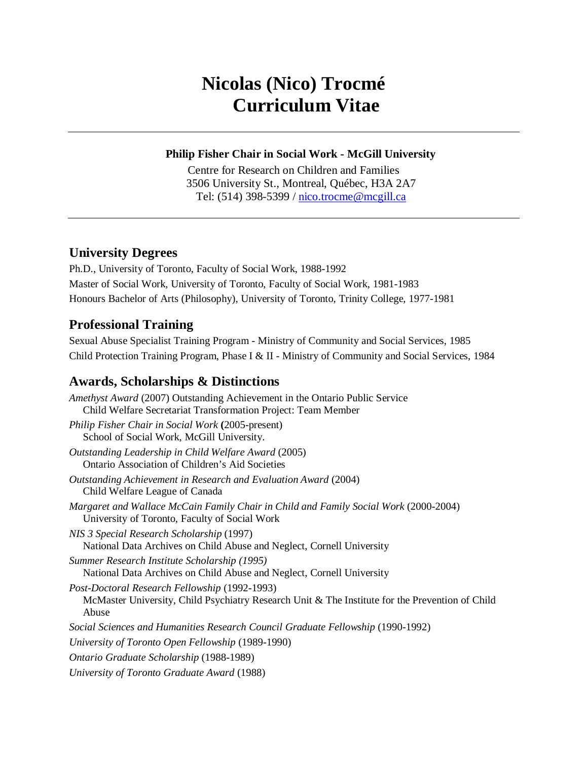# Nicolas (Nico) Trocmé
# Curriculum Vitae

---

**Philip Fisher Chair in Social Work - McGill University**

Centre for Research on Children and Families
3506 University St., Montreal, Québec, H3A 2A7
Tel: (514) 398-5399 / nico.trocme@mcgill.ca

---

## University Degrees

Ph.D., University of Toronto, Faculty of Social Work, 1988-1992

Master of Social Work, University of Toronto, Faculty of Social Work, 1981-1983

Honours Bachelor of Arts (Philosophy), University of Toronto, Trinity College, 1977-1981

## Professional Training

Sexual Abuse Specialist Training Program - Ministry of Community and Social Services, 1985

Child Protection Training Program, Phase I & II - Ministry of Community and Social Services, 1984

## Awards, Scholarships & Distinctions

*Amethyst Award* (2007) Outstanding Achievement in the Ontario Public Service
Child Welfare Secretariat Transformation Project: Team Member

*Philip Fisher Chair in Social Work* **(**2005-present)
School of Social Work, McGill University.

*Outstanding Leadership in Child Welfare Award* (2005)
Ontario Association of Children's Aid Societies

*Outstanding Achievement in Research and Evaluation Award* (2004)
Child Welfare League of Canada

*Margaret and Wallace McCain Family Chair in Child and Family Social Work* (2000-2004)
University of Toronto, Faculty of Social Work

*NIS 3 Special Research Scholarship* (1997)
National Data Archives on Child Abuse and Neglect, Cornell University

*Summer Research Institute Scholarship (1995)*
National Data Archives on Child Abuse and Neglect, Cornell University

*Post-Doctoral Research Fellowship* (1992-1993)
McMaster University, Child Psychiatry Research Unit & The Institute for the Prevention of Child Abuse

*Social Sciences and Humanities Research Council Graduate Fellowship* (1990-1992)

*University of Toronto Open Fellowship* (1989-1990)

*Ontario Graduate Scholarship* (1988-1989)

*University of Toronto Graduate Award* (1988)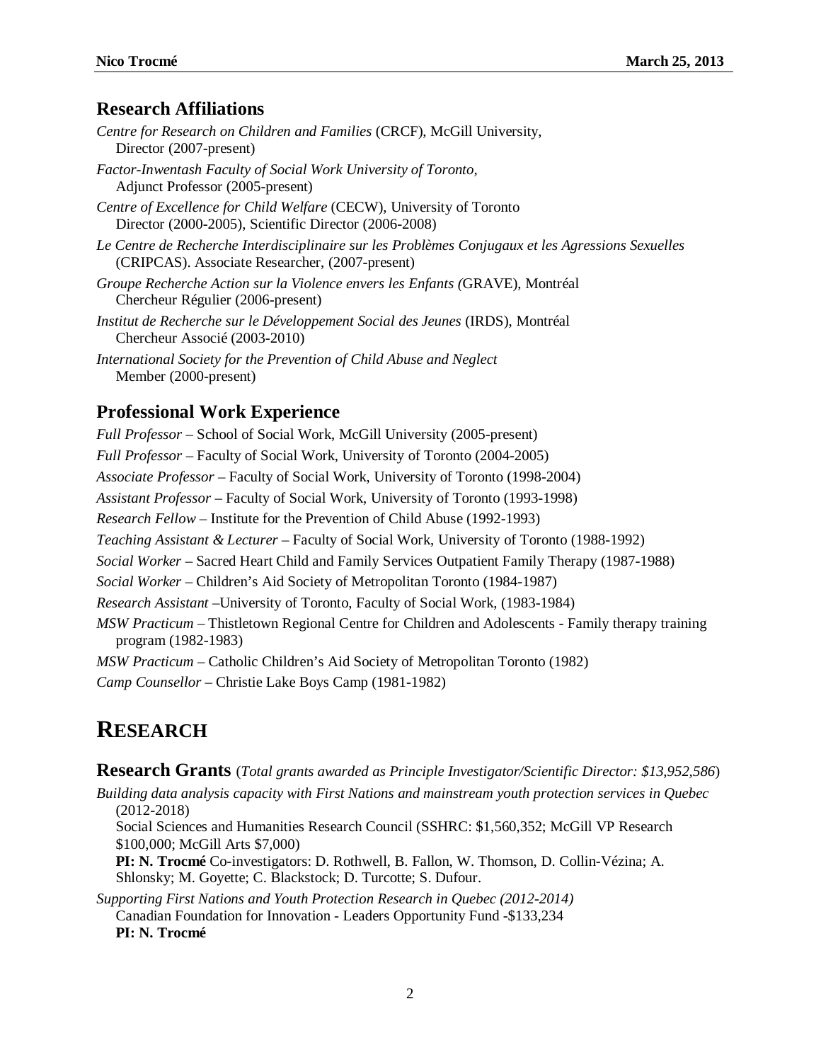## Research Affiliations

*Centre for Research on Children and Families* (CRCF), McGill University,
Director (2007-present)

*Factor-Inwentash Faculty of Social Work University of Toronto,*
Adjunct Professor (2005-present)

*Centre of Excellence for Child Welfare* (CECW), University of Toronto
Director (2000-2005), Scientific Director (2006-2008)

*Le Centre de Recherche Interdisciplinaire sur les Problèmes Conjugaux et les Agressions Sexuelles* (CRIPCAS). Associate Researcher, (2007-present)

*Groupe Recherche Action sur la Violence envers les Enfants (*GRAVE), Montréal
Chercheur Régulier (2006-present)

*Institut de Recherche sur le Développement Social des Jeunes* (IRDS), Montréal
Chercheur Associé (2003-2010)

*International Society for the Prevention of Child Abuse and Neglect*
Member (2000-present)

## Professional Work Experience

*Full Professor* – School of Social Work, McGill University (2005-present)

*Full Professor* – Faculty of Social Work, University of Toronto (2004-2005)

*Associate Professor* – Faculty of Social Work, University of Toronto (1998-2004)

*Assistant Professor* – Faculty of Social Work, University of Toronto (1993-1998)

*Research Fellow* – Institute for the Prevention of Child Abuse (1992-1993)

*Teaching Assistant & Lecturer* – Faculty of Social Work, University of Toronto (1988-1992)

*Social Worker* – Sacred Heart Child and Family Services Outpatient Family Therapy (1987-1988)

*Social Worker* – Children's Aid Society of Metropolitan Toronto (1984-1987)

*Research Assistant* –University of Toronto, Faculty of Social Work, (1983-1984)

*MSW Practicum* – Thistletown Regional Centre for Children and Adolescents - Family therapy training program (1982-1983)

*MSW Practicum* – Catholic Children's Aid Society of Metropolitan Toronto (1982)

*Camp Counsellor* – Christie Lake Boys Camp (1981-1982)

# RESEARCH

## Research Grants (*Total grants awarded as Principle Investigator/Scientific Director: $13,952,586*)

*Building data analysis capacity with First Nations and mainstream youth protection services in Quebec* (2012-2018)
Social Sciences and Humanities Research Council (SSHRC: $1,560,352; McGill VP Research $100,000; McGill Arts $7,000)
**PI: N. Trocmé** Co-investigators: D. Rothwell, B. Fallon, W. Thomson, D. Collin-Vézina; A. Shlonsky; M. Goyette; C. Blackstock; D. Turcotte; S. Dufour.

*Supporting First Nations and Youth Protection Research in Quebec (2012-2014)*
Canadian Foundation for Innovation - Leaders Opportunity Fund -$133,234
**PI: N. Trocmé**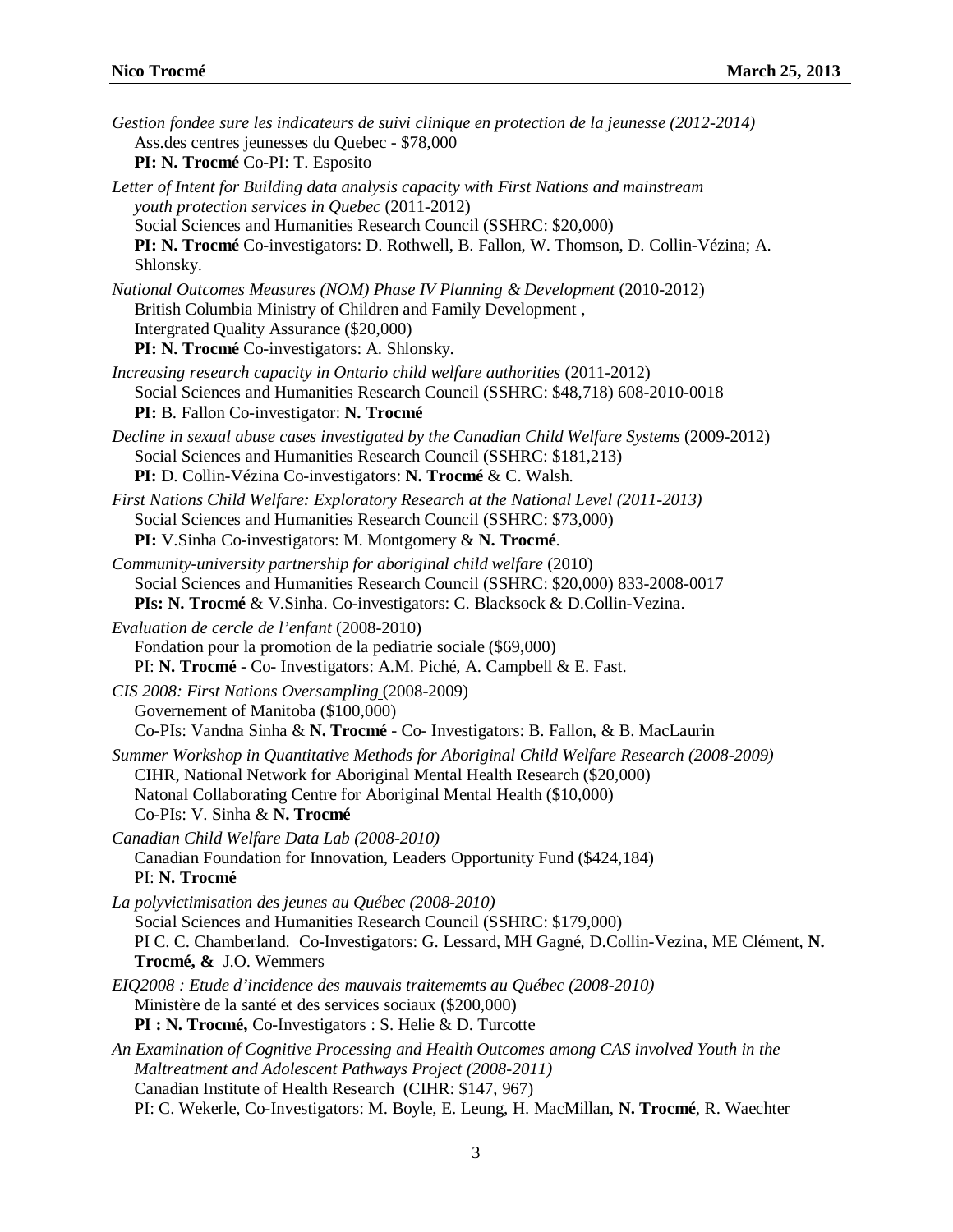*Gestion fondee sure les indicateurs de suivi clinique en protection de la jeunesse (2012-2014)*
Ass.des centres jeunesses du Quebec - $78,000
**PI: N. Trocmé** Co-PI: T. Esposito

*Letter of Intent for Building data analysis capacity with First Nations and mainstream youth protection services in Quebec* (2011-2012)
Social Sciences and Humanities Research Council (SSHRC: $20,000)
**PI: N. Trocmé** Co-investigators: D. Rothwell, B. Fallon, W. Thomson, D. Collin-Vézina; A. Shlonsky.

*National Outcomes Measures (NOM) Phase IV Planning & Development* (2010-2012)
British Columbia Ministry of Children and Family Development ,
Intergrated Quality Assurance ($20,000)
**PI: N. Trocmé** Co-investigators: A. Shlonsky.

*Increasing research capacity in Ontario child welfare authorities* (2011-2012)
Social Sciences and Humanities Research Council (SSHRC: $48,718) 608-2010-0018
**PI:** B. Fallon Co-investigator: **N. Trocmé**

*Decline in sexual abuse cases investigated by the Canadian Child Welfare Systems* (2009-2012)
Social Sciences and Humanities Research Council (SSHRC: $181,213)
**PI:** D. Collin-Vézina Co-investigators: **N. Trocmé** & C. Walsh.

*First Nations Child Welfare: Exploratory Research at the National Level (2011-2013)*
Social Sciences and Humanities Research Council (SSHRC: $73,000)
**PI:** V.Sinha Co-investigators: M. Montgomery & **N. Trocmé**.

*Community-university partnership for aboriginal child welfare* (2010)
Social Sciences and Humanities Research Council (SSHRC: $20,000) 833-2008-0017
**PIs: N. Trocmé** & V.Sinha. Co-investigators: C. Blacksock & D.Collin-Vezina.

*Evaluation de cercle de l'enfant* (2008-2010)
Fondation pour la promotion de la pediatrie sociale ($69,000)
PI: **N. Trocmé** - Co- Investigators: A.M. Piché, A. Campbell & E. Fast.

*CIS 2008: First Nations Oversampling* (2008-2009)
Governement of Manitoba ($100,000)
Co-PIs: Vandna Sinha & **N. Trocmé** - Co- Investigators: B. Fallon, & B. MacLaurin

*Summer Workshop in Quantitative Methods for Aboriginal Child Welfare Research (2008-2009)*
CIHR, National Network for Aboriginal Mental Health Research ($20,000)
Natonal Collaborating Centre for Aboriginal Mental Health ($10,000)
Co-PIs: V. Sinha & **N. Trocmé**

*Canadian Child Welfare Data Lab (2008-2010)*
Canadian Foundation for Innovation, Leaders Opportunity Fund ($424,184)
PI: **N. Trocmé**

*La polyvictimisation des jeunes au Québec (2008-2010)*
Social Sciences and Humanities Research Council (SSHRC: $179,000)
PI C. C. Chamberland. Co-Investigators: G. Lessard, MH Gagné, D.Collin-Vezina, ME Clément, **N. Trocmé, &** J.O. Wemmers

*EIQ2008 : Etude d'incidence des mauvais traitememts au Québec (2008-2010)*
Ministère de la santé et des services sociaux ($200,000)
**PI : N. Trocmé,** Co-Investigators : S. Helie & D. Turcotte

*An Examination of Cognitive Processing and Health Outcomes among CAS involved Youth in the Maltreatment and Adolescent Pathways Project (2008-2011)*
Canadian Institute of Health Research (CIHR: $147, 967)
PI: C. Wekerle, Co-Investigators: M. Boyle, E. Leung, H. MacMillan, **N. Trocmé**, R. Waechter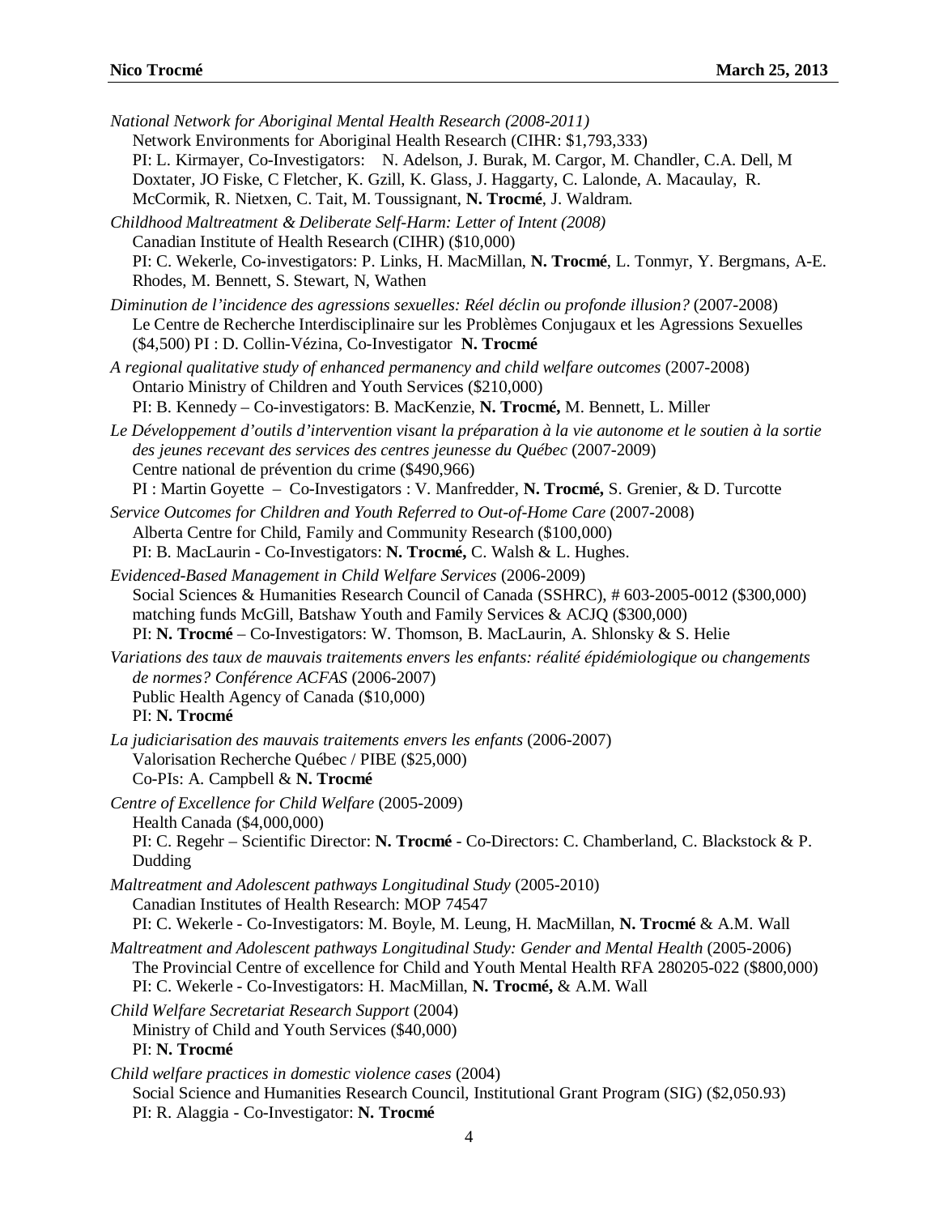*National Network for Aboriginal Mental Health Research (2008-2011)*
Network Environments for Aboriginal Health Research (CIHR: $1,793,333)
PI: L. Kirmayer, Co-Investigators: N. Adelson, J. Burak, M. Cargor, M. Chandler, C.A. Dell, M Doxtater, JO Fiske, C Fletcher, K. Gzill, K. Glass, J. Haggarty, C. Lalonde, A. Macaulay, R. McCormik, R. Nietxen, C. Tait, M. Toussignant, **N. Trocmé**, J. Waldram.

*Childhood Maltreatment & Deliberate Self-Harm: Letter of Intent (2008)*
Canadian Institute of Health Research (CIHR) ($10,000)
PI: C. Wekerle, Co-investigators: P. Links, H. MacMillan, **N. Trocmé**, L. Tonmyr, Y. Bergmans, A-E. Rhodes, M. Bennett, S. Stewart, N, Wathen

*Diminution de l'incidence des agressions sexuelles: Réel déclin ou profonde illusion?* (2007-2008)
Le Centre de Recherche Interdisciplinaire sur les Problèmes Conjugaux et les Agressions Sexuelles ($4,500) PI : D. Collin-Vézina, Co-Investigator **N. Trocmé**

*A regional qualitative study of enhanced permanency and child welfare outcomes* (2007-2008)
Ontario Ministry of Children and Youth Services ($210,000)
PI: B. Kennedy – Co-investigators: B. MacKenzie, **N. Trocmé,** M. Bennett, L. Miller

*Le Développement d'outils d'intervention visant la préparation à la vie autonome et le soutien à la sortie des jeunes recevant des services des centres jeunesse du Québec* (2007-2009)
Centre national de prévention du crime ($490,966)
PI : Martin Goyette – Co-Investigators : V. Manfredder, **N. Trocmé,** S. Grenier, & D. Turcotte

*Service Outcomes for Children and Youth Referred to Out-of-Home Care* (2007-2008)
Alberta Centre for Child, Family and Community Research ($100,000)
PI: B. MacLaurin - Co-Investigators: **N. Trocmé,** C. Walsh & L. Hughes.

*Evidenced-Based Management in Child Welfare Services* (2006-2009)
Social Sciences & Humanities Research Council of Canada (SSHRC), # 603-2005-0012 ($300,000) matching funds McGill, Batshaw Youth and Family Services & ACJQ ($300,000)
PI: **N. Trocmé** – Co-Investigators: W. Thomson, B. MacLaurin, A. Shlonsky & S. Helie

*Variations des taux de mauvais traitements envers les enfants: réalité épidémiologique ou changements de normes? Conférence ACFAS* (2006-2007)
Public Health Agency of Canada ($10,000)
PI: **N. Trocmé**

*La judiciarisation des mauvais traitements envers les enfants* (2006-2007)
Valorisation Recherche Québec / PIBE ($25,000)
Co-PIs: A. Campbell & **N. Trocmé**

*Centre of Excellence for Child Welfare* (2005-2009)
Health Canada ($4,000,000)
PI: C. Regehr – Scientific Director: **N. Trocmé** - Co-Directors: C. Chamberland, C. Blackstock & P. Dudding

*Maltreatment and Adolescent pathways Longitudinal Study* (2005-2010)
Canadian Institutes of Health Research: MOP 74547
PI: C. Wekerle - Co-Investigators: M. Boyle, M. Leung, H. MacMillan, **N. Trocmé** & A.M. Wall

*Maltreatment and Adolescent pathways Longitudinal Study: Gender and Mental Health* (2005-2006)
The Provincial Centre of excellence for Child and Youth Mental Health RFA 280205-022 ($800,000)
PI: C. Wekerle - Co-Investigators: H. MacMillan, **N. Trocmé,** & A.M. Wall

*Child Welfare Secretariat Research Support* (2004)
Ministry of Child and Youth Services ($40,000)
PI: **N. Trocmé**

*Child welfare practices in domestic violence cases* (2004)
Social Science and Humanities Research Council, Institutional Grant Program (SIG) ($2,050.93)
PI: R. Alaggia - Co-Investigator: **N. Trocmé**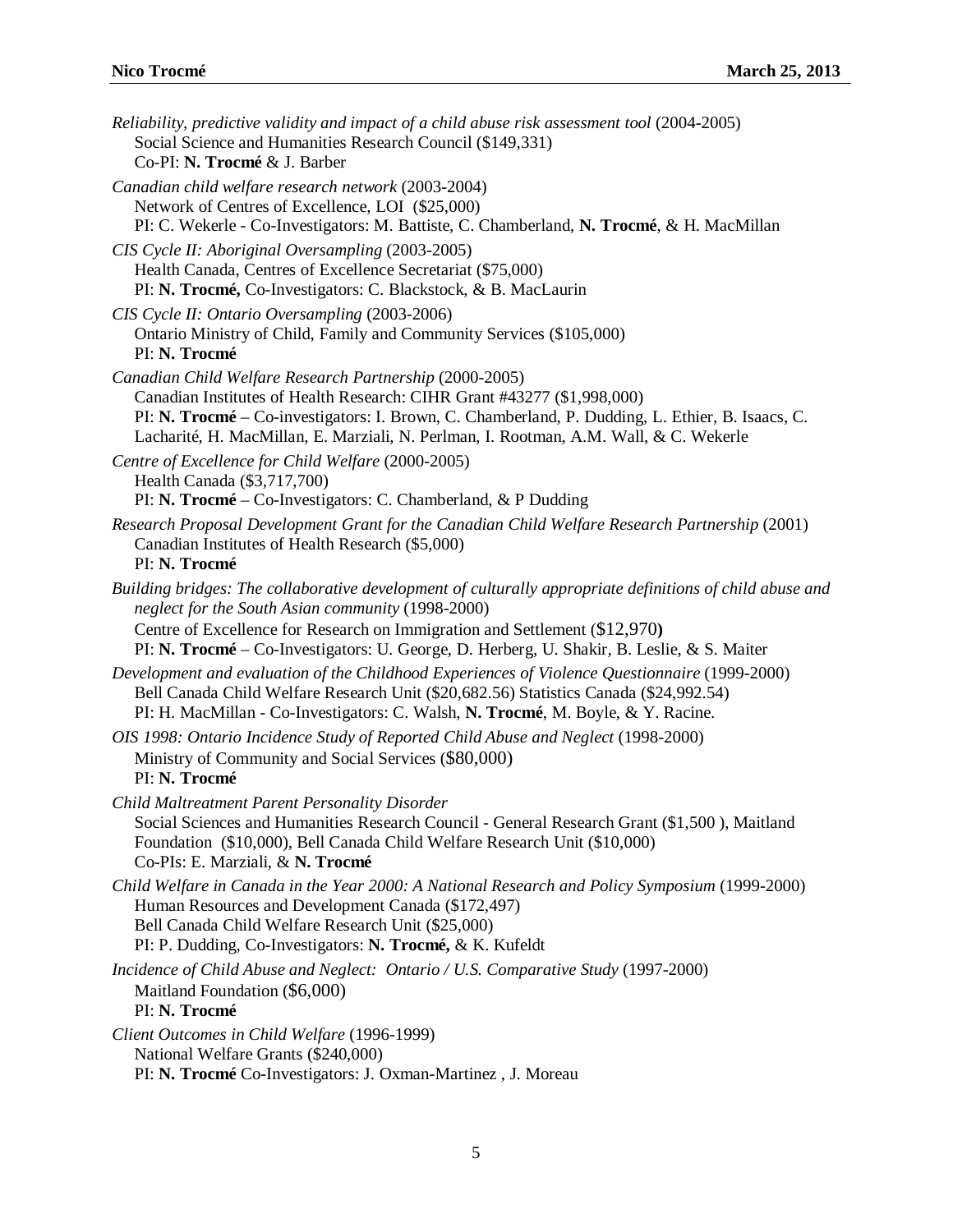*Reliability, predictive validity and impact of a child abuse risk assessment tool* (2004-2005)
Social Science and Humanities Research Council ($149,331)
Co-PI: **N. Trocmé** & J. Barber

*Canadian child welfare research network* (2003-2004)
Network of Centres of Excellence, LOI ($25,000)
PI: C. Wekerle - Co-Investigators: M. Battiste, C. Chamberland, **N. Trocmé**, & H. MacMillan

*CIS Cycle II: Aboriginal Oversampling* (2003-2005)
Health Canada, Centres of Excellence Secretariat ($75,000)
PI: **N. Trocmé,** Co-Investigators: C. Blackstock, & B. MacLaurin

*CIS Cycle II: Ontario Oversampling* (2003-2006)
Ontario Ministry of Child, Family and Community Services ($105,000)
PI: **N. Trocmé**

*Canadian Child Welfare Research Partnership* (2000-2005)
Canadian Institutes of Health Research: CIHR Grant #43277 ($1,998,000)
PI: **N. Trocmé** – Co-investigators: I. Brown, C. Chamberland, P. Dudding, L. Ethier, B. Isaacs, C. Lacharité, H. MacMillan, E. Marziali, N. Perlman, I. Rootman, A.M. Wall, & C. Wekerle

*Centre of Excellence for Child Welfare* (2000-2005)
Health Canada ($3,717,700)
PI: **N. Trocmé** – Co-Investigators: C. Chamberland, & P Dudding

*Research Proposal Development Grant for the Canadian Child Welfare Research Partnership* (2001)
Canadian Institutes of Health Research ($5,000)
PI: **N. Trocmé**

*Building bridges: The collaborative development of culturally appropriate definitions of child abuse and neglect for the South Asian community* (1998-2000)
Centre of Excellence for Research on Immigration and Settlement ($12,970**)**
PI: **N. Trocmé** – Co-Investigators: U. George, D. Herberg, U. Shakir, B. Leslie, & S. Maiter

*Development and evaluation of the Childhood Experiences of Violence Questionnaire* (1999-2000)
Bell Canada Child Welfare Research Unit ($20,682.56) Statistics Canada ($24,992.54)
PI: H. MacMillan - Co-Investigators: C. Walsh, **N. Trocmé**, M. Boyle, & Y. Racine.

*OIS 1998: Ontario Incidence Study of Reported Child Abuse and Neglect* (1998-2000)
Ministry of Community and Social Services ($80,000)
PI: **N. Trocmé**

*Child Maltreatment Parent Personality Disorder*
Social Sciences and Humanities Research Council - General Research Grant ($1,500 ), Maitland Foundation ($10,000), Bell Canada Child Welfare Research Unit ($10,000)
Co-PIs: E. Marziali, & **N. Trocmé**

*Child Welfare in Canada in the Year 2000: A National Research and Policy Symposium* (1999-2000)
Human Resources and Development Canada ($172,497)
Bell Canada Child Welfare Research Unit ($25,000)
PI: P. Dudding, Co-Investigators: **N. Trocmé,** & K. Kufeldt

*Incidence of Child Abuse and Neglect: Ontario / U.S. Comparative Study* (1997-2000)
Maitland Foundation ($6,000)
PI: **N. Trocmé**

*Client Outcomes in Child Welfare* (1996-1999)
National Welfare Grants ($240,000)
PI: **N. Trocmé** Co-Investigators: J. Oxman-Martinez , J. Moreau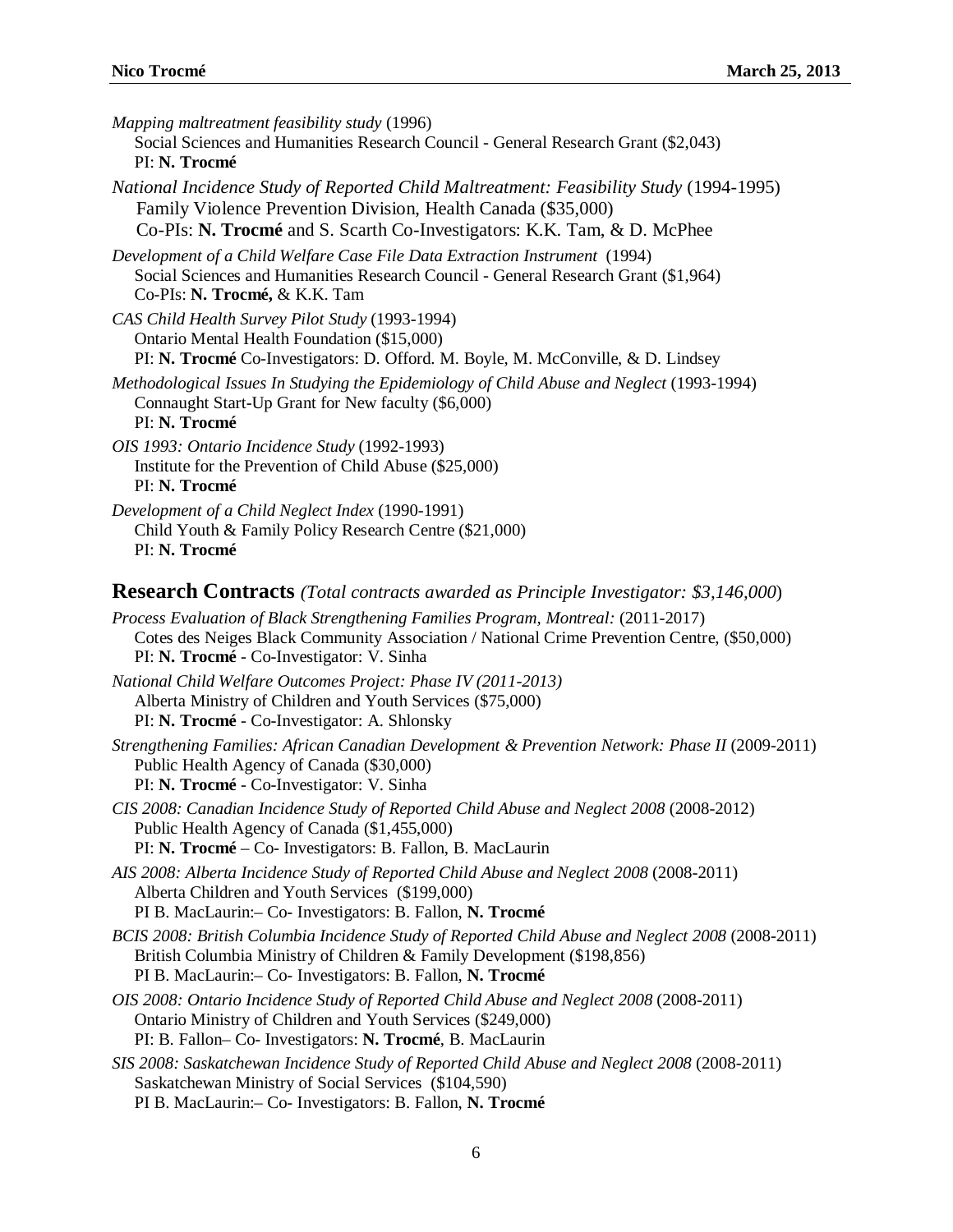*Mapping maltreatment feasibility study* (1996)
Social Sciences and Humanities Research Council - General Research Grant ($2,043)
PI: **N. Trocmé**

*National Incidence Study of Reported Child Maltreatment: Feasibility Study* (1994-1995)
Family Violence Prevention Division, Health Canada ($35,000)
Co-PIs: **N. Trocmé** and S. Scarth Co-Investigators: K.K. Tam, & D. McPhee

*Development of a Child Welfare Case File Data Extraction Instrument* (1994)
Social Sciences and Humanities Research Council - General Research Grant ($1,964)
Co-PIs: **N. Trocmé,** & K.K. Tam

*CAS Child Health Survey Pilot Study* (1993-1994)
Ontario Mental Health Foundation ($15,000)
PI: **N. Trocmé** Co-Investigators: D. Offord. M. Boyle, M. McConville, & D. Lindsey

*Methodological Issues In Studying the Epidemiology of Child Abuse and Neglect* (1993-1994)
Connaught Start-Up Grant for New faculty ($6,000)
PI: **N. Trocmé**

*OIS 1993: Ontario Incidence Study* (1992-1993)
Institute for the Prevention of Child Abuse ($25,000)
PI: **N. Trocmé**

*Development of a Child Neglect Index* (1990-1991)
Child Youth & Family Policy Research Centre ($21,000)
PI: **N. Trocmé**

## Research Contracts *(Total contracts awarded as Principle Investigator: $3,146,000*)

*Process Evaluation of Black Strengthening Families Program, Montreal:* (2011-2017)
Cotes des Neiges Black Community Association / National Crime Prevention Centre, ($50,000)
PI: **N. Trocmé** - Co-Investigator: V. Sinha

*National Child Welfare Outcomes Project: Phase IV (2011-2013)*
Alberta Ministry of Children and Youth Services ($75,000)
PI: **N. Trocmé** - Co-Investigator: A. Shlonsky

*Strengthening Families: African Canadian Development & Prevention Network: Phase II* (2009-2011)
Public Health Agency of Canada ($30,000)
PI: **N. Trocmé** - Co-Investigator: V. Sinha

*CIS 2008: Canadian Incidence Study of Reported Child Abuse and Neglect 2008* (2008-2012)
Public Health Agency of Canada ($1,455,000)
PI: **N. Trocmé** – Co- Investigators: B. Fallon, B. MacLaurin

*AIS 2008: Alberta Incidence Study of Reported Child Abuse and Neglect 2008* (2008-2011)
Alberta Children and Youth Services ($199,000)
PI B. MacLaurin:– Co- Investigators: B. Fallon, **N. Trocmé**

*BCIS 2008: British Columbia Incidence Study of Reported Child Abuse and Neglect 2008* (2008-2011)
British Columbia Ministry of Children & Family Development ($198,856)
PI B. MacLaurin:– Co- Investigators: B. Fallon, **N. Trocmé**

*OIS 2008: Ontario Incidence Study of Reported Child Abuse and Neglect 2008* (2008-2011)
Ontario Ministry of Children and Youth Services ($249,000)
PI: B. Fallon– Co- Investigators: **N. Trocmé**, B. MacLaurin

*SIS 2008: Saskatchewan Incidence Study of Reported Child Abuse and Neglect 2008* (2008-2011)
Saskatchewan Ministry of Social Services ($104,590)
PI B. MacLaurin:– Co- Investigators: B. Fallon, **N. Trocmé**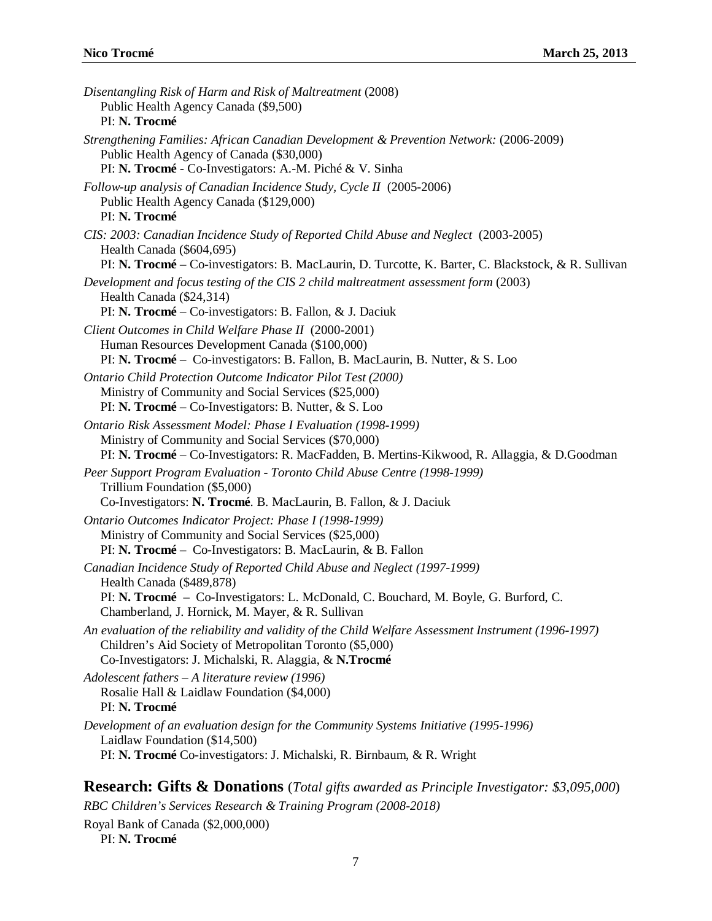*Disentangling Risk of Harm and Risk of Maltreatment* (2008)
Public Health Agency Canada ($9,500)
PI: **N. Trocmé**

*Strengthening Families: African Canadian Development & Prevention Network:* (2006-2009)
Public Health Agency of Canada ($30,000)
PI: **N. Trocmé** - Co-Investigators: A.-M. Piché & V. Sinha

*Follow-up analysis of Canadian Incidence Study, Cycle II* (2005-2006)
Public Health Agency Canada ($129,000)
PI: **N. Trocmé**

*CIS: 2003: Canadian Incidence Study of Reported Child Abuse and Neglect* (2003-2005)
Health Canada ($604,695)
PI: **N. Trocmé** – Co-investigators: B. MacLaurin, D. Turcotte, K. Barter, C. Blackstock, & R. Sullivan

*Development and focus testing of the CIS 2 child maltreatment assessment form* (2003)
Health Canada ($24,314)
PI: **N. Trocmé** – Co-investigators: B. Fallon, & J. Daciuk

*Client Outcomes in Child Welfare Phase II* (2000-2001)
Human Resources Development Canada ($100,000)
PI: **N. Trocmé** – Co-investigators: B. Fallon, B. MacLaurin, B. Nutter, & S. Loo

*Ontario Child Protection Outcome Indicator Pilot Test (2000)*
Ministry of Community and Social Services ($25,000)
PI: **N. Trocmé** – Co-Investigators: B. Nutter, & S. Loo

*Ontario Risk Assessment Model: Phase I Evaluation (1998-1999)*
Ministry of Community and Social Services ($70,000)
PI: **N. Trocmé** – Co-Investigators: R. MacFadden, B. Mertins-Kikwood, R. Allaggia, & D.Goodman

*Peer Support Program Evaluation - Toronto Child Abuse Centre (1998-1999)*
Trillium Foundation ($5,000)
Co-Investigators: **N. Trocmé**. B. MacLaurin, B. Fallon, & J. Daciuk

*Ontario Outcomes Indicator Project: Phase I (1998-1999)*
Ministry of Community and Social Services ($25,000)
PI: **N. Trocmé** – Co-Investigators: B. MacLaurin, & B. Fallon

*Canadian Incidence Study of Reported Child Abuse and Neglect (1997-1999)*
Health Canada ($489,878)
PI: **N. Trocmé** – Co-Investigators: L. McDonald, C. Bouchard, M. Boyle, G. Burford, C. Chamberland, J. Hornick, M. Mayer, & R. Sullivan

*An evaluation of the reliability and validity of the Child Welfare Assessment Instrument (1996-1997)*
Children's Aid Society of Metropolitan Toronto ($5,000)
Co-Investigators: J. Michalski, R. Alaggia, & **N.Trocmé**

*Adolescent fathers – A literature review (1996)*
Rosalie Hall & Laidlaw Foundation ($4,000)
PI: **N. Trocmé**

*Development of an evaluation design for the Community Systems Initiative (1995-1996)*
Laidlaw Foundation ($14,500)
PI: **N. Trocmé** Co-investigators: J. Michalski, R. Birnbaum, & R. Wright

## Research: Gifts & Donations (*Total gifts awarded as Principle Investigator: $3,095,000*)

*RBC Children's Services Research & Training Program (2008-2018)*

Royal Bank of Canada ($2,000,000)
PI: **N. Trocmé**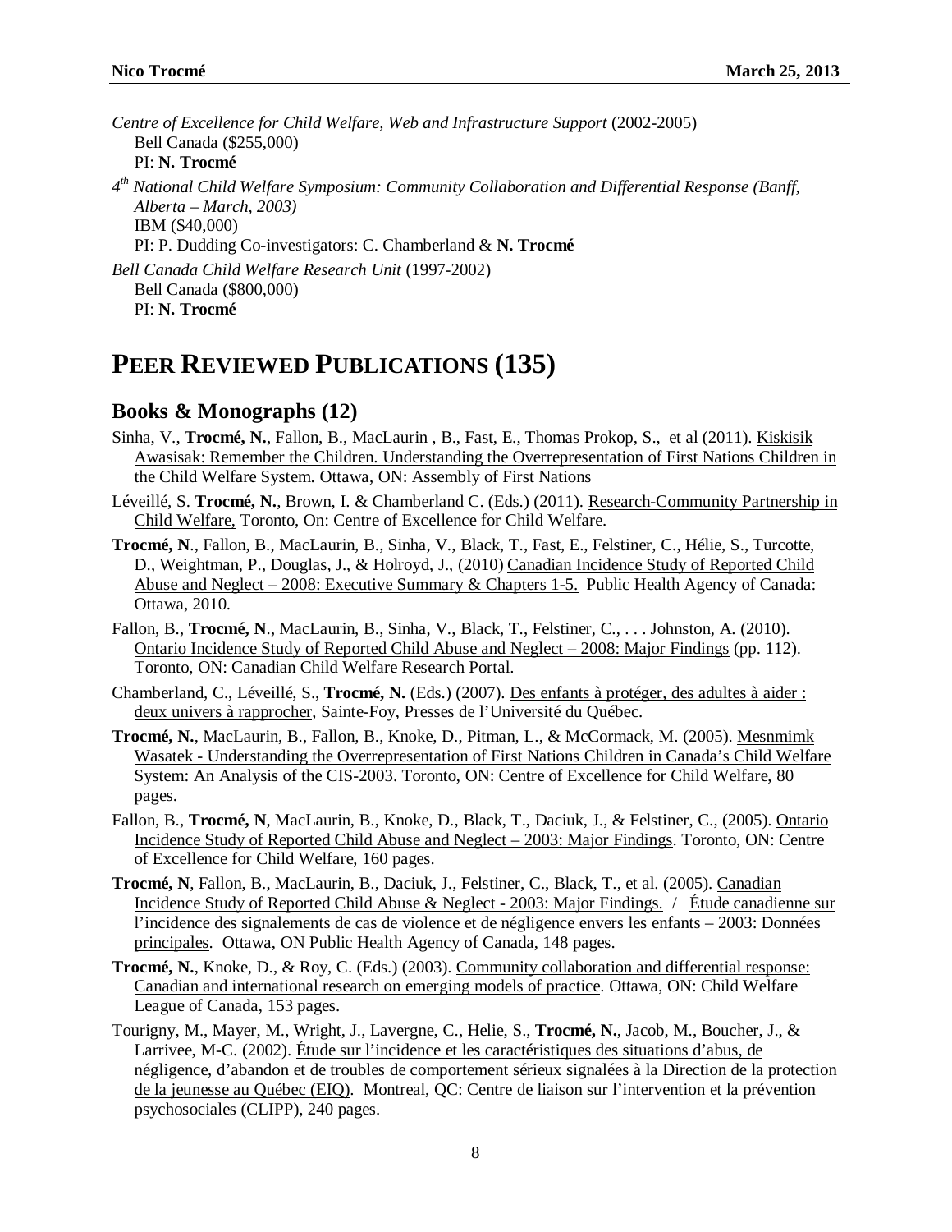*Centre of Excellence for Child Welfare, Web and Infrastructure Support* (2002-2005)
Bell Canada ($255,000)
PI: **N. Trocmé**

*4th National Child Welfare Symposium: Community Collaboration and Differential Response (Banff, Alberta – March, 2003)*
IBM ($40,000)
PI: P. Dudding Co-investigators: C. Chamberland & **N. Trocmé**

*Bell Canada Child Welfare Research Unit* (1997-2002)
Bell Canada ($800,000)
PI: **N. Trocmé**

# PEER REVIEWED PUBLICATIONS (135)

## Books & Monographs (12)

Sinha, V., **Trocmé, N.**, Fallon, B., MacLaurin , B., Fast, E., Thomas Prokop, S., et al (2011). Kiskisik Awasisak: Remember the Children. Understanding the Overrepresentation of First Nations Children in the Child Welfare System. Ottawa, ON: Assembly of First Nations

Léveillé, S. **Trocmé, N.**, Brown, I. & Chamberland C. (Eds.) (2011). Research-Community Partnership in Child Welfare, Toronto, On: Centre of Excellence for Child Welfare.

**Trocmé, N**., Fallon, B., MacLaurin, B., Sinha, V., Black, T., Fast, E., Felstiner, C., Hélie, S., Turcotte, D., Weightman, P., Douglas, J., & Holroyd, J., (2010) Canadian Incidence Study of Reported Child Abuse and Neglect – 2008: Executive Summary & Chapters 1-5. Public Health Agency of Canada: Ottawa, 2010.

Fallon, B., **Trocmé, N**., MacLaurin, B., Sinha, V., Black, T., Felstiner, C., . . . Johnston, A. (2010). Ontario Incidence Study of Reported Child Abuse and Neglect – 2008: Major Findings (pp. 112). Toronto, ON: Canadian Child Welfare Research Portal.

Chamberland, C., Léveillé, S., **Trocmé, N.** (Eds.) (2007). Des enfants à protéger, des adultes à aider : deux univers à rapprocher, Sainte-Foy, Presses de l'Université du Québec.

**Trocmé, N.**, MacLaurin, B., Fallon, B., Knoke, D., Pitman, L., & McCormack, M. (2005). Mesnmimk Wasatek - Understanding the Overrepresentation of First Nations Children in Canada's Child Welfare System: An Analysis of the CIS-2003. Toronto, ON: Centre of Excellence for Child Welfare, 80 pages.

Fallon, B., **Trocmé, N**, MacLaurin, B., Knoke, D., Black, T., Daciuk, J., & Felstiner, C., (2005). Ontario Incidence Study of Reported Child Abuse and Neglect – 2003: Major Findings. Toronto, ON: Centre of Excellence for Child Welfare, 160 pages.

**Trocmé, N**, Fallon, B., MacLaurin, B., Daciuk, J., Felstiner, C., Black, T., et al. (2005). Canadian Incidence Study of Reported Child Abuse & Neglect - 2003: Major Findings. / Étude canadienne sur l'incidence des signalements de cas de violence et de négligence envers les enfants – 2003: Données principales. Ottawa, ON Public Health Agency of Canada, 148 pages.

**Trocmé, N.**, Knoke, D., & Roy, C. (Eds.) (2003). Community collaboration and differential response: Canadian and international research on emerging models of practice. Ottawa, ON: Child Welfare League of Canada, 153 pages.

Tourigny, M., Mayer, M., Wright, J., Lavergne, C., Helie, S., **Trocmé, N.**, Jacob, M., Boucher, J., & Larrivee, M-C. (2002). Étude sur l'incidence et les caractéristiques des situations d'abus, de négligence, d'abandon et de troubles de comportement sérieux signalées à la Direction de la protection de la jeunesse au Québec (EIQ). Montreal, QC: Centre de liaison sur l'intervention et la prévention psychosociales (CLIPP), 240 pages.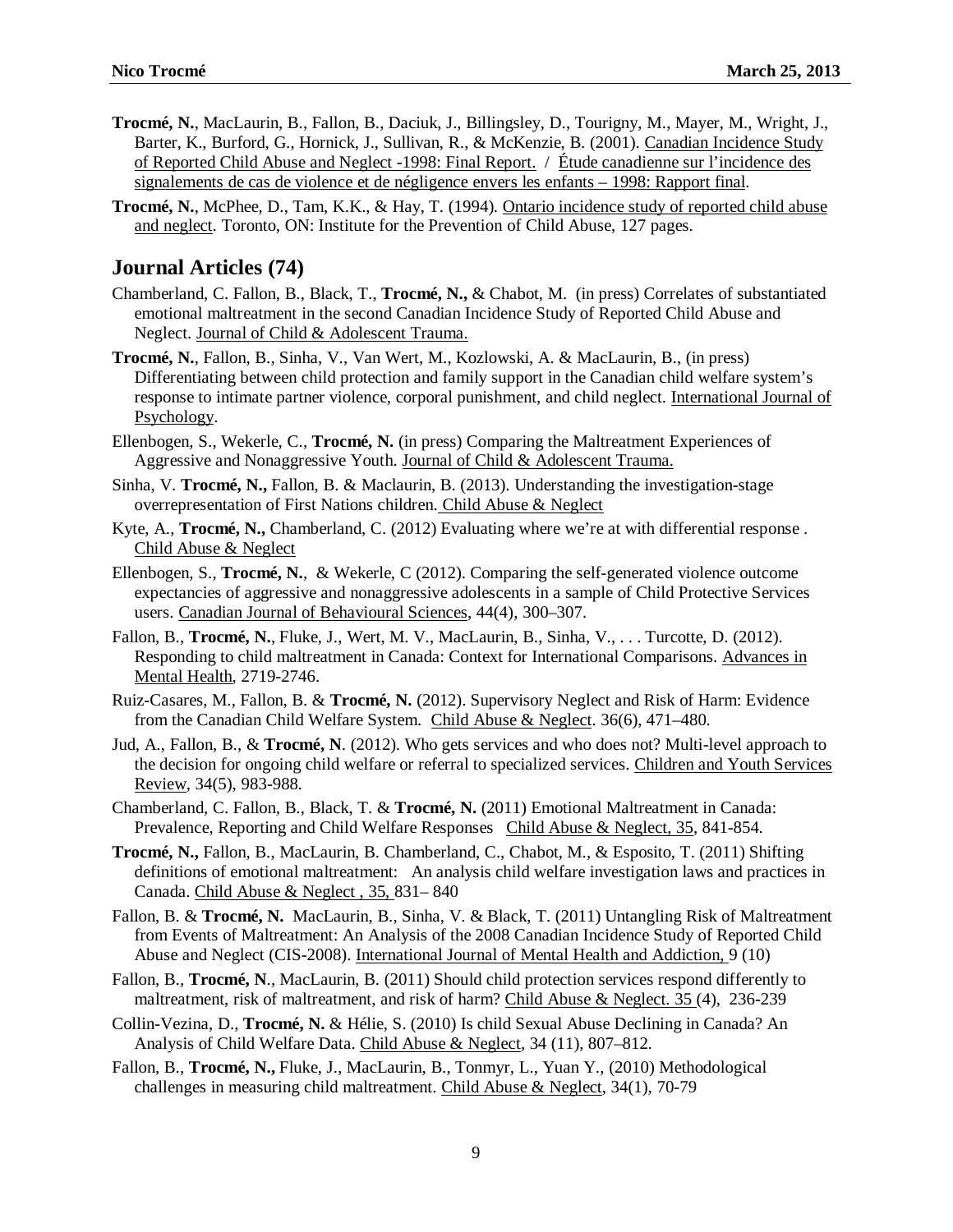**Trocmé, N.**, MacLaurin, B., Fallon, B., Daciuk, J., Billingsley, D., Tourigny, M., Mayer, M., Wright, J., Barter, K., Burford, G., Hornick, J., Sullivan, R., & McKenzie, B. (2001). Canadian Incidence Study of Reported Child Abuse and Neglect -1998: Final Report. / Étude canadienne sur l'incidence des signalements de cas de violence et de négligence envers les enfants – 1998: Rapport final.

**Trocmé, N.**, McPhee, D., Tam, K.K., & Hay, T. (1994). Ontario incidence study of reported child abuse and neglect. Toronto, ON: Institute for the Prevention of Child Abuse, 127 pages.

## Journal Articles (74)

Chamberland, C. Fallon, B., Black, T., **Trocmé, N.,** & Chabot, M. (in press) Correlates of substantiated emotional maltreatment in the second Canadian Incidence Study of Reported Child Abuse and Neglect. Journal of Child & Adolescent Trauma.

**Trocmé, N.**, Fallon, B., Sinha, V., Van Wert, M., Kozlowski, A. & MacLaurin, B., (in press) Differentiating between child protection and family support in the Canadian child welfare system's response to intimate partner violence, corporal punishment, and child neglect. International Journal of Psychology.

Ellenbogen, S., Wekerle, C., **Trocmé, N.** (in press) Comparing the Maltreatment Experiences of Aggressive and Nonaggressive Youth. Journal of Child & Adolescent Trauma.

Sinha, V. **Trocmé, N.,** Fallon, B. & Maclaurin, B. (2013). Understanding the investigation-stage overrepresentation of First Nations children. Child Abuse & Neglect

Kyte, A., **Trocmé, N.,** Chamberland, C. (2012) Evaluating where we're at with differential response . Child Abuse & Neglect

Ellenbogen, S., **Trocmé, N.**, & Wekerle, C (2012). Comparing the self-generated violence outcome expectancies of aggressive and nonaggressive adolescents in a sample of Child Protective Services users. Canadian Journal of Behavioural Sciences, 44(4), 300–307.

Fallon, B., **Trocmé, N.**, Fluke, J., Wert, M. V., MacLaurin, B., Sinha, V., . . . Turcotte, D. (2012). Responding to child maltreatment in Canada: Context for International Comparisons. Advances in Mental Health, 2719-2746.

Ruiz-Casares, M., Fallon, B. & **Trocmé, N.** (2012). Supervisory Neglect and Risk of Harm: Evidence from the Canadian Child Welfare System. Child Abuse & Neglect. 36(6), 471–480.

Jud, A., Fallon, B., & **Trocmé, N**. (2012). Who gets services and who does not? Multi-level approach to the decision for ongoing child welfare or referral to specialized services. Children and Youth Services Review, 34(5), 983-988.

Chamberland, C. Fallon, B., Black, T. & **Trocmé, N.** (2011) Emotional Maltreatment in Canada: Prevalence, Reporting and Child Welfare Responses Child Abuse & Neglect, 35, 841-854.

**Trocmé, N.,** Fallon, B., MacLaurin, B. Chamberland, C., Chabot, M., & Esposito, T. (2011) Shifting definitions of emotional maltreatment: An analysis child welfare investigation laws and practices in Canada. Child Abuse & Neglect , 35, 831– 840

Fallon, B. & **Trocmé, N.** MacLaurin, B., Sinha, V. & Black, T. (2011) Untangling Risk of Maltreatment from Events of Maltreatment: An Analysis of the 2008 Canadian Incidence Study of Reported Child Abuse and Neglect (CIS-2008). International Journal of Mental Health and Addiction, 9 (10)

Fallon, B., **Trocmé, N**., MacLaurin, B. (2011) Should child protection services respond differently to maltreatment, risk of maltreatment, and risk of harm? Child Abuse & Neglect. 35 (4), 236-239

Collin-Vezina, D., **Trocmé, N.** & Hélie, S. (2010) Is child Sexual Abuse Declining in Canada? An Analysis of Child Welfare Data. Child Abuse & Neglect, 34 (11), 807–812.

Fallon, B., **Trocmé, N.,** Fluke, J., MacLaurin, B., Tonmyr, L., Yuan Y., (2010) Methodological challenges in measuring child maltreatment. Child Abuse & Neglect, 34(1), 70-79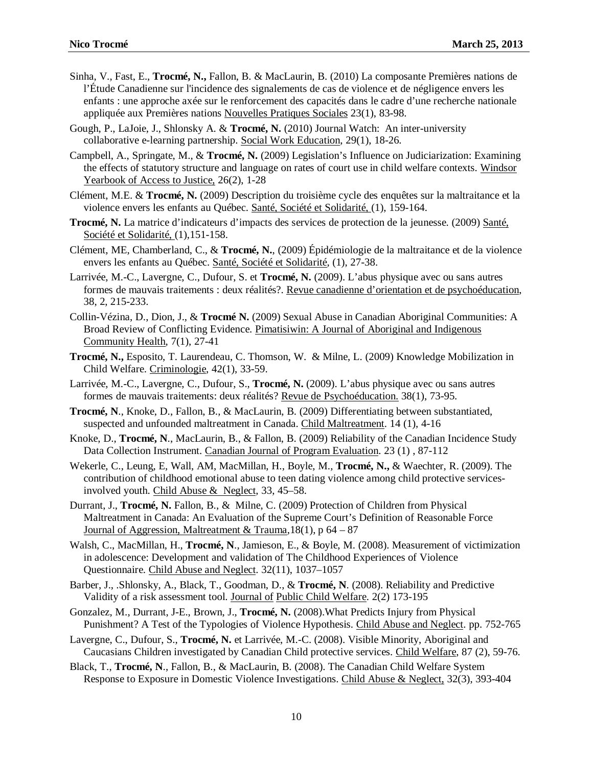Sinha, V., Fast, E., **Trocmé, N.,** Fallon, B. & MacLaurin, B. (2010) La composante Premières nations de l'Étude Canadienne sur l'incidence des signalements de cas de violence et de négligence envers les enfants : une approche axée sur le renforcement des capacités dans le cadre d'une recherche nationale appliquée aux Premières nations Nouvelles Pratiques Sociales 23(1), 83-98.

Gough, P., LaJoie, J., Shlonsky A. & **Trocmé, N.** (2010) Journal Watch: An inter-university collaborative e-learning partnership. Social Work Education, 29(1), 18-26.

Campbell, A., Springate, M., & **Trocmé, N.** (2009) Legislation's Influence on Judiciarization: Examining the effects of statutory structure and language on rates of court use in child welfare contexts. Windsor Yearbook of Access to Justice, 26(2), 1-28

Clément, M.E. & **Trocmé, N.** (2009) Description du troisième cycle des enquêtes sur la maltraitance et la violence envers les enfants au Québec. Santé, Société et Solidarité, (1), 159-164.

**Trocmé, N.** La matrice d'indicateurs d'impacts des services de protection de la jeunesse. (2009) Santé, Société et Solidarité, (1),151-158.

Clément, ME, Chamberland, C., & **Trocmé, N.**, (2009) Épidémiologie de la maltraitance et de la violence envers les enfants au Québec. Santé, Société et Solidarité, (1), 27-38.

Larrivée, M.-C., Lavergne, C., Dufour, S. et **Trocmé, N.** (2009). L'abus physique avec ou sans autres formes de mauvais traitements : deux réalités?. Revue canadienne d'orientation et de psychoéducation, 38, 2, 215-233.

Collin-Vézina, D., Dion, J., & **Trocmé N.** (2009) Sexual Abuse in Canadian Aboriginal Communities: A Broad Review of Conflicting Evidence. Pimatisiwin: A Journal of Aboriginal and Indigenous Community Health, 7(1), 27-41

**Trocmé, N.,** Esposito, T. Laurendeau, C. Thomson, W. & Milne, L. (2009) Knowledge Mobilization in Child Welfare. Criminologie, 42(1), 33-59.

Larrivée, M.-C., Lavergne, C., Dufour, S., **Trocmé, N.** (2009). L'abus physique avec ou sans autres formes de mauvais traitements: deux réalités? Revue de Psychoéducation. 38(1), 73-95.

**Trocmé, N**., Knoke, D., Fallon, B., & MacLaurin, B. (2009) Differentiating between substantiated, suspected and unfounded maltreatment in Canada. Child Maltreatment. 14 (1), 4-16

Knoke, D., **Trocmé, N**., MacLaurin, B., & Fallon, B. (2009) Reliability of the Canadian Incidence Study Data Collection Instrument. Canadian Journal of Program Evaluation. 23 (1) , 87-112

Wekerle, C., Leung, E, Wall, AM, MacMillan, H., Boyle, M., **Trocmé, N.,** & Waechter, R. (2009). The contribution of childhood emotional abuse to teen dating violence among child protective services-involved youth. Child Abuse & Neglect, 33, 45–58.

Durrant, J., **Trocmé, N.** Fallon, B., & Milne, C. (2009) Protection of Children from Physical Maltreatment in Canada: An Evaluation of the Supreme Court's Definition of Reasonable Force Journal of Aggression, Maltreatment & Trauma,18(1), p 64 – 87

Walsh, C., MacMillan, H., **Trocmé, N**., Jamieson, E., & Boyle, M. (2008). Measurement of victimization in adolescence: Development and validation of The Childhood Experiences of Violence Questionnaire. Child Abuse and Neglect. 32(11), 1037–1057

Barber, J., .Shlonsky, A., Black, T., Goodman, D., & **Trocmé, N**. (2008). Reliability and Predictive Validity of a risk assessment tool. Journal of Public Child Welfare. 2(2) 173-195

Gonzalez, M., Durrant, J-E., Brown, J., **Trocmé, N.** (2008).What Predicts Injury from Physical Punishment? A Test of the Typologies of Violence Hypothesis. Child Abuse and Neglect. pp. 752-765

Lavergne, C., Dufour, S., **Trocmé, N.** et Larrivée, M.-C. (2008). Visible Minority, Aboriginal and Caucasians Children investigated by Canadian Child protective services. Child Welfare, 87 (2), 59-76.

Black, T., **Trocmé, N**., Fallon, B., & MacLaurin, B. (2008). The Canadian Child Welfare System Response to Exposure in Domestic Violence Investigations. Child Abuse & Neglect, 32(3), 393-404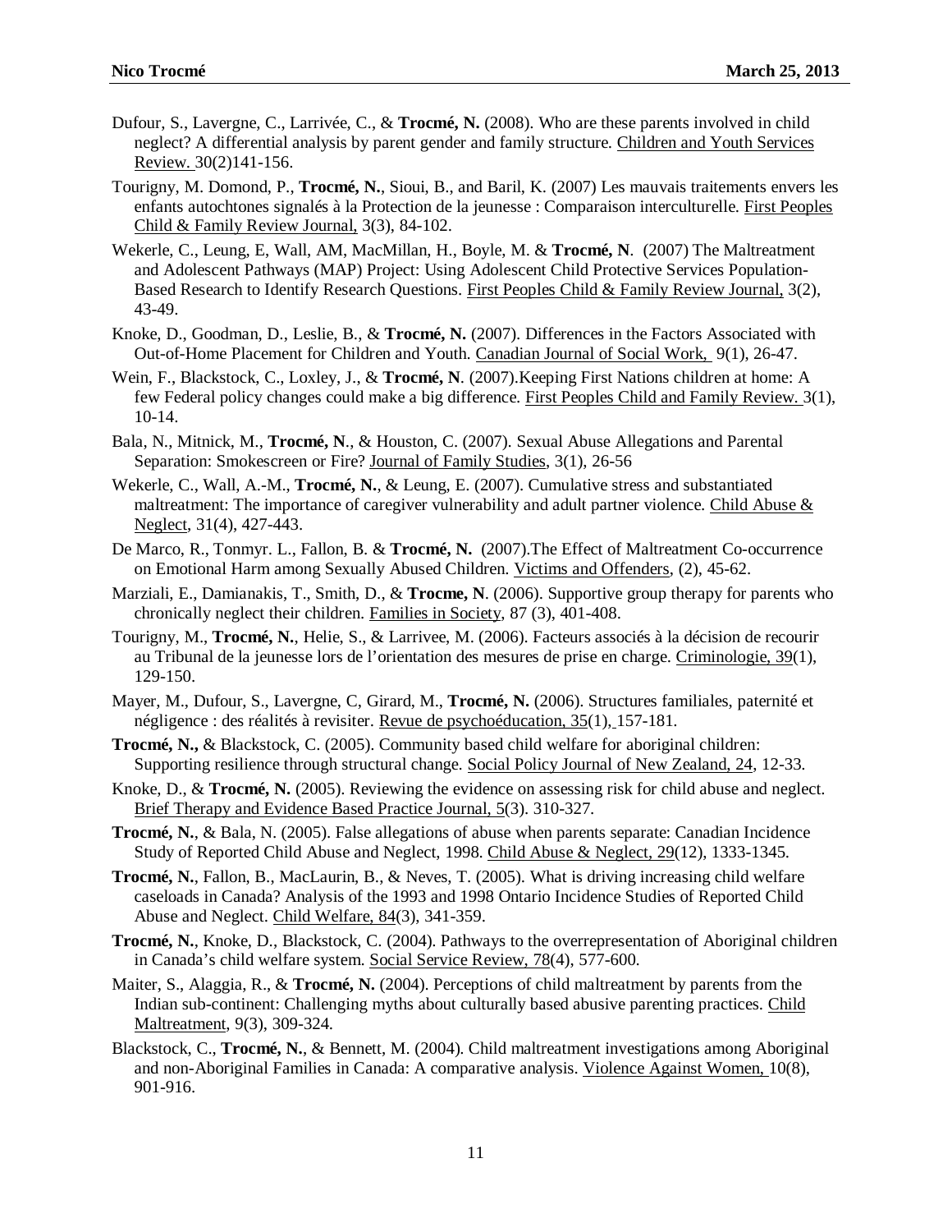Dufour, S., Lavergne, C., Larrivée, C., & **Trocmé, N.** (2008). Who are these parents involved in child neglect? A differential analysis by parent gender and family structure. Children and Youth Services Review. 30(2)141-156.

Tourigny, M. Domond, P., **Trocmé, N.**, Sioui, B., and Baril, K. (2007) Les mauvais traitements envers les enfants autochtones signalés à la Protection de la jeunesse : Comparaison interculturelle. First Peoples Child & Family Review Journal, 3(3), 84-102.

Wekerle, C., Leung, E, Wall, AM, MacMillan, H., Boyle, M. & **Trocmé, N**. (2007) The Maltreatment and Adolescent Pathways (MAP) Project: Using Adolescent Child Protective Services Population-Based Research to Identify Research Questions. First Peoples Child & Family Review Journal, 3(2), 43-49.

Knoke, D., Goodman, D., Leslie, B., & **Trocmé, N.** (2007). Differences in the Factors Associated with Out-of-Home Placement for Children and Youth. Canadian Journal of Social Work, 9(1), 26-47.

Wein, F., Blackstock, C., Loxley, J., & **Trocmé, N**. (2007).Keeping First Nations children at home: A few Federal policy changes could make a big difference. First Peoples Child and Family Review. 3(1), 10-14.

Bala, N., Mitnick, M., **Trocmé, N**., & Houston, C. (2007). Sexual Abuse Allegations and Parental Separation: Smokescreen or Fire? Journal of Family Studies, 3(1), 26-56

Wekerle, C., Wall, A.-M., **Trocmé, N.**, & Leung, E. (2007). Cumulative stress and substantiated maltreatment: The importance of caregiver vulnerability and adult partner violence. Child Abuse & Neglect, 31(4), 427-443.

De Marco, R., Tonmyr. L., Fallon, B. & **Trocmé, N.** (2007).The Effect of Maltreatment Co-occurrence on Emotional Harm among Sexually Abused Children. Victims and Offenders, (2), 45-62.

Marziali, E., Damianakis, T., Smith, D., & **Trocme, N**. (2006). Supportive group therapy for parents who chronically neglect their children. Families in Society, 87 (3), 401-408.

Tourigny, M., **Trocmé, N.**, Helie, S., & Larrivee, M. (2006). Facteurs associés à la décision de recourir au Tribunal de la jeunesse lors de l'orientation des mesures de prise en charge. Criminologie, 39(1), 129-150.

Mayer, M., Dufour, S., Lavergne, C, Girard, M., **Trocmé, N.** (2006). Structures familiales, paternité et négligence : des réalités à revisiter. Revue de psychoéducation, 35(1), 157-181.

**Trocmé, N.,** & Blackstock, C. (2005). Community based child welfare for aboriginal children: Supporting resilience through structural change. Social Policy Journal of New Zealand, 24, 12-33.

Knoke, D., & **Trocmé, N.** (2005). Reviewing the evidence on assessing risk for child abuse and neglect. Brief Therapy and Evidence Based Practice Journal, 5(3). 310-327.

**Trocmé, N.**, & Bala, N. (2005). False allegations of abuse when parents separate: Canadian Incidence Study of Reported Child Abuse and Neglect, 1998. Child Abuse & Neglect, 29(12), 1333-1345.

**Trocmé, N.**, Fallon, B., MacLaurin, B., & Neves, T. (2005). What is driving increasing child welfare caseloads in Canada? Analysis of the 1993 and 1998 Ontario Incidence Studies of Reported Child Abuse and Neglect. Child Welfare, 84(3), 341-359.

**Trocmé, N.**, Knoke, D., Blackstock, C. (2004). Pathways to the overrepresentation of Aboriginal children in Canada's child welfare system. Social Service Review, 78(4), 577-600.

Maiter, S., Alaggia, R., & **Trocmé, N.** (2004). Perceptions of child maltreatment by parents from the Indian sub-continent: Challenging myths about culturally based abusive parenting practices. Child Maltreatment, 9(3), 309-324.

Blackstock, C., **Trocmé, N.**, & Bennett, M. (2004). Child maltreatment investigations among Aboriginal and non-Aboriginal Families in Canada: A comparative analysis. Violence Against Women, 10(8), 901-916.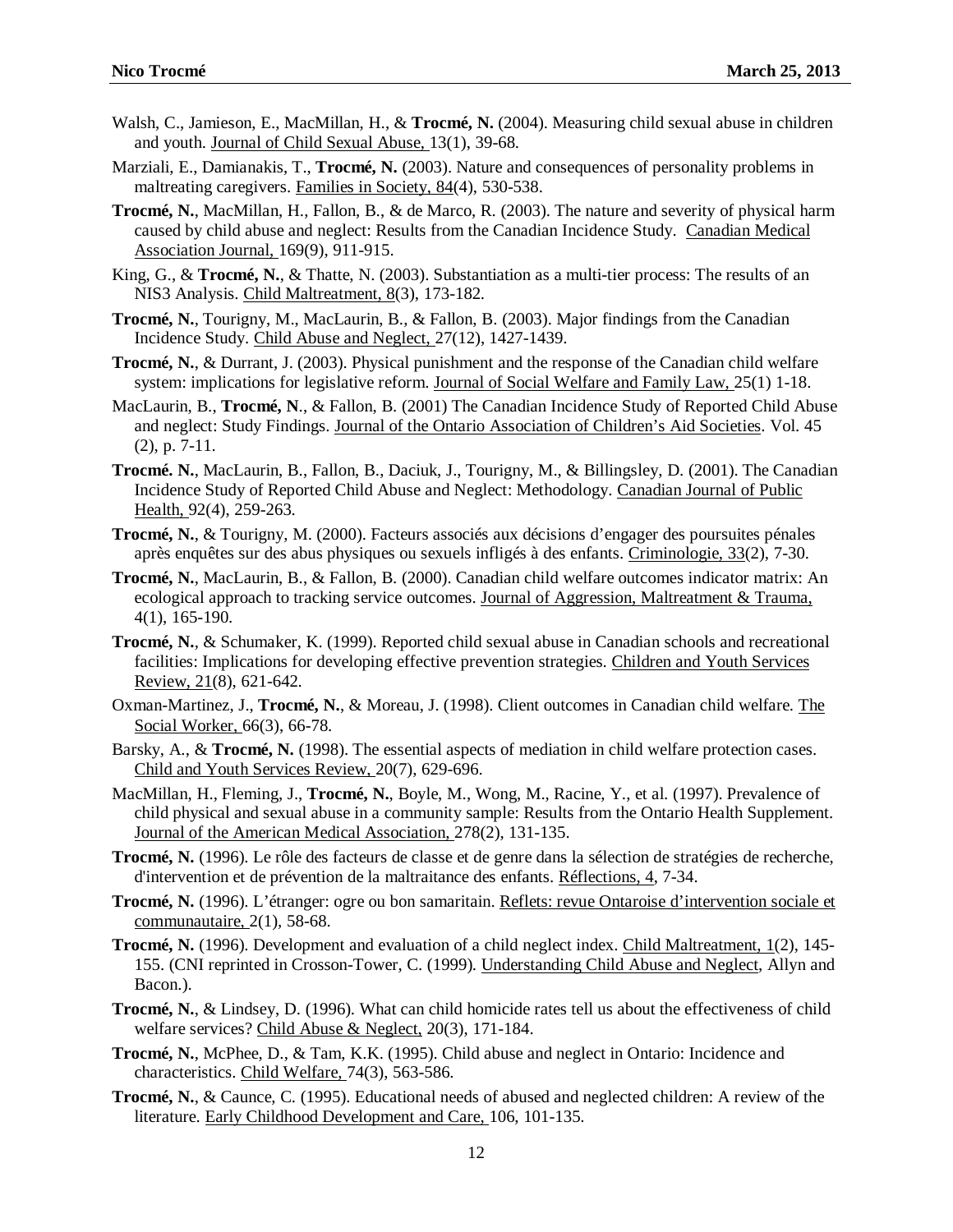Walsh, C., Jamieson, E., MacMillan, H., & **Trocmé, N.** (2004). Measuring child sexual abuse in children and youth. Journal of Child Sexual Abuse, 13(1), 39-68.

Marziali, E., Damianakis, T., **Trocmé, N.** (2003). Nature and consequences of personality problems in maltreating caregivers. Families in Society, 84(4), 530-538.

**Trocmé, N.**, MacMillan, H., Fallon, B., & de Marco, R. (2003). The nature and severity of physical harm caused by child abuse and neglect: Results from the Canadian Incidence Study. Canadian Medical Association Journal, 169(9), 911-915.

King, G., & **Trocmé, N.**, & Thatte, N. (2003). Substantiation as a multi-tier process: The results of an NIS3 Analysis. Child Maltreatment, 8(3), 173-182.

**Trocmé, N.**, Tourigny, M., MacLaurin, B., & Fallon, B. (2003). Major findings from the Canadian Incidence Study. Child Abuse and Neglect, 27(12), 1427-1439.

**Trocmé, N.**, & Durrant, J. (2003). Physical punishment and the response of the Canadian child welfare system: implications for legislative reform. Journal of Social Welfare and Family Law, 25(1) 1-18.

MacLaurin, B., **Trocmé, N**., & Fallon, B. (2001) The Canadian Incidence Study of Reported Child Abuse and neglect: Study Findings. Journal of the Ontario Association of Children's Aid Societies. Vol. 45 (2), p. 7-11.

**Trocmé. N.**, MacLaurin, B., Fallon, B., Daciuk, J., Tourigny, M., & Billingsley, D. (2001). The Canadian Incidence Study of Reported Child Abuse and Neglect: Methodology. Canadian Journal of Public Health, 92(4), 259-263.

**Trocmé, N.**, & Tourigny, M. (2000). Facteurs associés aux décisions d'engager des poursuites pénales après enquêtes sur des abus physiques ou sexuels infligés à des enfants. Criminologie, 33(2), 7-30.

**Trocmé, N.**, MacLaurin, B., & Fallon, B. (2000). Canadian child welfare outcomes indicator matrix: An ecological approach to tracking service outcomes. Journal of Aggression, Maltreatment & Trauma, 4(1), 165-190.

**Trocmé, N.**, & Schumaker, K. (1999). Reported child sexual abuse in Canadian schools and recreational facilities: Implications for developing effective prevention strategies. Children and Youth Services Review, 21(8), 621-642.

Oxman-Martinez, J., **Trocmé, N.**, & Moreau, J. (1998). Client outcomes in Canadian child welfare. The Social Worker, 66(3), 66-78.

Barsky, A., & **Trocmé, N.** (1998). The essential aspects of mediation in child welfare protection cases. Child and Youth Services Review, 20(7), 629-696.

MacMillan, H., Fleming, J., **Trocmé, N.**, Boyle, M., Wong, M., Racine, Y., et al. (1997). Prevalence of child physical and sexual abuse in a community sample: Results from the Ontario Health Supplement. Journal of the American Medical Association, 278(2), 131-135.

**Trocmé, N.** (1996). Le rôle des facteurs de classe et de genre dans la sélection de stratégies de recherche, d'intervention et de prévention de la maltraitance des enfants. Réflections, 4, 7-34.

**Trocmé, N.** (1996). L'étranger: ogre ou bon samaritain. Reflets: revue Ontaroise d'intervention sociale et communautaire, 2(1), 58-68.

**Trocmé, N.** (1996). Development and evaluation of a child neglect index. Child Maltreatment, 1(2), 145-155. (CNI reprinted in Crosson-Tower, C. (1999). Understanding Child Abuse and Neglect, Allyn and Bacon.).

**Trocmé, N.**, & Lindsey, D. (1996). What can child homicide rates tell us about the effectiveness of child welfare services? Child Abuse & Neglect, 20(3), 171-184.

**Trocmé, N.**, McPhee, D., & Tam, K.K. (1995). Child abuse and neglect in Ontario: Incidence and characteristics. Child Welfare, 74(3), 563-586.

**Trocmé, N.**, & Caunce, C. (1995). Educational needs of abused and neglected children: A review of the literature. Early Childhood Development and Care, 106, 101-135.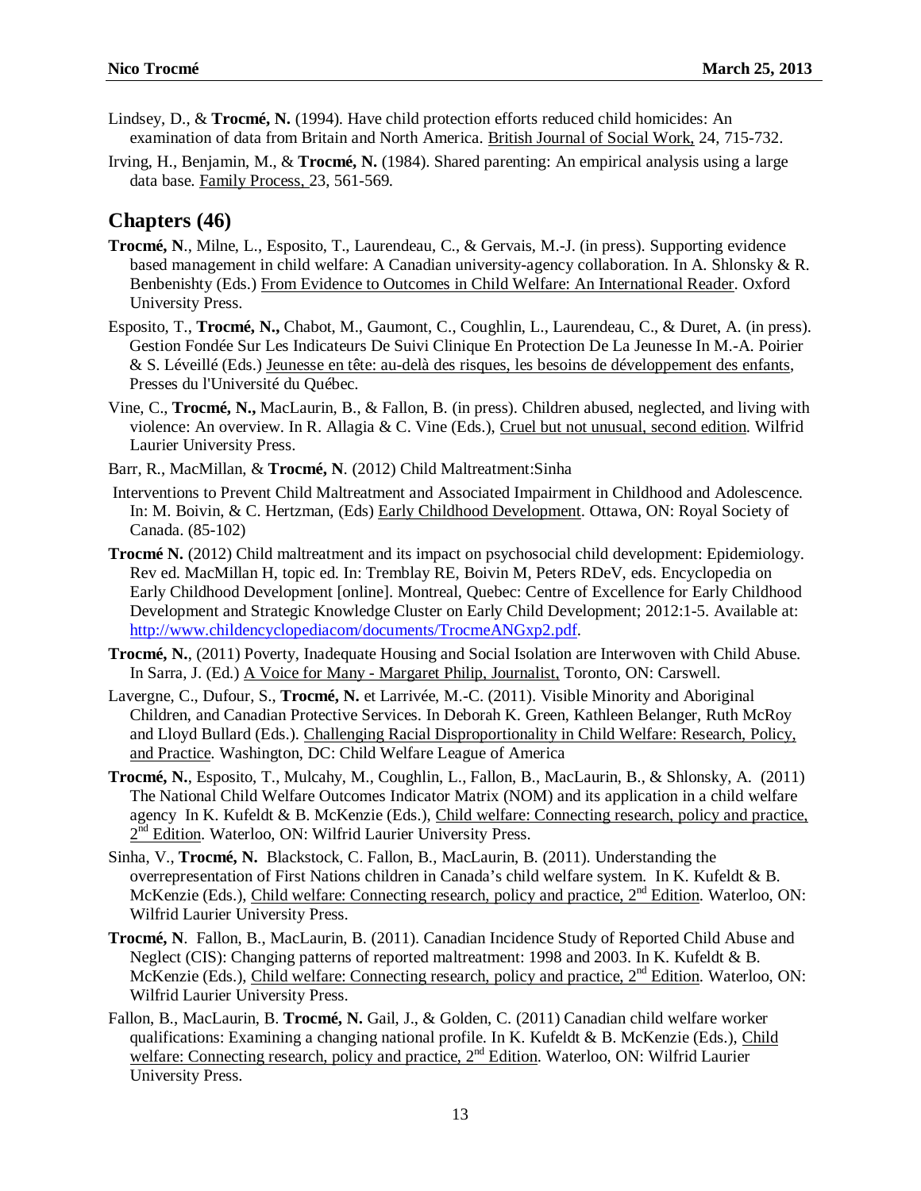Lindsey, D., & **Trocmé, N.** (1994). Have child protection efforts reduced child homicides: An examination of data from Britain and North America. British Journal of Social Work, 24, 715-732.

Irving, H., Benjamin, M., & **Trocmé, N.** (1984). Shared parenting: An empirical analysis using a large data base. Family Process, 23, 561-569.

## Chapters (46)

**Trocmé, N**., Milne, L., Esposito, T., Laurendeau, C., & Gervais, M.-J. (in press). Supporting evidence based management in child welfare: A Canadian university-agency collaboration. In A. Shlonsky & R. Benbenishty (Eds.) From Evidence to Outcomes in Child Welfare: An International Reader. Oxford University Press.

Esposito, T., **Trocmé, N.,** Chabot, M., Gaumont, C., Coughlin, L., Laurendeau, C., & Duret, A. (in press). Gestion Fondée Sur Les Indicateurs De Suivi Clinique En Protection De La Jeunesse In M.-A. Poirier & S. Léveillé (Eds.) Jeunesse en tête: au-delà des risques, les besoins de développement des enfants, Presses du l'Université du Québec.

Vine, C., **Trocmé, N.,** MacLaurin, B., & Fallon, B. (in press). Children abused, neglected, and living with violence: An overview. In R. Allagia & C. Vine (Eds.), Cruel but not unusual, second edition. Wilfrid Laurier University Press.

Barr, R., MacMillan, & **Trocmé, N**. (2012) Child Maltreatment:Sinha

Interventions to Prevent Child Maltreatment and Associated Impairment in Childhood and Adolescence. In: M. Boivin, & C. Hertzman, (Eds) Early Childhood Development. Ottawa, ON: Royal Society of Canada. (85-102)

**Trocmé N.** (2012) Child maltreatment and its impact on psychosocial child development: Epidemiology. Rev ed. MacMillan H, topic ed. In: Tremblay RE, Boivin M, Peters RDeV, eds. Encyclopedia on Early Childhood Development [online]. Montreal, Quebec: Centre of Excellence for Early Childhood Development and Strategic Knowledge Cluster on Early Child Development; 2012:1-5. Available at: http://www.childencyclopediacom/documents/TrocmeANGxp2.pdf.

**Trocmé, N.**, (2011) Poverty, Inadequate Housing and Social Isolation are Interwoven with Child Abuse. In Sarra, J. (Ed.) A Voice for Many - Margaret Philip, Journalist, Toronto, ON: Carswell.

Lavergne, C., Dufour, S., **Trocmé, N.** et Larrivée, M.-C. (2011). Visible Minority and Aboriginal Children, and Canadian Protective Services. In Deborah K. Green, Kathleen Belanger, Ruth McRoy and Lloyd Bullard (Eds.). Challenging Racial Disproportionality in Child Welfare: Research, Policy, and Practice. Washington, DC: Child Welfare League of America

**Trocmé, N.**, Esposito, T., Mulcahy, M., Coughlin, L., Fallon, B., MacLaurin, B., & Shlonsky, A. (2011) The National Child Welfare Outcomes Indicator Matrix (NOM) and its application in a child welfare agency In K. Kufeldt & B. McKenzie (Eds.), Child welfare: Connecting research, policy and practice, 2nd Edition. Waterloo, ON: Wilfrid Laurier University Press.

Sinha, V., **Trocmé, N.** Blackstock, C. Fallon, B., MacLaurin, B. (2011). Understanding the overrepresentation of First Nations children in Canada's child welfare system. In K. Kufeldt & B. McKenzie (Eds.), Child welfare: Connecting research, policy and practice, 2nd Edition. Waterloo, ON: Wilfrid Laurier University Press.

**Trocmé, N**. Fallon, B., MacLaurin, B. (2011). Canadian Incidence Study of Reported Child Abuse and Neglect (CIS): Changing patterns of reported maltreatment: 1998 and 2003. In K. Kufeldt & B. McKenzie (Eds.), Child welfare: Connecting research, policy and practice, 2nd Edition. Waterloo, ON: Wilfrid Laurier University Press.

Fallon, B., MacLaurin, B. **Trocmé, N.** Gail, J., & Golden, C. (2011) Canadian child welfare worker qualifications: Examining a changing national profile. In K. Kufeldt & B. McKenzie (Eds.), Child welfare: Connecting research, policy and practice, 2nd Edition. Waterloo, ON: Wilfrid Laurier University Press.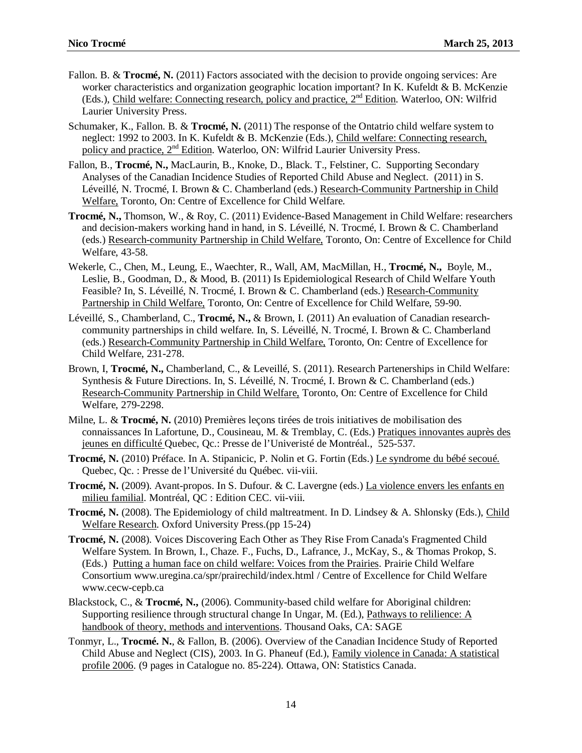Fallon. B. & **Trocmé, N.** (2011) Factors associated with the decision to provide ongoing services: Are worker characteristics and organization geographic location important? In K. Kufeldt & B. McKenzie (Eds.), <u>Child welfare: Connecting research, policy and practice, 2nd Edition</u>. Waterloo, ON: Wilfrid Laurier University Press.

Schumaker, K., Fallon. B. & **Trocmé, N.** (2011) The response of the Ontatrio child welfare system to neglect: 1992 to 2003. In K. Kufeldt & B. McKenzie (Eds.), <u>Child welfare: Connecting research, policy and practice, 2nd Edition</u>. Waterloo, ON: Wilfrid Laurier University Press.

Fallon, B., **Trocmé, N.,** MacLaurin, B., Knoke, D., Black. T., Felstiner, C. Supporting Secondary Analyses of the Canadian Incidence Studies of Reported Child Abuse and Neglect. (2011) in S. Léveillé, N. Trocmé, I. Brown & C. Chamberland (eds.) <u>Research-Community Partnership in Child Welfare,</u> Toronto, On: Centre of Excellence for Child Welfare.

**Trocmé, N.,** Thomson, W., & Roy, C. (2011) Evidence-Based Management in Child Welfare: researchers and decision-makers working hand in hand, in S. Léveillé, N. Trocmé, I. Brown & C. Chamberland (eds.) <u>Research-community Partnership in Child Welfare,</u> Toronto, On: Centre of Excellence for Child Welfare, 43-58.

Wekerle, C., Chen, M., Leung, E., Waechter, R., Wall, AM, MacMillan, H., **Trocmé, N.,** Boyle, M., Leslie, B., Goodman, D., & Mood, B. (2011) Is Epidemiological Research of Child Welfare Youth Feasible? In, S. Léveillé, N. Trocmé, I. Brown & C. Chamberland (eds.) <u>Research-Community Partnership in Child Welfare,</u> Toronto, On: Centre of Excellence for Child Welfare, 59-90.

Léveillé, S., Chamberland, C., **Trocmé, N.,** & Brown, I. (2011) An evaluation of Canadian research-community partnerships in child welfare. In, S. Léveillé, N. Trocmé, I. Brown & C. Chamberland (eds.) <u>Research-Community Partnership in Child Welfare,</u> Toronto, On: Centre of Excellence for Child Welfare, 231-278.

Brown, I, **Trocmé, N.,** Chamberland, C., & Leveillé, S. (2011). Research Partenerships in Child Welfare: Synthesis & Future Directions. In, S. Léveillé, N. Trocmé, I. Brown & C. Chamberland (eds.) <u>Research-Community Partnership in Child Welfare,</u> Toronto, On: Centre of Excellence for Child Welfare, 279-2298.

Milne, L. & **Trocmé, N.** (2010) Premières leçons tirées de trois initiatives de mobilisation des connaissances In Lafortune, D., Cousineau, M. & Tremblay, C. (Eds.) <u>Pratiques innovantes auprès des jeunes en difficulté</u> Quebec, Qc.: Presse de l'Univeristé de Montréal., 525-537.

**Trocmé, N.** (2010) Préface. In A. Stipanicic, P. Nolin et G. Fortin (Eds.) <u>Le syndrome du bébé secoué.</u> Quebec, Qc. : Presse de l'Université du Québec. vii-viii.

**Trocmé, N.** (2009). Avant-propos. In S. Dufour. & C. Lavergne (eds.) <u>La violence envers les enfants en milieu familial</u>. Montréal, QC : Edition CEC. vii-viii.

**Trocmé, N.** (2008). The Epidemiology of child maltreatment. In D. Lindsey & A. Shlonsky (Eds.), <u>Child Welfare Research</u>. Oxford University Press.(pp 15-24)

**Trocmé, N.** (2008). Voices Discovering Each Other as They Rise From Canada's Fragmented Child Welfare System. In Brown, I., Chaze. F., Fuchs, D., Lafrance, J., McKay, S., & Thomas Prokop, S. (Eds.) <u>Putting a human face on child welfare: Voices from the Prairies</u>. Prairie Child Welfare Consortium www.uregina.ca/spr/prairechild/index.html / Centre of Excellence for Child Welfare www.cecw-cepb.ca

Blackstock, C., & **Trocmé, N.,** (2006). Community-based child welfare for Aboriginal children: Supporting resilience through structural change In Ungar, M. (Ed.), <u>Pathways to relilience: A handbook of theory, methods and interventions</u>. Thousand Oaks, CA: SAGE

Tonmyr, L., **Trocmé. N.**, & Fallon, B. (2006). Overview of the Canadian Incidence Study of Reported Child Abuse and Neglect (CIS), 2003. In G. Phaneuf (Ed.), <u>Family violence in Canada: A statistical profile 2006</u>. (9 pages in Catalogue no. 85-224). Ottawa, ON: Statistics Canada.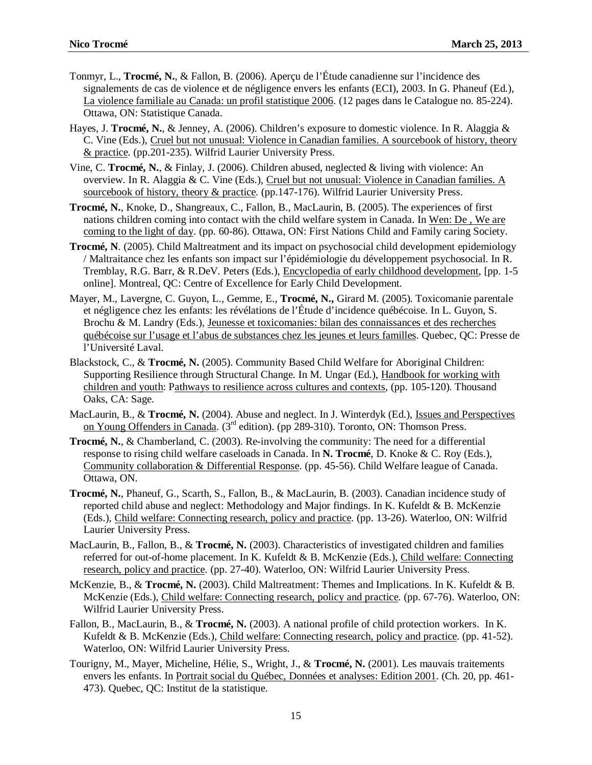Tonmyr, L., **Trocmé, N.**, & Fallon, B. (2006). Aperçu de l'Étude canadienne sur l'incidence des signalements de cas de violence et de négligence envers les enfants (ECI), 2003. In G. Phaneuf (Ed.), La violence familiale au Canada: un profil statistique 2006. (12 pages dans le Catalogue no. 85-224). Ottawa, ON: Statistique Canada.

Hayes, J. **Trocmé, N.**, & Jenney, A. (2006). Children's exposure to domestic violence. In R. Alaggia & C. Vine (Eds.), Cruel but not unusual: Violence in Canadian families. A sourcebook of history, theory & practice. (pp.201-235). Wilfrid Laurier University Press.

Vine, C. **Trocmé, N.**, & Finlay, J. (2006). Children abused, neglected & living with violence: An overview. In R. Alaggia & C. Vine (Eds.), Cruel but not unusual: Violence in Canadian families. A sourcebook of history, theory & practice. (pp.147-176). Wilfrid Laurier University Press.

**Trocmé, N.**, Knoke, D., Shangreaux, C., Fallon, B., MacLaurin, B. (2005). The experiences of first nations children coming into contact with the child welfare system in Canada. In Wen: De , We are coming to the light of day. (pp. 60-86). Ottawa, ON: First Nations Child and Family caring Society.

**Trocmé, N**. (2005). Child Maltreatment and its impact on psychosocial child development epidemiology / Maltraitance chez les enfants son impact sur l'épidémiologie du développement psychosocial. In R. Tremblay, R.G. Barr, & R.DeV. Peters (Eds.), Encyclopedia of early childhood development, [pp. 1-5 online]. Montreal, QC: Centre of Excellence for Early Child Development.

Mayer, M., Lavergne, C. Guyon, L., Gemme, E., **Trocmé, N.,** Girard M. (2005). Toxicomanie parentale et négligence chez les enfants: les révélations de l'Étude d'incidence québécoise. In L. Guyon, S. Brochu & M. Landry (Eds.), Jeunesse et toxicomanies: bilan des connaissances et des recherches québécoise sur l'usage et l'abus de substances chez les jeunes et leurs familles. Quebec, QC: Presse de l'Université Laval.

Blackstock, C., & **Trocmé, N.** (2005). Community Based Child Welfare for Aboriginal Children: Supporting Resilience through Structural Change. In M. Ungar (Ed.), Handbook for working with children and youth: Pathways to resilience across cultures and contexts, (pp. 105-120). Thousand Oaks, CA: Sage.

MacLaurin, B., & **Trocmé, N.** (2004). Abuse and neglect. In J. Winterdyk (Ed.), Issues and Perspectives on Young Offenders in Canada. (3rd edition). (pp 289-310). Toronto, ON: Thomson Press.

**Trocmé, N.**, & Chamberland, C. (2003). Re-involving the community: The need for a differential response to rising child welfare caseloads in Canada. In **N. Trocmé**, D. Knoke & C. Roy (Eds.), Community collaboration & Differential Response. (pp. 45-56). Child Welfare league of Canada. Ottawa, ON.

**Trocmé, N.**, Phaneuf, G., Scarth, S., Fallon, B., & MacLaurin, B. (2003). Canadian incidence study of reported child abuse and neglect: Methodology and Major findings. In K. Kufeldt & B. McKenzie (Eds.), Child welfare: Connecting research, policy and practice. (pp. 13-26). Waterloo, ON: Wilfrid Laurier University Press.

MacLaurin, B., Fallon, B., & **Trocmé, N.** (2003). Characteristics of investigated children and families referred for out-of-home placement. In K. Kufeldt & B. McKenzie (Eds.), Child welfare: Connecting research, policy and practice. (pp. 27-40). Waterloo, ON: Wilfrid Laurier University Press.

McKenzie, B., & **Trocmé, N.** (2003). Child Maltreatment: Themes and Implications. In K. Kufeldt & B. McKenzie (Eds.), Child welfare: Connecting research, policy and practice. (pp. 67-76). Waterloo, ON: Wilfrid Laurier University Press.

Fallon, B., MacLaurin, B., & **Trocmé, N.** (2003). A national profile of child protection workers. In K. Kufeldt & B. McKenzie (Eds.), Child welfare: Connecting research, policy and practice. (pp. 41-52). Waterloo, ON: Wilfrid Laurier University Press.

Tourigny, M., Mayer, Micheline, Hélie, S., Wright, J., & **Trocmé, N.** (2001). Les mauvais traitements envers les enfants. In Portrait social du Québec, Données et analyses: Edition 2001. (Ch. 20, pp. 461-473). Quebec, QC: Institut de la statistique.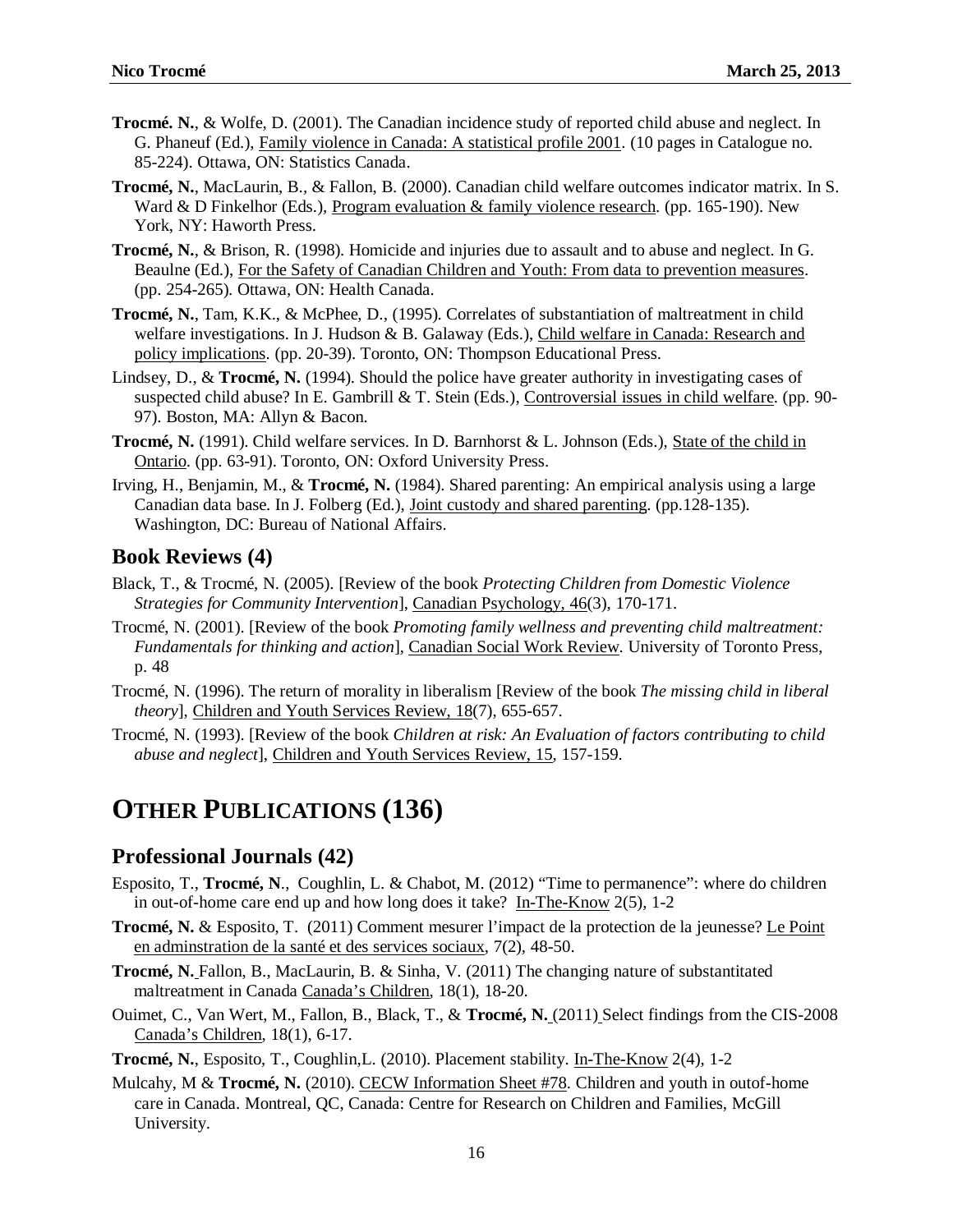**Trocmé. N.**, & Wolfe, D. (2001). The Canadian incidence study of reported child abuse and neglect. In G. Phaneuf (Ed.), Family violence in Canada: A statistical profile 2001. (10 pages in Catalogue no. 85-224). Ottawa, ON: Statistics Canada.

**Trocmé, N.**, MacLaurin, B., & Fallon, B. (2000). Canadian child welfare outcomes indicator matrix. In S. Ward & D Finkelhor (Eds.), Program evaluation & family violence research. (pp. 165-190). New York, NY: Haworth Press.

**Trocmé, N.**, & Brison, R. (1998). Homicide and injuries due to assault and to abuse and neglect. In G. Beaulne (Ed.), For the Safety of Canadian Children and Youth: From data to prevention measures. (pp. 254-265). Ottawa, ON: Health Canada.

**Trocmé, N.**, Tam, K.K., & McPhee, D., (1995). Correlates of substantiation of maltreatment in child welfare investigations. In J. Hudson & B. Galaway (Eds.), Child welfare in Canada: Research and policy implications. (pp. 20-39). Toronto, ON: Thompson Educational Press.

Lindsey, D., & **Trocmé, N.** (1994). Should the police have greater authority in investigating cases of suspected child abuse? In E. Gambrill & T. Stein (Eds.), Controversial issues in child welfare. (pp. 90-97). Boston, MA: Allyn & Bacon.

**Trocmé, N.** (1991). Child welfare services. In D. Barnhorst & L. Johnson (Eds.), State of the child in Ontario. (pp. 63-91). Toronto, ON: Oxford University Press.

Irving, H., Benjamin, M., & **Trocmé, N.** (1984). Shared parenting: An empirical analysis using a large Canadian data base. In J. Folberg (Ed.), Joint custody and shared parenting. (pp.128-135). Washington, DC: Bureau of National Affairs.

### Book Reviews (4)

Black, T., & Trocmé, N. (2005). [Review of the book *Protecting Children from Domestic Violence Strategies for Community Intervention*], Canadian Psychology, 46(3), 170-171.

Trocmé, N. (2001). [Review of the book *Promoting family wellness and preventing child maltreatment: Fundamentals for thinking and action*], Canadian Social Work Review. University of Toronto Press, p. 48

Trocmé, N. (1996). The return of morality in liberalism [Review of the book *The missing child in liberal theory*], Children and Youth Services Review, 18(7), 655-657.

Trocmé, N. (1993). [Review of the book *Children at risk: An Evaluation of factors contributing to child abuse and neglect*], Children and Youth Services Review, 15, 157-159.

## OTHER PUBLICATIONS (136)

### Professional Journals (42)

Esposito, T., **Trocmé, N**., Coughlin, L. & Chabot, M. (2012) "Time to permanence": where do children in out-of-home care end up and how long does it take? In-The-Know 2(5), 1-2

**Trocmé, N.** & Esposito, T. (2011) Comment mesurer l'impact de la protection de la jeunesse? Le Point en adminstration de la santé et des services sociaux, 7(2), 48-50.

**Trocmé, N.** Fallon, B., MacLaurin, B. & Sinha, V. (2011) The changing nature of substantitated maltreatment in Canada Canada's Children, 18(1), 18-20.

Ouimet, C., Van Wert, M., Fallon, B., Black, T., & **Trocmé, N.** (2011) Select findings from the CIS-2008 Canada's Children, 18(1), 6-17.

**Trocmé, N.**, Esposito, T., Coughlin,L. (2010). Placement stability. In-The-Know 2(4), 1-2

Mulcahy, M & **Trocmé, N.** (2010). CECW Information Sheet #78. Children and youth in outof-home care in Canada. Montreal, QC, Canada: Centre for Research on Children and Families, McGill University.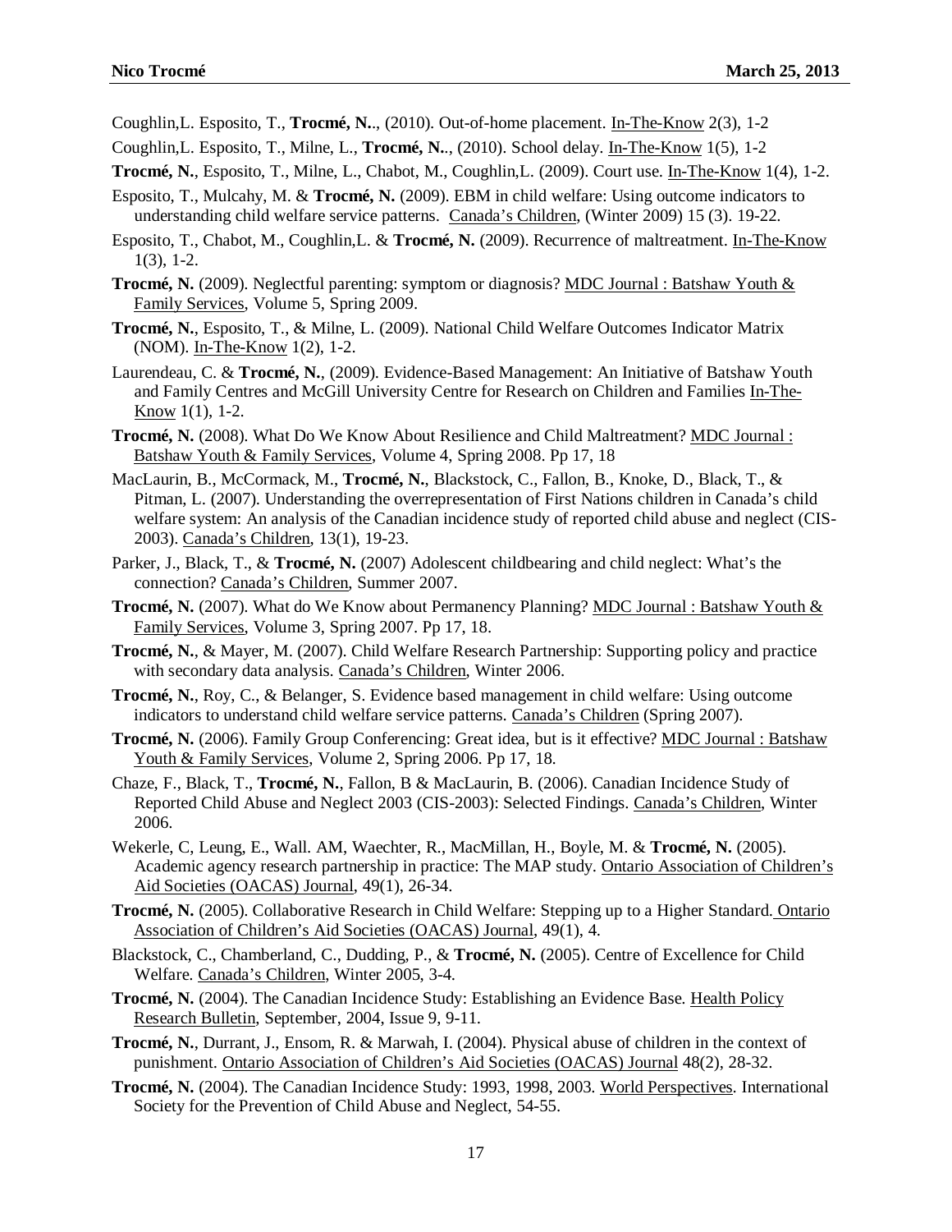Coughlin,L. Esposito, T., **Trocmé, N.**., (2010). Out-of-home placement. In-The-Know 2(3), 1-2

Coughlin,L. Esposito, T., Milne, L., **Trocmé, N.**., (2010). School delay. In-The-Know 1(5), 1-2

**Trocmé, N.**, Esposito, T., Milne, L., Chabot, M., Coughlin,L. (2009). Court use. In-The-Know 1(4), 1-2.

Esposito, T., Mulcahy, M. & **Trocmé, N.** (2009). EBM in child welfare: Using outcome indicators to understanding child welfare service patterns. Canada's Children, (Winter 2009) 15 (3). 19-22.

Esposito, T., Chabot, M., Coughlin,L. & **Trocmé, N.** (2009). Recurrence of maltreatment. In-The-Know 1(3), 1-2.

**Trocmé, N.** (2009). Neglectful parenting: symptom or diagnosis? MDC Journal : Batshaw Youth & Family Services, Volume 5, Spring 2009.

**Trocmé, N.**, Esposito, T., & Milne, L. (2009). National Child Welfare Outcomes Indicator Matrix (NOM). In-The-Know 1(2), 1-2.

Laurendeau, C. & **Trocmé, N.**, (2009). Evidence-Based Management: An Initiative of Batshaw Youth and Family Centres and McGill University Centre for Research on Children and Families In-The-Know 1(1), 1-2.

**Trocmé, N.** (2008). What Do We Know About Resilience and Child Maltreatment? MDC Journal : Batshaw Youth & Family Services, Volume 4, Spring 2008. Pp 17, 18

MacLaurin, B., McCormack, M., **Trocmé, N.**, Blackstock, C., Fallon, B., Knoke, D., Black, T., & Pitman, L. (2007). Understanding the overrepresentation of First Nations children in Canada's child welfare system: An analysis of the Canadian incidence study of reported child abuse and neglect (CIS-2003). Canada's Children, 13(1), 19-23.

Parker, J., Black, T., & **Trocmé, N.** (2007) Adolescent childbearing and child neglect: What's the connection? Canada's Children, Summer 2007.

**Trocmé, N.** (2007). What do We Know about Permanency Planning? MDC Journal : Batshaw Youth & Family Services, Volume 3, Spring 2007. Pp 17, 18.

**Trocmé, N.**, & Mayer, M. (2007). Child Welfare Research Partnership: Supporting policy and practice with secondary data analysis. Canada's Children, Winter 2006.

**Trocmé, N.**, Roy, C., & Belanger, S. Evidence based management in child welfare: Using outcome indicators to understand child welfare service patterns. Canada's Children (Spring 2007).

**Trocmé, N.** (2006). Family Group Conferencing: Great idea, but is it effective? MDC Journal : Batshaw Youth & Family Services, Volume 2, Spring 2006. Pp 17, 18.

Chaze, F., Black, T., **Trocmé, N.**, Fallon, B & MacLaurin, B. (2006). Canadian Incidence Study of Reported Child Abuse and Neglect 2003 (CIS-2003): Selected Findings. Canada's Children, Winter 2006.

Wekerle, C, Leung, E., Wall. AM, Waechter, R., MacMillan, H., Boyle, M. & **Trocmé, N.** (2005). Academic agency research partnership in practice: The MAP study. Ontario Association of Children's Aid Societies (OACAS) Journal, 49(1), 26-34.

**Trocmé, N.** (2005). Collaborative Research in Child Welfare: Stepping up to a Higher Standard. Ontario Association of Children's Aid Societies (OACAS) Journal, 49(1), 4.

Blackstock, C., Chamberland, C., Dudding, P., & **Trocmé, N.** (2005). Centre of Excellence for Child Welfare. Canada's Children, Winter 2005, 3-4.

**Trocmé, N.** (2004). The Canadian Incidence Study: Establishing an Evidence Base. Health Policy Research Bulletin, September, 2004, Issue 9, 9-11.

**Trocmé, N.**, Durrant, J., Ensom, R. & Marwah, I. (2004). Physical abuse of children in the context of punishment. Ontario Association of Children's Aid Societies (OACAS) Journal 48(2), 28-32.

**Trocmé, N.** (2004). The Canadian Incidence Study: 1993, 1998, 2003. World Perspectives. International Society for the Prevention of Child Abuse and Neglect, 54-55.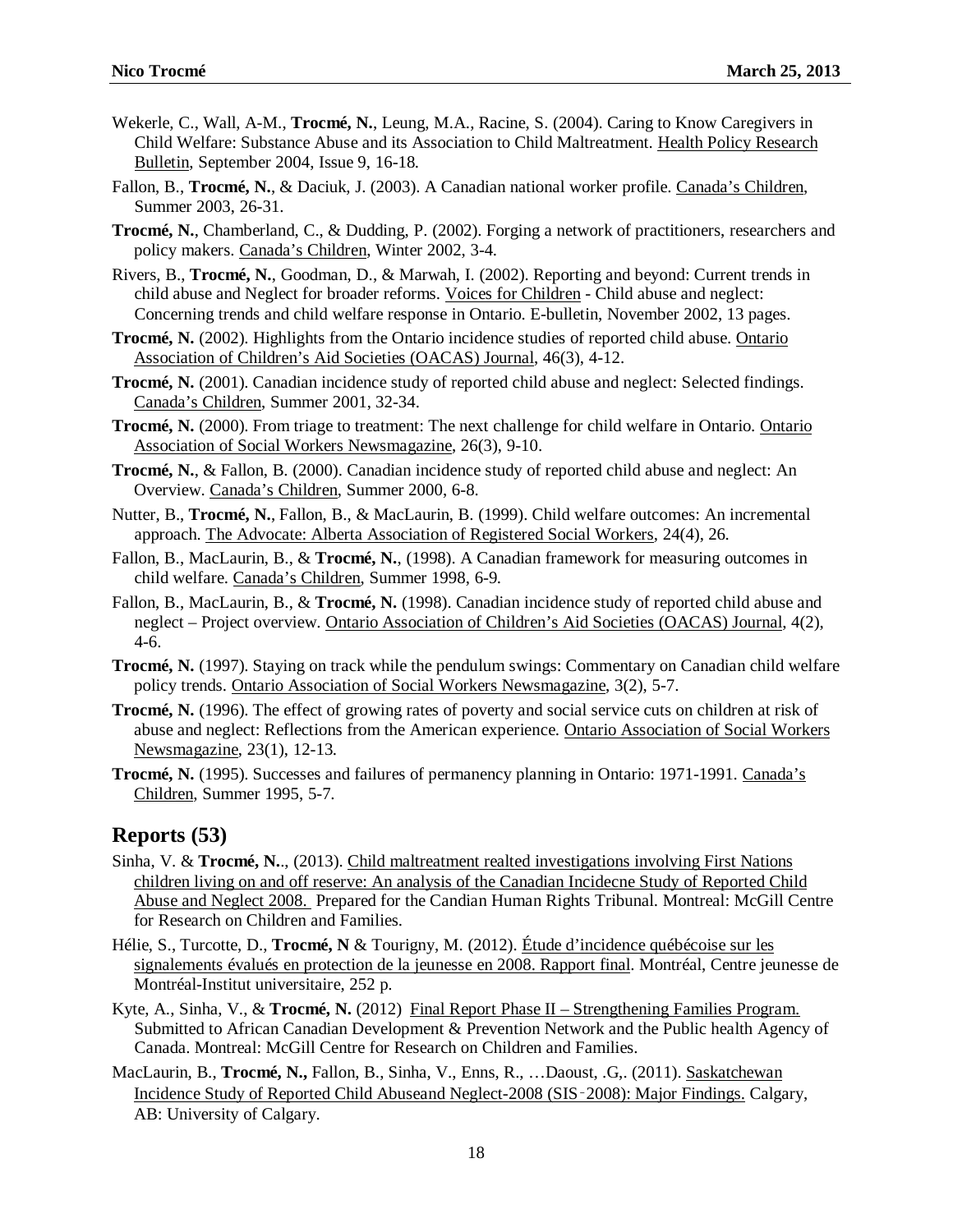Wekerle, C., Wall, A-M., **Trocmé, N.**, Leung, M.A., Racine, S. (2004). Caring to Know Caregivers in Child Welfare: Substance Abuse and its Association to Child Maltreatment. Health Policy Research Bulletin, September 2004, Issue 9, 16-18.

Fallon, B., **Trocmé, N.**, & Daciuk, J. (2003). A Canadian national worker profile. Canada's Children, Summer 2003, 26-31.

**Trocmé, N.**, Chamberland, C., & Dudding, P. (2002). Forging a network of practitioners, researchers and policy makers. Canada's Children, Winter 2002, 3-4.

Rivers, B., **Trocmé, N.**, Goodman, D., & Marwah, I. (2002). Reporting and beyond: Current trends in child abuse and Neglect for broader reforms. Voices for Children - Child abuse and neglect: Concerning trends and child welfare response in Ontario. E-bulletin, November 2002, 13 pages.

**Trocmé, N.** (2002). Highlights from the Ontario incidence studies of reported child abuse. Ontario Association of Children's Aid Societies (OACAS) Journal, 46(3), 4-12.

**Trocmé, N.** (2001). Canadian incidence study of reported child abuse and neglect: Selected findings. Canada's Children, Summer 2001, 32-34.

**Trocmé, N.** (2000). From triage to treatment: The next challenge for child welfare in Ontario. Ontario Association of Social Workers Newsmagazine, 26(3), 9-10.

**Trocmé, N.**, & Fallon, B. (2000). Canadian incidence study of reported child abuse and neglect: An Overview. Canada's Children, Summer 2000, 6-8.

Nutter, B., **Trocmé, N.**, Fallon, B., & MacLaurin, B. (1999). Child welfare outcomes: An incremental approach. The Advocate: Alberta Association of Registered Social Workers, 24(4), 26.

Fallon, B., MacLaurin, B., & **Trocmé, N.**, (1998). A Canadian framework for measuring outcomes in child welfare. Canada's Children, Summer 1998, 6-9.

Fallon, B., MacLaurin, B., & **Trocmé, N.** (1998). Canadian incidence study of reported child abuse and neglect – Project overview. Ontario Association of Children's Aid Societies (OACAS) Journal, 4(2), 4-6.

**Trocmé, N.** (1997). Staying on track while the pendulum swings: Commentary on Canadian child welfare policy trends. Ontario Association of Social Workers Newsmagazine, 3(2), 5-7.

**Trocmé, N.** (1996). The effect of growing rates of poverty and social service cuts on children at risk of abuse and neglect: Reflections from the American experience. Ontario Association of Social Workers Newsmagazine, 23(1), 12-13.

**Trocmé, N.** (1995). Successes and failures of permanency planning in Ontario: 1971-1991. Canada's Children, Summer 1995, 5-7.

## Reports (53)

Sinha, V. & **Trocmé, N.**., (2013). Child maltreatment realted investigations involving First Nations children living on and off reserve: An analysis of the Canadian Incidecne Study of Reported Child Abuse and Neglect 2008. Prepared for the Candian Human Rights Tribunal. Montreal: McGill Centre for Research on Children and Families.

Hélie, S., Turcotte, D., **Trocmé, N** & Tourigny, M. (2012). Étude d'incidence québécoise sur les signalements évalués en protection de la jeunesse en 2008. Rapport final. Montréal, Centre jeunesse de Montréal-Institut universitaire, 252 p.

Kyte, A., Sinha, V., & **Trocmé, N.** (2012) Final Report Phase II – Strengthening Families Program. Submitted to African Canadian Development & Prevention Network and the Public health Agency of Canada. Montreal: McGill Centre for Research on Children and Families.

MacLaurin, B., **Trocmé, N.,** Fallon, B., Sinha, V., Enns, R., …Daoust, .G,. (2011). Saskatchewan Incidence Study of Reported Child Abuseand Neglect-2008 (SIS‑2008): Major Findings. Calgary, AB: University of Calgary.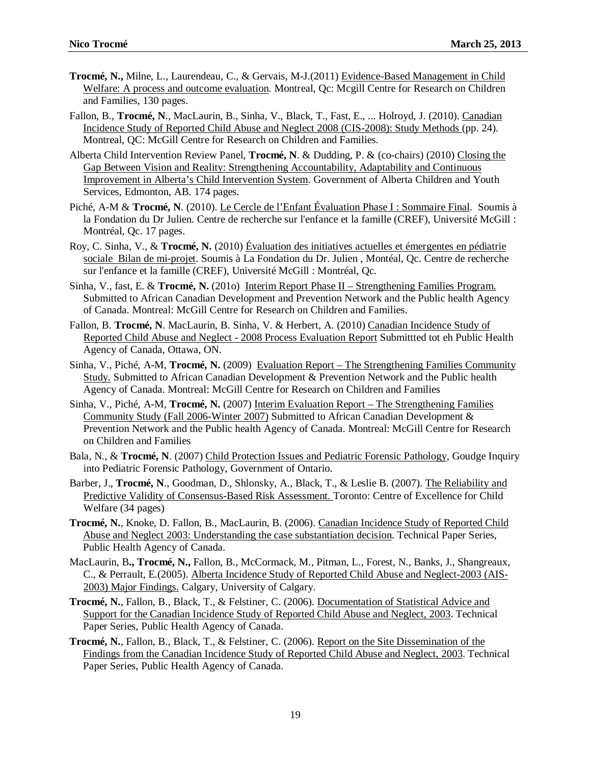**Trocmé, N.,** Milne, L., Laurendeau, C., & Gervais, M-J.(2011) Evidence-Based Management in Child Welfare: A process and outcome evaluation. Montreal, Qc: Mcgill Centre for Research on Children and Families, 130 pages.

Fallon, B., **Trocmé, N**., MacLaurin, B., Sinha, V., Black, T., Fast, E., ... Holroyd, J. (2010). Canadian Incidence Study of Reported Child Abuse and Neglect 2008 (CIS-2008): Study Methods (pp. 24). Montreal, QC: McGill Centre for Research on Children and Families.

Alberta Child Intervention Review Panel, **Trocmé, N**. & Dudding, P. & (co-chairs) (2010) Closing the Gap Between Vision and Reality: Strengthening Accountability, Adaptability and Continuous Improvement in Alberta's Child Intervention System. Government of Alberta Children and Youth Services, Edmonton, AB. 174 pages.

Piché, A-M & **Trocmé, N**. (2010). Le Cercle de l'Enfant Évaluation Phase I : Sommaire Final. Soumis à la Fondation du Dr Julien. Centre de recherche sur l'enfance et la famille (CREF), Université McGill : Montréal, Qc. 17 pages.

Roy, C. Sinha, V., & **Trocmé, N.** (2010) Évaluation des initiatives actuelles et émergentes en pédiatrie sociale Bilan de mi-projet. Soumis à La Fondation du Dr. Julien , Montéal, Qc. Centre de recherche sur l'enfance et la famille (CREF), Université McGill : Montréal, Qc.

Sinha, V., fast, E. & **Trocmé, N.** (201o) Interim Report Phase II – Strengthening Families Program. Submitted to African Canadian Development and Prevention Network and the Public health Agency of Canada. Montreal: McGill Centre for Research on Children and Families.

Fallon, B. **Trocmé, N**. MacLaurin, B. Sinha, V. & Herbert, A. (2010) Canadian Incidence Study of Reported Child Abuse and Neglect - 2008 Process Evaluation Report Submittted tot eh Public Health Agency of Canada, Ottawa, ON.

Sinha, V., Piché, A-M, **Trocmé, N.** (2009) Evaluation Report – The Strengthening Families Community Study. Submitted to African Canadian Development & Prevention Network and the Public health Agency of Canada. Montreal: McGill Centre for Research on Children and Families

Sinha, V., Piché, A-M, **Trocmé, N.** (2007) Interim Evaluation Report – The Strengthening Families Community Study (Fall 2006-Winter 2007) Submitted to African Canadian Development & Prevention Network and the Public health Agency of Canada. Montreal: McGill Centre for Research on Children and Families

Bala, N., & **Trocmé, N**. (2007) Child Protection Issues and Pediatric Forensic Pathology, Goudge Inquiry into Pediatric Forensic Pathology, Government of Ontario.

Barber, J., **Trocmé, N**., Goodman, D., Shlonsky, A., Black, T., & Leslie B. (2007). The Reliability and Predictive Validity of Consensus-Based Risk Assessment. Toronto: Centre of Excellence for Child Welfare (34 pages)

**Trocmé, N.**, Knoke, D. Fallon, B., MacLaurin, B. (2006). Canadian Incidence Study of Reported Child Abuse and Neglect 2003: Understanding the case substantiation decision. Technical Paper Series, Public Health Agency of Canada.

MacLaurin, B**., Trocmé, N.,** Fallon, B., McCormack, M., Pitman, L., Forest, N., Banks, J., Shangreaux, C., & Perrault, E.(2005). Alberta Incidence Study of Reported Child Abuse and Neglect-2003 (AIS-2003) Major Findings. Calgary, University of Calgary.

**Trocmé, N.**, Fallon, B., Black, T., & Felstiner, C. (2006). Documentation of Statistical Advice and Support for the Canadian Incidence Study of Reported Child Abuse and Neglect, 2003. Technical Paper Series, Public Health Agency of Canada.

**Trocmé, N.**, Fallon, B., Black, T., & Felstiner, C. (2006). Report on the Site Dissemination of the Findings from the Canadian Incidence Study of Reported Child Abuse and Neglect, 2003. Technical Paper Series, Public Health Agency of Canada.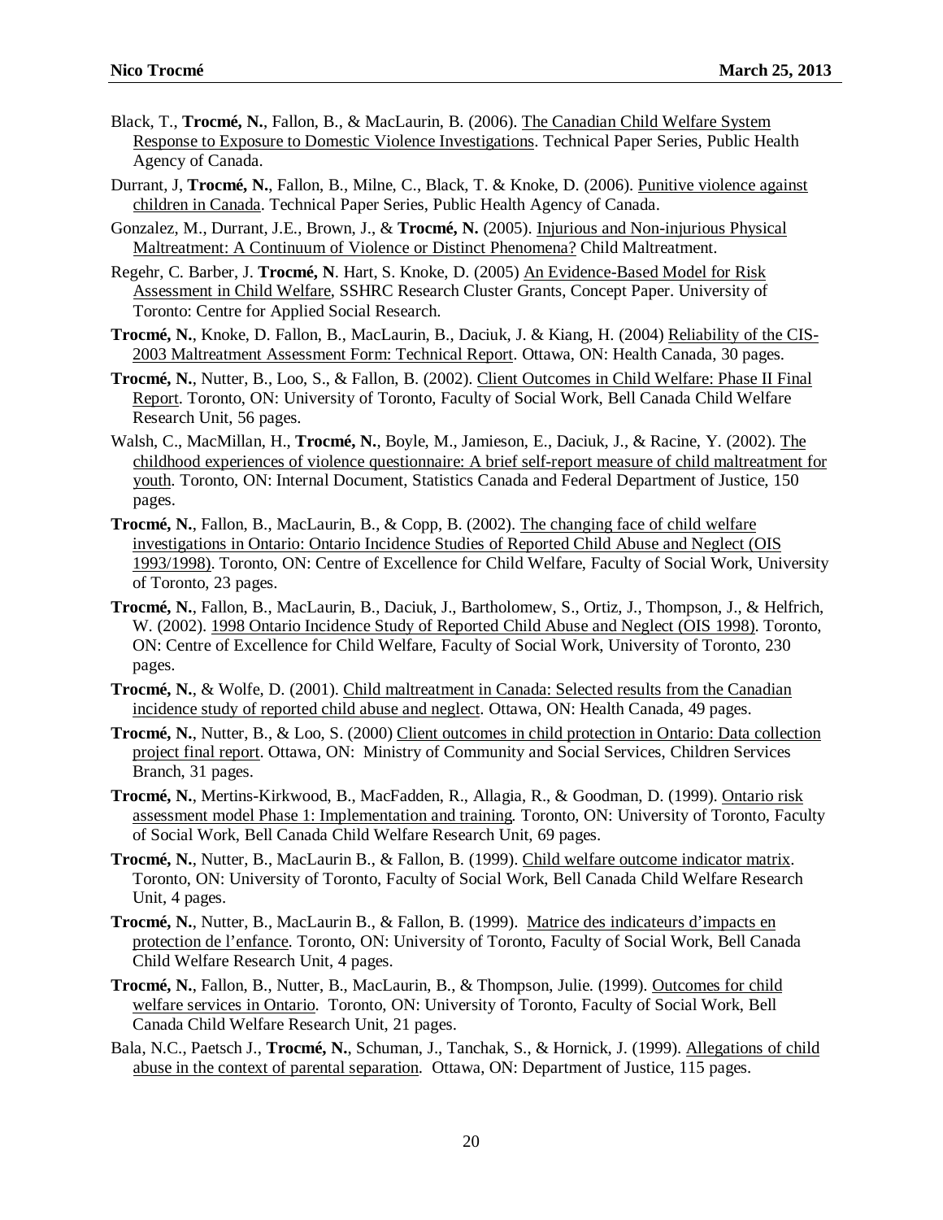Black, T., **Trocmé, N.**, Fallon, B., & MacLaurin, B. (2006). The Canadian Child Welfare System Response to Exposure to Domestic Violence Investigations. Technical Paper Series, Public Health Agency of Canada.

Durrant, J, **Trocmé, N.**, Fallon, B., Milne, C., Black, T. & Knoke, D. (2006). Punitive violence against children in Canada. Technical Paper Series, Public Health Agency of Canada.

Gonzalez, M., Durrant, J.E., Brown, J., & **Trocmé, N.** (2005). Injurious and Non-injurious Physical Maltreatment: A Continuum of Violence or Distinct Phenomena? Child Maltreatment.

Regehr, C. Barber, J. **Trocmé, N**. Hart, S. Knoke, D. (2005) An Evidence-Based Model for Risk Assessment in Child Welfare, SSHRC Research Cluster Grants, Concept Paper. University of Toronto: Centre for Applied Social Research.

**Trocmé, N.**, Knoke, D. Fallon, B., MacLaurin, B., Daciuk, J. & Kiang, H. (2004) Reliability of the CIS-2003 Maltreatment Assessment Form: Technical Report. Ottawa, ON: Health Canada, 30 pages.

**Trocmé, N.**, Nutter, B., Loo, S., & Fallon, B. (2002). Client Outcomes in Child Welfare: Phase II Final Report. Toronto, ON: University of Toronto, Faculty of Social Work, Bell Canada Child Welfare Research Unit, 56 pages.

Walsh, C., MacMillan, H., **Trocmé, N.**, Boyle, M., Jamieson, E., Daciuk, J., & Racine, Y. (2002). The childhood experiences of violence questionnaire: A brief self-report measure of child maltreatment for youth. Toronto, ON: Internal Document, Statistics Canada and Federal Department of Justice, 150 pages.

**Trocmé, N.**, Fallon, B., MacLaurin, B., & Copp, B. (2002). The changing face of child welfare investigations in Ontario: Ontario Incidence Studies of Reported Child Abuse and Neglect (OIS 1993/1998). Toronto, ON: Centre of Excellence for Child Welfare, Faculty of Social Work, University of Toronto, 23 pages.

**Trocmé, N.**, Fallon, B., MacLaurin, B., Daciuk, J., Bartholomew, S., Ortiz, J., Thompson, J., & Helfrich, W. (2002). 1998 Ontario Incidence Study of Reported Child Abuse and Neglect (OIS 1998). Toronto, ON: Centre of Excellence for Child Welfare, Faculty of Social Work, University of Toronto, 230 pages.

**Trocmé, N.**, & Wolfe, D. (2001). Child maltreatment in Canada: Selected results from the Canadian incidence study of reported child abuse and neglect. Ottawa, ON: Health Canada, 49 pages.

**Trocmé, N.**, Nutter, B., & Loo, S. (2000) Client outcomes in child protection in Ontario: Data collection project final report. Ottawa, ON: Ministry of Community and Social Services, Children Services Branch, 31 pages.

**Trocmé, N.**, Mertins-Kirkwood, B., MacFadden, R., Allagia, R., & Goodman, D. (1999). Ontario risk assessment model Phase 1: Implementation and training. Toronto, ON: University of Toronto, Faculty of Social Work, Bell Canada Child Welfare Research Unit, 69 pages.

**Trocmé, N.**, Nutter, B., MacLaurin B., & Fallon, B. (1999). Child welfare outcome indicator matrix. Toronto, ON: University of Toronto, Faculty of Social Work, Bell Canada Child Welfare Research Unit, 4 pages.

**Trocmé, N.**, Nutter, B., MacLaurin B., & Fallon, B. (1999). Matrice des indicateurs d'impacts en protection de l'enfance. Toronto, ON: University of Toronto, Faculty of Social Work, Bell Canada Child Welfare Research Unit, 4 pages.

**Trocmé, N.**, Fallon, B., Nutter, B., MacLaurin, B., & Thompson, Julie. (1999). Outcomes for child welfare services in Ontario. Toronto, ON: University of Toronto, Faculty of Social Work, Bell Canada Child Welfare Research Unit, 21 pages.

Bala, N.C., Paetsch J., **Trocmé, N.**, Schuman, J., Tanchak, S., & Hornick, J. (1999). Allegations of child abuse in the context of parental separation. Ottawa, ON: Department of Justice, 115 pages.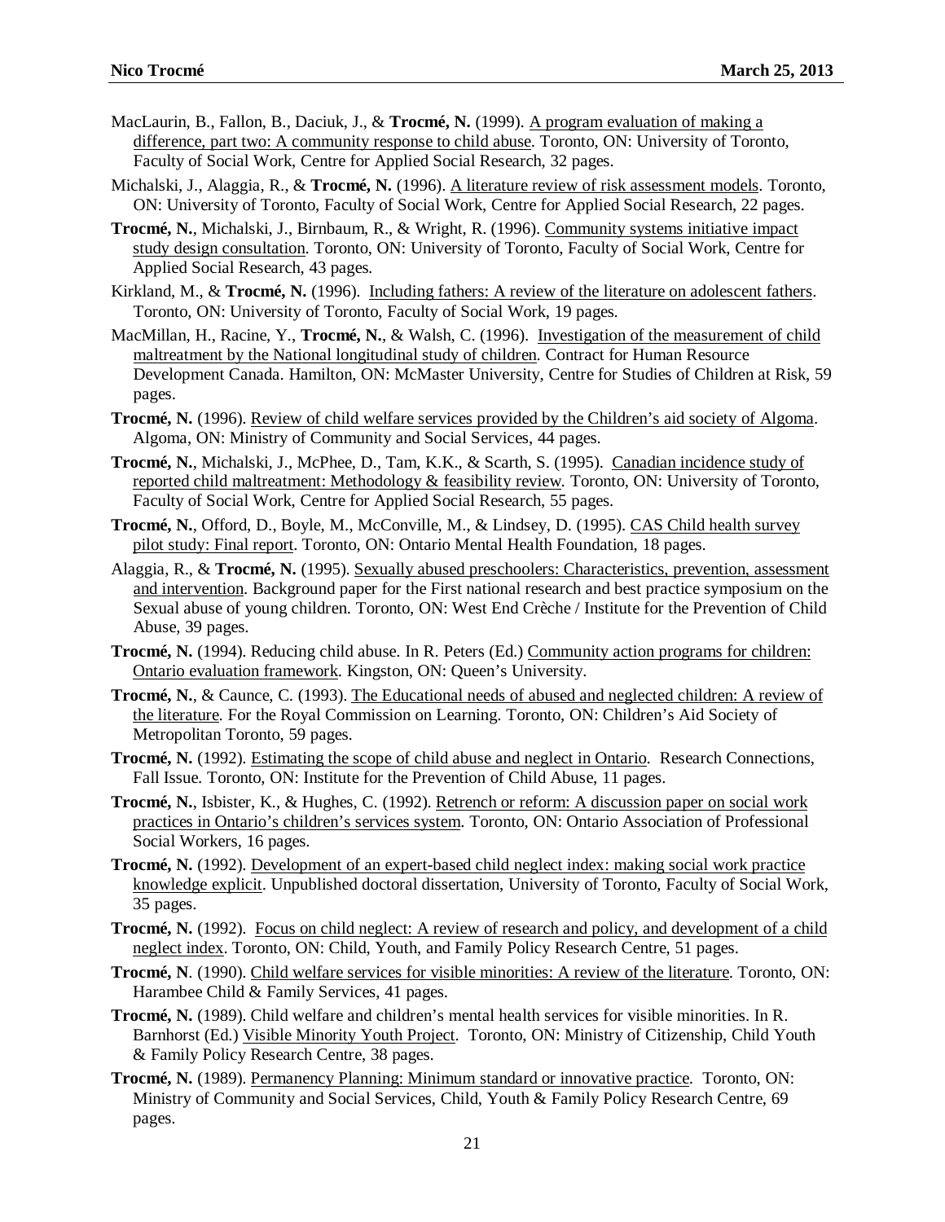MacLaurin, B., Fallon, B., Daciuk, J., & **Trocmé, N.** (1999). A program evaluation of making a difference, part two: A community response to child abuse. Toronto, ON: University of Toronto, Faculty of Social Work, Centre for Applied Social Research, 32 pages.

Michalski, J., Alaggia, R., & **Trocmé, N.** (1996). A literature review of risk assessment models. Toronto, ON: University of Toronto, Faculty of Social Work, Centre for Applied Social Research, 22 pages.

**Trocmé, N.**, Michalski, J., Birnbaum, R., & Wright, R. (1996). Community systems initiative impact study design consultation. Toronto, ON: University of Toronto, Faculty of Social Work, Centre for Applied Social Research, 43 pages.

Kirkland, M., & **Trocmé, N.** (1996). Including fathers: A review of the literature on adolescent fathers. Toronto, ON: University of Toronto, Faculty of Social Work, 19 pages.

MacMillan, H., Racine, Y., **Trocmé, N.**, & Walsh, C. (1996). Investigation of the measurement of child maltreatment by the National longitudinal study of children. Contract for Human Resource Development Canada. Hamilton, ON: McMaster University, Centre for Studies of Children at Risk, 59 pages.

**Trocmé, N.** (1996). Review of child welfare services provided by the Children's aid society of Algoma. Algoma, ON: Ministry of Community and Social Services, 44 pages.

**Trocmé, N.**, Michalski, J., McPhee, D., Tam, K.K., & Scarth, S. (1995). Canadian incidence study of reported child maltreatment: Methodology & feasibility review. Toronto, ON: University of Toronto, Faculty of Social Work, Centre for Applied Social Research, 55 pages.

**Trocmé, N.**, Offord, D., Boyle, M., McConville, M., & Lindsey, D. (1995). CAS Child health survey pilot study: Final report. Toronto, ON: Ontario Mental Health Foundation, 18 pages.

Alaggia, R., & **Trocmé, N.** (1995). Sexually abused preschoolers: Characteristics, prevention, assessment and intervention. Background paper for the First national research and best practice symposium on the Sexual abuse of young children. Toronto, ON: West End Crèche / Institute for the Prevention of Child Abuse, 39 pages.

**Trocmé, N.** (1994). Reducing child abuse. In R. Peters (Ed.) Community action programs for children: Ontario evaluation framework. Kingston, ON: Queen's University.

**Trocmé, N.**, & Caunce, C. (1993). The Educational needs of abused and neglected children: A review of the literature. For the Royal Commission on Learning. Toronto, ON: Children's Aid Society of Metropolitan Toronto, 59 pages.

**Trocmé, N.** (1992). Estimating the scope of child abuse and neglect in Ontario. Research Connections, Fall Issue. Toronto, ON: Institute for the Prevention of Child Abuse, 11 pages.

**Trocmé, N.**, Isbister, K., & Hughes, C. (1992). Retrench or reform: A discussion paper on social work practices in Ontario's children's services system. Toronto, ON: Ontario Association of Professional Social Workers, 16 pages.

**Trocmé, N.** (1992). Development of an expert-based child neglect index: making social work practice knowledge explicit. Unpublished doctoral dissertation, University of Toronto, Faculty of Social Work, 35 pages.

**Trocmé, N.** (1992). Focus on child neglect: A review of research and policy, and development of a child neglect index. Toronto, ON: Child, Youth, and Family Policy Research Centre, 51 pages.

**Trocmé, N**. (1990). Child welfare services for visible minorities: A review of the literature. Toronto, ON: Harambee Child & Family Services, 41 pages.

**Trocmé, N.** (1989). Child welfare and children's mental health services for visible minorities. In R. Barnhorst (Ed.) Visible Minority Youth Project. Toronto, ON: Ministry of Citizenship, Child Youth & Family Policy Research Centre, 38 pages.

**Trocmé, N.** (1989). Permanency Planning: Minimum standard or innovative practice. Toronto, ON: Ministry of Community and Social Services, Child, Youth & Family Policy Research Centre, 69 pages.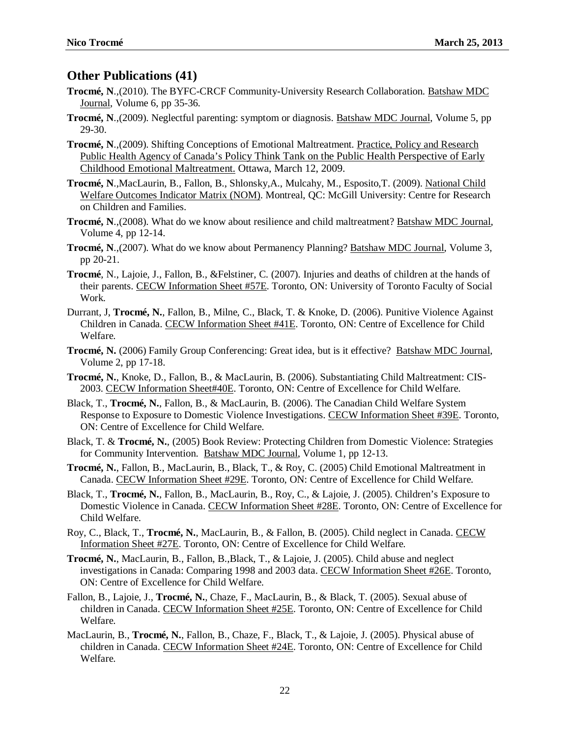## Other Publications (41)

**Trocmé, N**.,(2010). The BYFC-CRCF Community-University Research Collaboration. Batshaw MDC Journal, Volume 6, pp 35-36.

**Trocmé, N**.,(2009). Neglectful parenting: symptom or diagnosis. Batshaw MDC Journal, Volume 5, pp 29-30.

**Trocmé, N**.,(2009). Shifting Conceptions of Emotional Maltreatment. Practice, Policy and Research Public Health Agency of Canada's Policy Think Tank on the Public Health Perspective of Early Childhood Emotional Maltreatment. Ottawa, March 12, 2009.

**Trocmé, N**.,MacLaurin, B., Fallon, B., Shlonsky,A., Mulcahy, M., Esposito,T. (2009). National Child Welfare Outcomes Indicator Matrix (NOM). Montreal, QC: McGill University: Centre for Research on Children and Families.

**Trocmé, N**.,(2008). What do we know about resilience and child maltreatment? Batshaw MDC Journal, Volume 4, pp 12-14.

**Trocmé, N**.,(2007). What do we know about Permanency Planning? Batshaw MDC Journal, Volume 3, pp 20-21.

**Trocmé**, N., Lajoie, J., Fallon, B., &Felstiner, C. (2007). Injuries and deaths of children at the hands of their parents. CECW Information Sheet #57E. Toronto, ON: University of Toronto Faculty of Social Work.

Durrant, J, **Trocmé, N.**, Fallon, B., Milne, C., Black, T. & Knoke, D. (2006). Punitive Violence Against Children in Canada. CECW Information Sheet #41E. Toronto, ON: Centre of Excellence for Child Welfare.

**Trocmé, N.** (2006) Family Group Conferencing: Great idea, but is it effective? Batshaw MDC Journal, Volume 2, pp 17-18.

**Trocmé, N.**, Knoke, D., Fallon, B., & MacLaurin, B. (2006). Substantiating Child Maltreatment: CIS-2003. CECW Information Sheet#40E. Toronto, ON: Centre of Excellence for Child Welfare.

Black, T., **Trocmé, N.**, Fallon, B., & MacLaurin, B. (2006). The Canadian Child Welfare System Response to Exposure to Domestic Violence Investigations. CECW Information Sheet #39E. Toronto, ON: Centre of Excellence for Child Welfare.

Black, T. & **Trocmé, N.**, (2005) Book Review: Protecting Children from Domestic Violence: Strategies for Community Intervention. Batshaw MDC Journal, Volume 1, pp 12-13.

**Trocmé, N.**, Fallon, B., MacLaurin, B., Black, T., & Roy, C. (2005) Child Emotional Maltreatment in Canada. CECW Information Sheet #29E. Toronto, ON: Centre of Excellence for Child Welfare.

Black, T., **Trocmé, N.**, Fallon, B., MacLaurin, B., Roy, C., & Lajoie, J. (2005). Children's Exposure to Domestic Violence in Canada. CECW Information Sheet #28E. Toronto, ON: Centre of Excellence for Child Welfare.

Roy, C., Black, T., **Trocmé, N.**, MacLaurin, B., & Fallon, B. (2005). Child neglect in Canada. CECW Information Sheet #27E. Toronto, ON: Centre of Excellence for Child Welfare.

**Trocmé, N.**, MacLaurin, B., Fallon, B.,Black, T., & Lajoie, J. (2005). Child abuse and neglect investigations in Canada: Comparing 1998 and 2003 data. CECW Information Sheet #26E. Toronto, ON: Centre of Excellence for Child Welfare.

Fallon, B., Lajoie, J., **Trocmé, N.**, Chaze, F., MacLaurin, B., & Black, T. (2005). Sexual abuse of children in Canada. CECW Information Sheet #25E. Toronto, ON: Centre of Excellence for Child Welfare.

MacLaurin, B., **Trocmé, N.**, Fallon, B., Chaze, F., Black, T., & Lajoie, J. (2005). Physical abuse of children in Canada. CECW Information Sheet #24E. Toronto, ON: Centre of Excellence for Child Welfare.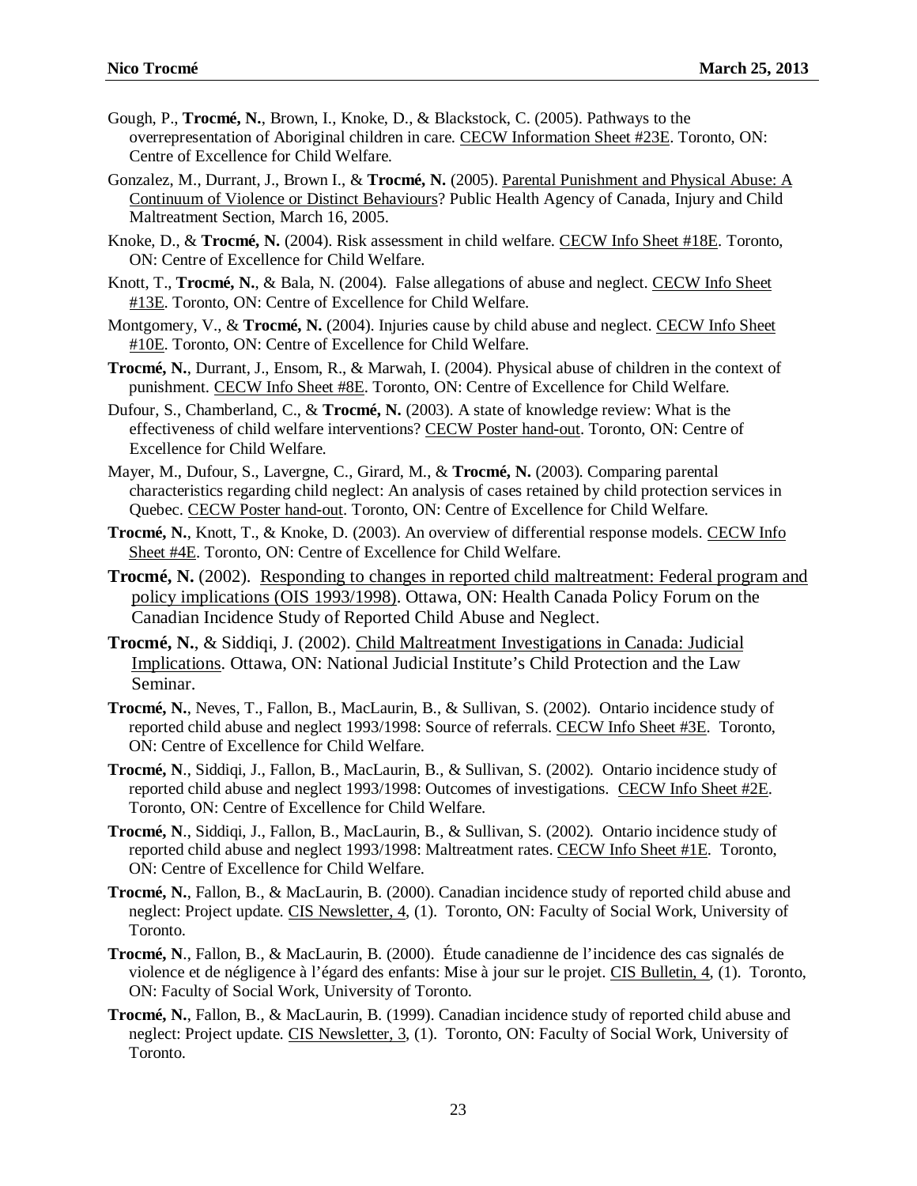Gough, P., **Trocmé, N.**, Brown, I., Knoke, D., & Blackstock, C. (2005). Pathways to the overrepresentation of Aboriginal children in care. CECW Information Sheet #23E. Toronto, ON: Centre of Excellence for Child Welfare.

Gonzalez, M., Durrant, J., Brown I., & **Trocmé, N.** (2005). Parental Punishment and Physical Abuse: A Continuum of Violence or Distinct Behaviours? Public Health Agency of Canada, Injury and Child Maltreatment Section, March 16, 2005.

Knoke, D., & **Trocmé, N.** (2004). Risk assessment in child welfare. CECW Info Sheet #18E. Toronto, ON: Centre of Excellence for Child Welfare.

Knott, T., **Trocmé, N.**, & Bala, N. (2004). False allegations of abuse and neglect. CECW Info Sheet #13E. Toronto, ON: Centre of Excellence for Child Welfare.

Montgomery, V., & **Trocmé, N.** (2004). Injuries cause by child abuse and neglect. CECW Info Sheet #10E. Toronto, ON: Centre of Excellence for Child Welfare.

**Trocmé, N.**, Durrant, J., Ensom, R., & Marwah, I. (2004). Physical abuse of children in the context of punishment. CECW Info Sheet #8E. Toronto, ON: Centre of Excellence for Child Welfare.

Dufour, S., Chamberland, C., & **Trocmé, N.** (2003). A state of knowledge review: What is the effectiveness of child welfare interventions? CECW Poster hand-out. Toronto, ON: Centre of Excellence for Child Welfare.

Mayer, M., Dufour, S., Lavergne, C., Girard, M., & **Trocmé, N.** (2003). Comparing parental characteristics regarding child neglect: An analysis of cases retained by child protection services in Quebec. CECW Poster hand-out. Toronto, ON: Centre of Excellence for Child Welfare.

**Trocmé, N.**, Knott, T., & Knoke, D. (2003). An overview of differential response models. CECW Info Sheet #4E. Toronto, ON: Centre of Excellence for Child Welfare.

**Trocmé, N.** (2002). Responding to changes in reported child maltreatment: Federal program and policy implications (OIS 1993/1998). Ottawa, ON: Health Canada Policy Forum on the Canadian Incidence Study of Reported Child Abuse and Neglect.

**Trocmé, N.**, & Siddiqi, J. (2002). Child Maltreatment Investigations in Canada: Judicial Implications. Ottawa, ON: National Judicial Institute's Child Protection and the Law Seminar.

**Trocmé, N.**, Neves, T., Fallon, B., MacLaurin, B., & Sullivan, S. (2002). Ontario incidence study of reported child abuse and neglect 1993/1998: Source of referrals. CECW Info Sheet #3E. Toronto, ON: Centre of Excellence for Child Welfare.

**Trocmé, N**., Siddiqi, J., Fallon, B., MacLaurin, B., & Sullivan, S. (2002). Ontario incidence study of reported child abuse and neglect 1993/1998: Outcomes of investigations. CECW Info Sheet #2E. Toronto, ON: Centre of Excellence for Child Welfare.

**Trocmé, N**., Siddiqi, J., Fallon, B., MacLaurin, B., & Sullivan, S. (2002). Ontario incidence study of reported child abuse and neglect 1993/1998: Maltreatment rates. CECW Info Sheet #1E. Toronto, ON: Centre of Excellence for Child Welfare.

**Trocmé, N.**, Fallon, B., & MacLaurin, B. (2000). Canadian incidence study of reported child abuse and neglect: Project update. CIS Newsletter, 4, (1). Toronto, ON: Faculty of Social Work, University of Toronto.

**Trocmé, N**., Fallon, B., & MacLaurin, B. (2000). Étude canadienne de l'incidence des cas signalés de violence et de négligence à l'égard des enfants: Mise à jour sur le projet. CIS Bulletin, 4, (1). Toronto, ON: Faculty of Social Work, University of Toronto.

**Trocmé, N.**, Fallon, B., & MacLaurin, B. (1999). Canadian incidence study of reported child abuse and neglect: Project update. CIS Newsletter, 3, (1). Toronto, ON: Faculty of Social Work, University of Toronto.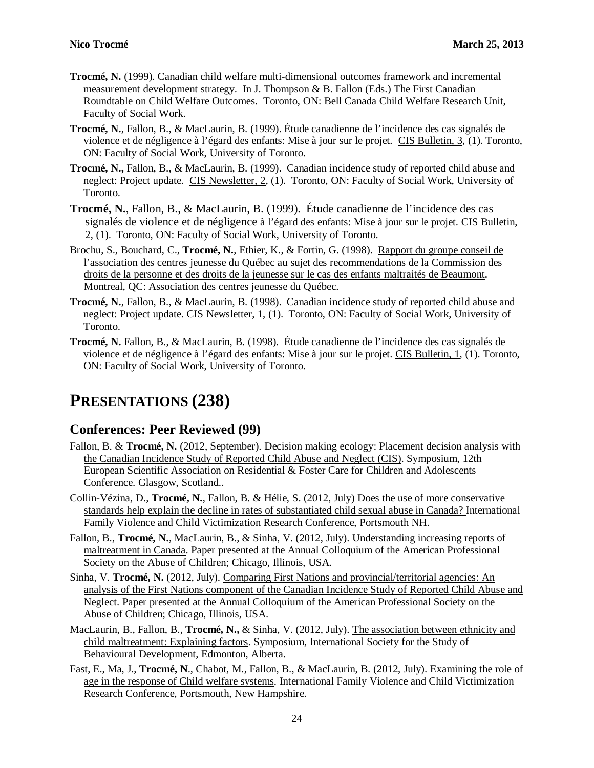**Trocmé, N.** (1999). Canadian child welfare multi-dimensional outcomes framework and incremental measurement development strategy. In J. Thompson & B. Fallon (Eds.) The First Canadian Roundtable on Child Welfare Outcomes. Toronto, ON: Bell Canada Child Welfare Research Unit, Faculty of Social Work.

**Trocmé, N.**, Fallon, B., & MacLaurin, B. (1999). Étude canadienne de l'incidence des cas signalés de violence et de négligence à l'égard des enfants: Mise à jour sur le projet. CIS Bulletin, 3, (1). Toronto, ON: Faculty of Social Work, University of Toronto.

**Trocmé, N.,** Fallon, B., & MacLaurin, B. (1999). Canadian incidence study of reported child abuse and neglect: Project update. CIS Newsletter, 2, (1). Toronto, ON: Faculty of Social Work, University of Toronto.

**Trocmé, N.**, Fallon, B., & MacLaurin, B. (1999). Étude canadienne de l'incidence des cas signalés de violence et de négligence à l'égard des enfants: Mise à jour sur le projet. CIS Bulletin, 2, (1). Toronto, ON: Faculty of Social Work, University of Toronto.

Brochu, S., Bouchard, C., **Trocmé, N.**, Ethier, K., & Fortin, G. (1998). Rapport du groupe conseil de l'association des centres jeunesse du Québec au sujet des recommendations de la Commission des droits de la personne et des droits de la jeunesse sur le cas des enfants maltraités de Beaumont. Montreal, QC: Association des centres jeunesse du Québec.

**Trocmé, N.**, Fallon, B., & MacLaurin, B. (1998). Canadian incidence study of reported child abuse and neglect: Project update. CIS Newsletter, 1, (1). Toronto, ON: Faculty of Social Work, University of Toronto.

**Trocmé, N.** Fallon, B., & MacLaurin, B. (1998). Étude canadienne de l'incidence des cas signalés de violence et de négligence à l'égard des enfants: Mise à jour sur le projet. CIS Bulletin, 1, (1). Toronto, ON: Faculty of Social Work, University of Toronto.

# PRESENTATIONS (238)

## Conferences: Peer Reviewed (99)

Fallon, B. & **Trocmé, N.** (2012, September). Decision making ecology: Placement decision analysis with the Canadian Incidence Study of Reported Child Abuse and Neglect (CIS). Symposium, 12th European Scientific Association on Residential & Foster Care for Children and Adolescents Conference. Glasgow, Scotland..

Collin-Vézina, D., **Trocmé, N.**, Fallon, B. & Hélie, S. (2012, July) Does the use of more conservative standards help explain the decline in rates of substantiated child sexual abuse in Canada? International Family Violence and Child Victimization Research Conference, Portsmouth NH.

Fallon, B., **Trocmé, N.**, MacLaurin, B., & Sinha, V. (2012, July). Understanding increasing reports of maltreatment in Canada. Paper presented at the Annual Colloquium of the American Professional Society on the Abuse of Children; Chicago, Illinois, USA.

Sinha, V. **Trocmé, N.** (2012, July). Comparing First Nations and provincial/territorial agencies: An analysis of the First Nations component of the Canadian Incidence Study of Reported Child Abuse and Neglect. Paper presented at the Annual Colloquium of the American Professional Society on the Abuse of Children; Chicago, Illinois, USA.

MacLaurin, B., Fallon, B., **Trocmé, N.,** & Sinha, V. (2012, July). The association between ethnicity and child maltreatment: Explaining factors. Symposium, International Society for the Study of Behavioural Development, Edmonton, Alberta.

Fast, E., Ma, J., **Trocmé, N**., Chabot, M., Fallon, B., & MacLaurin, B. (2012, July). Examining the role of age in the response of Child welfare systems. International Family Violence and Child Victimization Research Conference, Portsmouth, New Hampshire.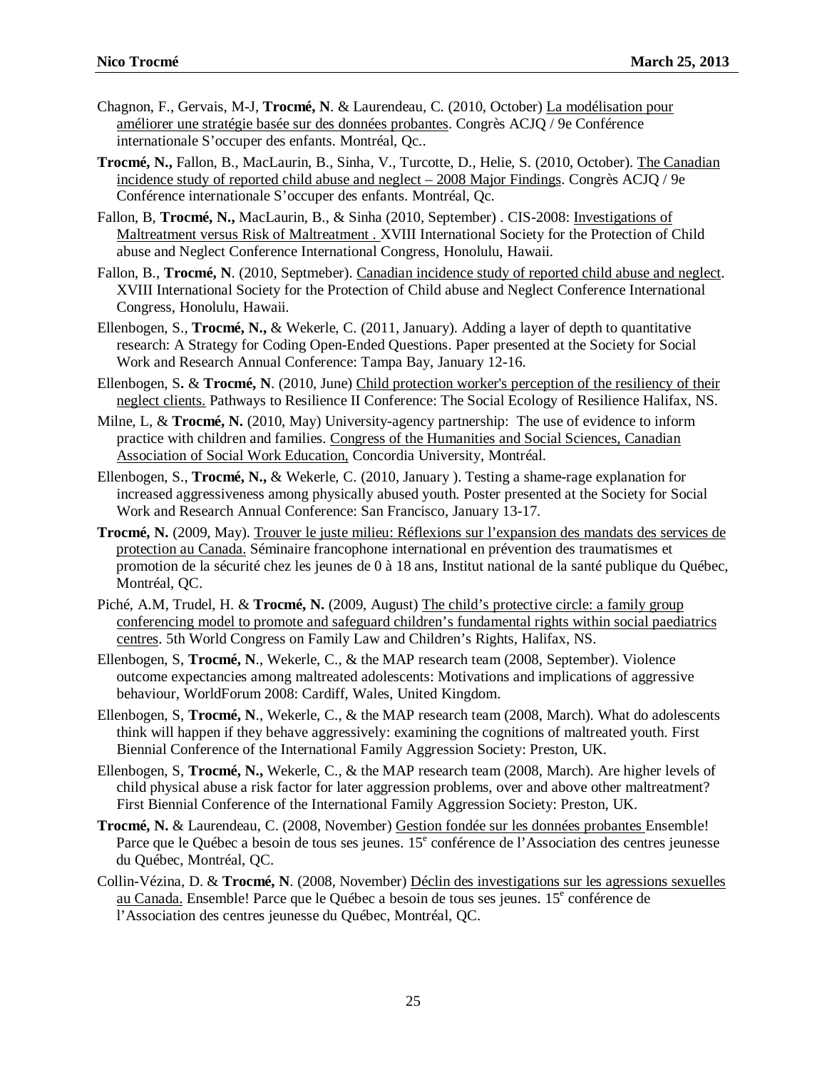Chagnon, F., Gervais, M-J, **Trocmé, N**. & Laurendeau, C. (2010, October) <u>La modélisation pour améliorer une stratégie basée sur des données probantes</u>. Congrès ACJQ / 9e Conférence internationale S'occuper des enfants. Montréal, Qc..

**Trocmé, N.,** Fallon, B., MacLaurin, B., Sinha, V., Turcotte, D., Helie, S. (2010, October). <u>The Canadian incidence study of reported child abuse and neglect – 2008 Major Findings</u>. Congrès ACJQ / 9e Conférence internationale S'occuper des enfants. Montréal, Qc.

Fallon, B, **Trocmé, N.,** MacLaurin, B., & Sinha (2010, September) . CIS-2008: <u>Investigations of Maltreatment versus Risk of Maltreatment .</u> XVIII International Society for the Protection of Child abuse and Neglect Conference International Congress, Honolulu, Hawaii.

Fallon, B., **Trocmé, N**. (2010, Septmeber). <u>Canadian incidence study of reported child abuse and neglect</u>. XVIII International Society for the Protection of Child abuse and Neglect Conference International Congress, Honolulu, Hawaii.

Ellenbogen, S., **Trocmé, N.,** & Wekerle, C. (2011, January). Adding a layer of depth to quantitative research: A Strategy for Coding Open-Ended Questions. Paper presented at the Society for Social Work and Research Annual Conference: Tampa Bay, January 12-16.

Ellenbogen, S**.** & **Trocmé, N**. (2010, June) <u>Child protection worker's perception of the resiliency of their neglect clients.</u> Pathways to Resilience II Conference: The Social Ecology of Resilience Halifax, NS.

Milne, L, & **Trocmé, N.** (2010, May) University-agency partnership: The use of evidence to inform practice with children and families. <u>Congress of the Humanities and Social Sciences, Canadian Association of Social Work Education,</u> Concordia University, Montréal.

Ellenbogen, S., **Trocmé, N.,** & Wekerle, C. (2010, January ). Testing a shame-rage explanation for increased aggressiveness among physically abused youth. Poster presented at the Society for Social Work and Research Annual Conference: San Francisco, January 13-17.

**Trocmé, N.** (2009, May). <u>Trouver le juste milieu: Réflexions sur l'expansion des mandats des services de protection au Canada.</u> Séminaire francophone international en prévention des traumatismes et promotion de la sécurité chez les jeunes de 0 à 18 ans, Institut national de la santé publique du Québec, Montréal, QC.

Piché, A.M, Trudel, H. & **Trocmé, N.** (2009, August) <u>The child's protective circle: a family group conferencing model to promote and safeguard children's fundamental rights within social paediatrics centres</u>. 5th World Congress on Family Law and Children's Rights, Halifax, NS.

Ellenbogen, S, **Trocmé, N**., Wekerle, C., & the MAP research team (2008, September). Violence outcome expectancies among maltreated adolescents: Motivations and implications of aggressive behaviour, WorldForum 2008: Cardiff, Wales, United Kingdom.

Ellenbogen, S, **Trocmé, N**., Wekerle, C., & the MAP research team (2008, March). What do adolescents think will happen if they behave aggressively: examining the cognitions of maltreated youth. First Biennial Conference of the International Family Aggression Society: Preston, UK.

Ellenbogen, S, **Trocmé, N.,** Wekerle, C., & the MAP research team (2008, March). Are higher levels of child physical abuse a risk factor for later aggression problems, over and above other maltreatment? First Biennial Conference of the International Family Aggression Society: Preston, UK.

**Trocmé, N.** & Laurendeau, C. (2008, November) <u>Gestion fondée sur les données probantes</u> Ensemble! Parce que le Québec a besoin de tous ses jeunes. 15e conférence de l'Association des centres jeunesse du Québec, Montréal, QC.

Collin-Vézina, D. & **Trocmé, N**. (2008, November) <u>Déclin des investigations sur les agressions sexuelles au Canada.</u> Ensemble! Parce que le Québec a besoin de tous ses jeunes. 15e conférence de l'Association des centres jeunesse du Québec, Montréal, QC.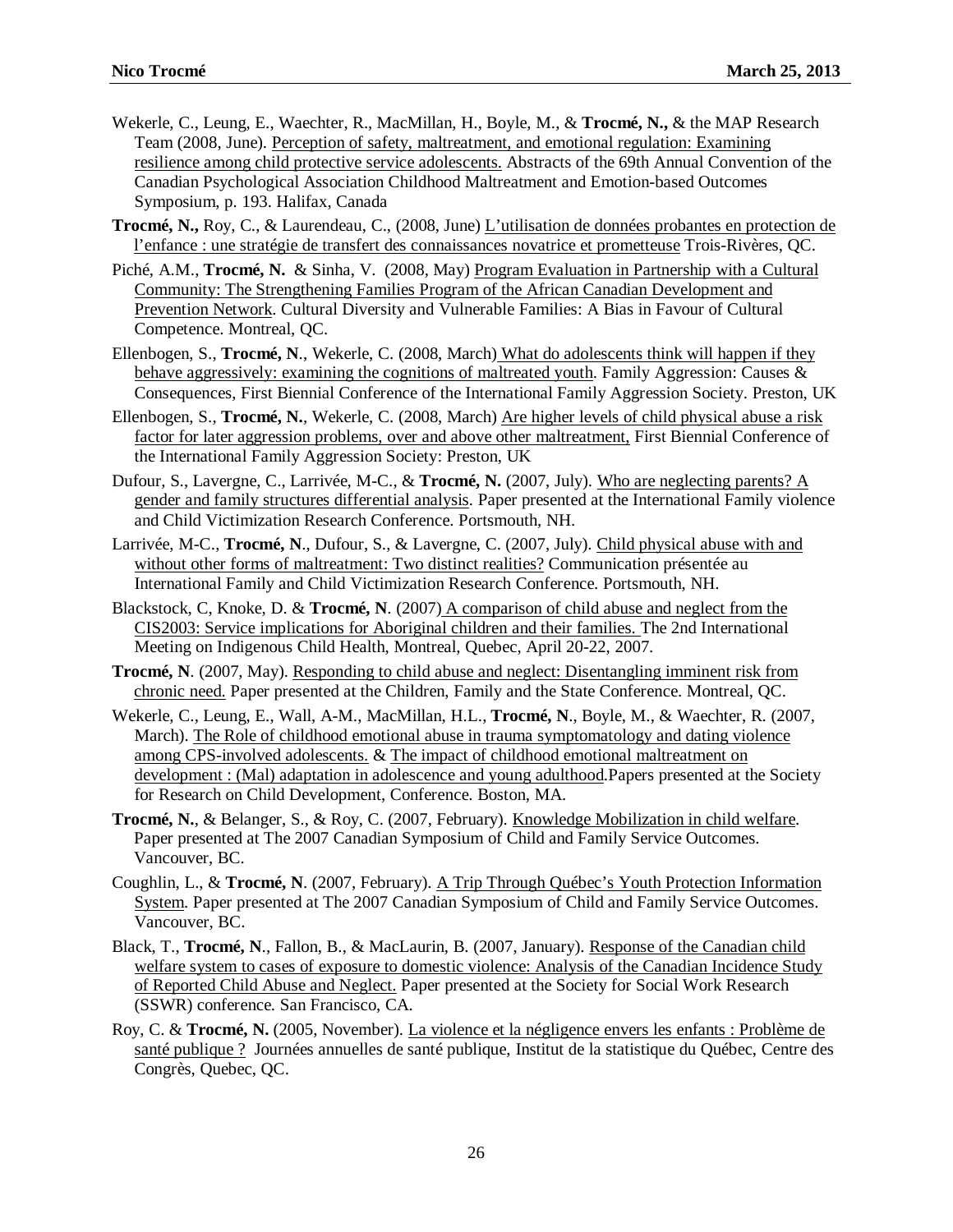Wekerle, C., Leung, E., Waechter, R., MacMillan, H., Boyle, M., & **Trocmé, N.,** & the MAP Research Team (2008, June). Perception of safety, maltreatment, and emotional regulation: Examining resilience among child protective service adolescents. Abstracts of the 69th Annual Convention of the Canadian Psychological Association Childhood Maltreatment and Emotion-based Outcomes Symposium, p. 193. Halifax, Canada

**Trocmé, N.,** Roy, C., & Laurendeau, C., (2008, June) L'utilisation de données probantes en protection de l'enfance : une stratégie de transfert des connaissances novatrice et prometteuse Trois-Rivères, QC.

Piché, A.M., **Trocmé, N.** & Sinha, V. (2008, May) Program Evaluation in Partnership with a Cultural Community: The Strengthening Families Program of the African Canadian Development and Prevention Network. Cultural Diversity and Vulnerable Families: A Bias in Favour of Cultural Competence. Montreal, QC.

Ellenbogen, S., **Trocmé, N**., Wekerle, C. (2008, March) What do adolescents think will happen if they behave aggressively: examining the cognitions of maltreated youth. Family Aggression: Causes & Consequences, First Biennial Conference of the International Family Aggression Society. Preston, UK

Ellenbogen, S., **Trocmé, N.**, Wekerle, C. (2008, March) Are higher levels of child physical abuse a risk factor for later aggression problems, over and above other maltreatment, First Biennial Conference of the International Family Aggression Society: Preston, UK

Dufour, S., Lavergne, C., Larrivée, M-C., & **Trocmé, N.** (2007, July). Who are neglecting parents? A gender and family structures differential analysis. Paper presented at the International Family violence and Child Victimization Research Conference. Portsmouth, NH.

Larrivée, M-C., **Trocmé, N**., Dufour, S., & Lavergne, C. (2007, July). Child physical abuse with and without other forms of maltreatment: Two distinct realities? Communication présentée au International Family and Child Victimization Research Conference. Portsmouth, NH.

Blackstock, C, Knoke, D. & **Trocmé, N**. (2007) A comparison of child abuse and neglect from the CIS2003: Service implications for Aboriginal children and their families. The 2nd International Meeting on Indigenous Child Health, Montreal, Quebec, April 20-22, 2007.

**Trocmé, N**. (2007, May). Responding to child abuse and neglect: Disentangling imminent risk from chronic need. Paper presented at the Children, Family and the State Conference. Montreal, QC.

Wekerle, C., Leung, E., Wall, A-M., MacMillan, H.L., **Trocmé, N**., Boyle, M., & Waechter, R. (2007, March). The Role of childhood emotional abuse in trauma symptomatology and dating violence among CPS-involved adolescents. & The impact of childhood emotional maltreatment on development : (Mal) adaptation in adolescence and young adulthood.Papers presented at the Society for Research on Child Development, Conference. Boston, MA.

**Trocmé, N.**, & Belanger, S., & Roy, C. (2007, February). Knowledge Mobilization in child welfare. Paper presented at The 2007 Canadian Symposium of Child and Family Service Outcomes. Vancouver, BC.

Coughlin, L., & **Trocmé, N**. (2007, February). A Trip Through Québec's Youth Protection Information System. Paper presented at The 2007 Canadian Symposium of Child and Family Service Outcomes. Vancouver, BC.

Black, T., **Trocmé, N**., Fallon, B., & MacLaurin, B. (2007, January). Response of the Canadian child welfare system to cases of exposure to domestic violence: Analysis of the Canadian Incidence Study of Reported Child Abuse and Neglect. Paper presented at the Society for Social Work Research (SSWR) conference. San Francisco, CA.

Roy, C. & **Trocmé, N.** (2005, November). La violence et la négligence envers les enfants : Problème de santé publique ? Journées annuelles de santé publique, Institut de la statistique du Québec, Centre des Congrès, Quebec, QC.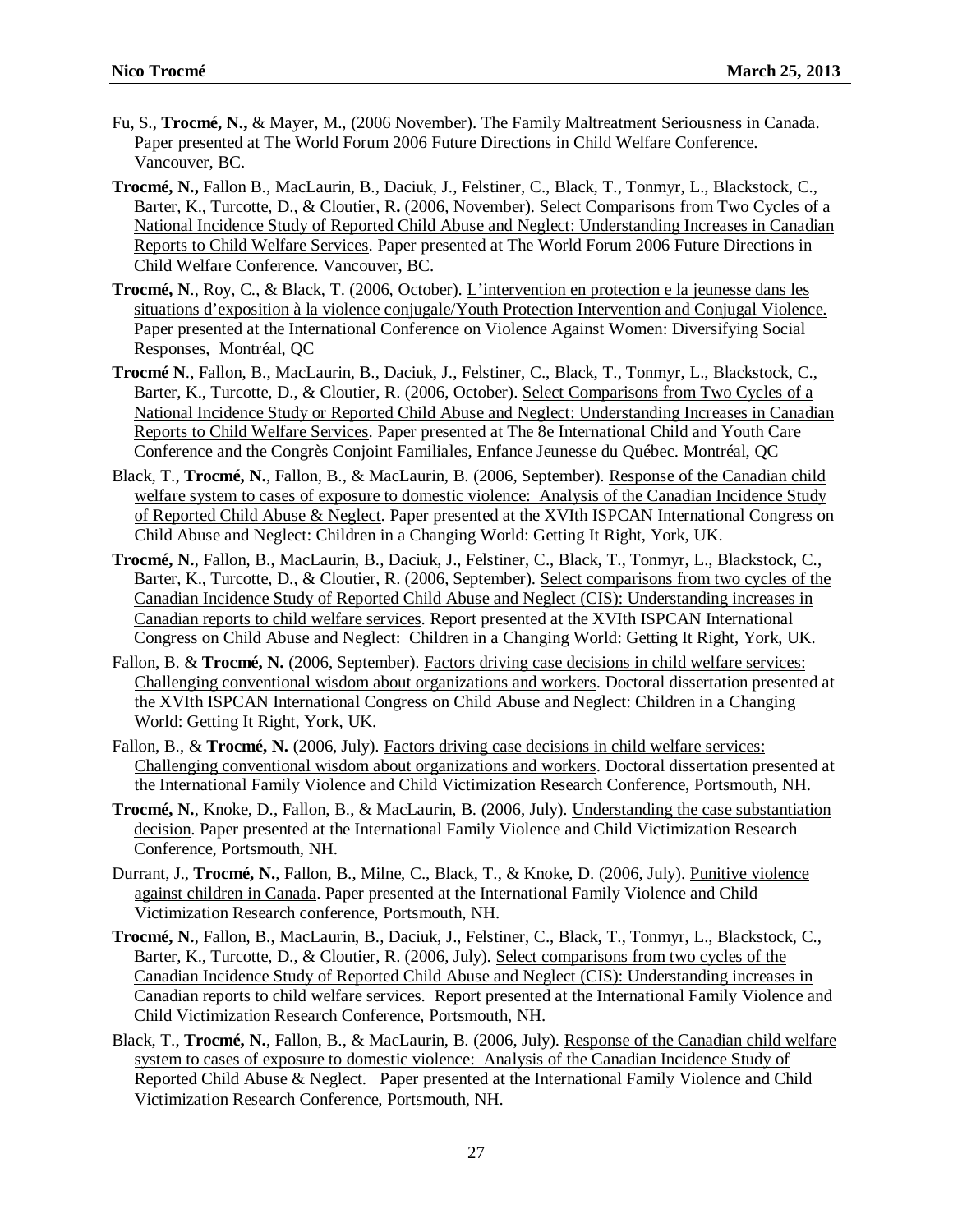Fu, S., **Trocmé, N.,** & Mayer, M., (2006 November). <u>The Family Maltreatment Seriousness in Canada.</u> Paper presented at The World Forum 2006 Future Directions in Child Welfare Conference. Vancouver, BC.

**Trocmé, N.,** Fallon B., MacLaurin, B., Daciuk, J., Felstiner, C., Black, T., Tonmyr, L., Blackstock, C., Barter, K., Turcotte, D., & Cloutier, R**.** (2006, November). <u>Select Comparisons from Two Cycles of a National Incidence Study of Reported Child Abuse and Neglect: Understanding Increases in Canadian Reports to Child Welfare Services</u>. Paper presented at The World Forum 2006 Future Directions in Child Welfare Conference. Vancouver, BC.

**Trocmé, N**., Roy, C., & Black, T. (2006, October). <u>L'intervention en protection e la jeunesse dans les situations d'exposition à la violence conjugale/Youth Protection Intervention and Conjugal Violence.</u> Paper presented at the International Conference on Violence Against Women: Diversifying Social Responses, Montréal, QC

**Trocmé N**., Fallon, B., MacLaurin, B., Daciuk, J., Felstiner, C., Black, T., Tonmyr, L., Blackstock, C., Barter, K., Turcotte, D., & Cloutier, R. (2006, October). <u>Select Comparisons from Two Cycles of a National Incidence Study or Reported Child Abuse and Neglect: Understanding Increases in Canadian Reports to Child Welfare Services</u>. Paper presented at The 8e International Child and Youth Care Conference and the Congrès Conjoint Familiales, Enfance Jeunesse du Québec. Montréal, QC

Black, T., **Trocmé, N.**, Fallon, B., & MacLaurin, B. (2006, September). <u>Response of the Canadian child welfare system to cases of exposure to domestic violence: Analysis of the Canadian Incidence Study of Reported Child Abuse & Neglect</u>. Paper presented at the XVIth ISPCAN International Congress on Child Abuse and Neglect: Children in a Changing World: Getting It Right, York, UK.

**Trocmé, N.**, Fallon, B., MacLaurin, B., Daciuk, J., Felstiner, C., Black, T., Tonmyr, L., Blackstock, C., Barter, K., Turcotte, D., & Cloutier, R. (2006, September). <u>Select comparisons from two cycles of the Canadian Incidence Study of Reported Child Abuse and Neglect (CIS): Understanding increases in Canadian reports to child welfare services</u>. Report presented at the XVIth ISPCAN International Congress on Child Abuse and Neglect: Children in a Changing World: Getting It Right, York, UK.

Fallon, B. & **Trocmé, N.** (2006, September). <u>Factors driving case decisions in child welfare services: Challenging conventional wisdom about organizations and workers</u>. Doctoral dissertation presented at the XVIth ISPCAN International Congress on Child Abuse and Neglect: Children in a Changing World: Getting It Right, York, UK.

Fallon, B., & **Trocmé, N.** (2006, July). <u>Factors driving case decisions in child welfare services: Challenging conventional wisdom about organizations and workers</u>. Doctoral dissertation presented at the International Family Violence and Child Victimization Research Conference, Portsmouth, NH.

**Trocmé, N.**, Knoke, D., Fallon, B., & MacLaurin, B. (2006, July). <u>Understanding the case substantiation decision</u>. Paper presented at the International Family Violence and Child Victimization Research Conference, Portsmouth, NH.

Durrant, J., **Trocmé, N.**, Fallon, B., Milne, C., Black, T., & Knoke, D. (2006, July). <u>Punitive violence against children in Canada</u>. Paper presented at the International Family Violence and Child Victimization Research conference, Portsmouth, NH.

**Trocmé, N.**, Fallon, B., MacLaurin, B., Daciuk, J., Felstiner, C., Black, T., Tonmyr, L., Blackstock, C., Barter, K., Turcotte, D., & Cloutier, R. (2006, July). <u>Select comparisons from two cycles of the Canadian Incidence Study of Reported Child Abuse and Neglect (CIS): Understanding increases in Canadian reports to child welfare services</u>. Report presented at the International Family Violence and Child Victimization Research Conference, Portsmouth, NH.

Black, T., **Trocmé, N.**, Fallon, B., & MacLaurin, B. (2006, July). <u>Response of the Canadian child welfare system to cases of exposure to domestic violence: Analysis of the Canadian Incidence Study of Reported Child Abuse & Neglect</u>. Paper presented at the International Family Violence and Child Victimization Research Conference, Portsmouth, NH.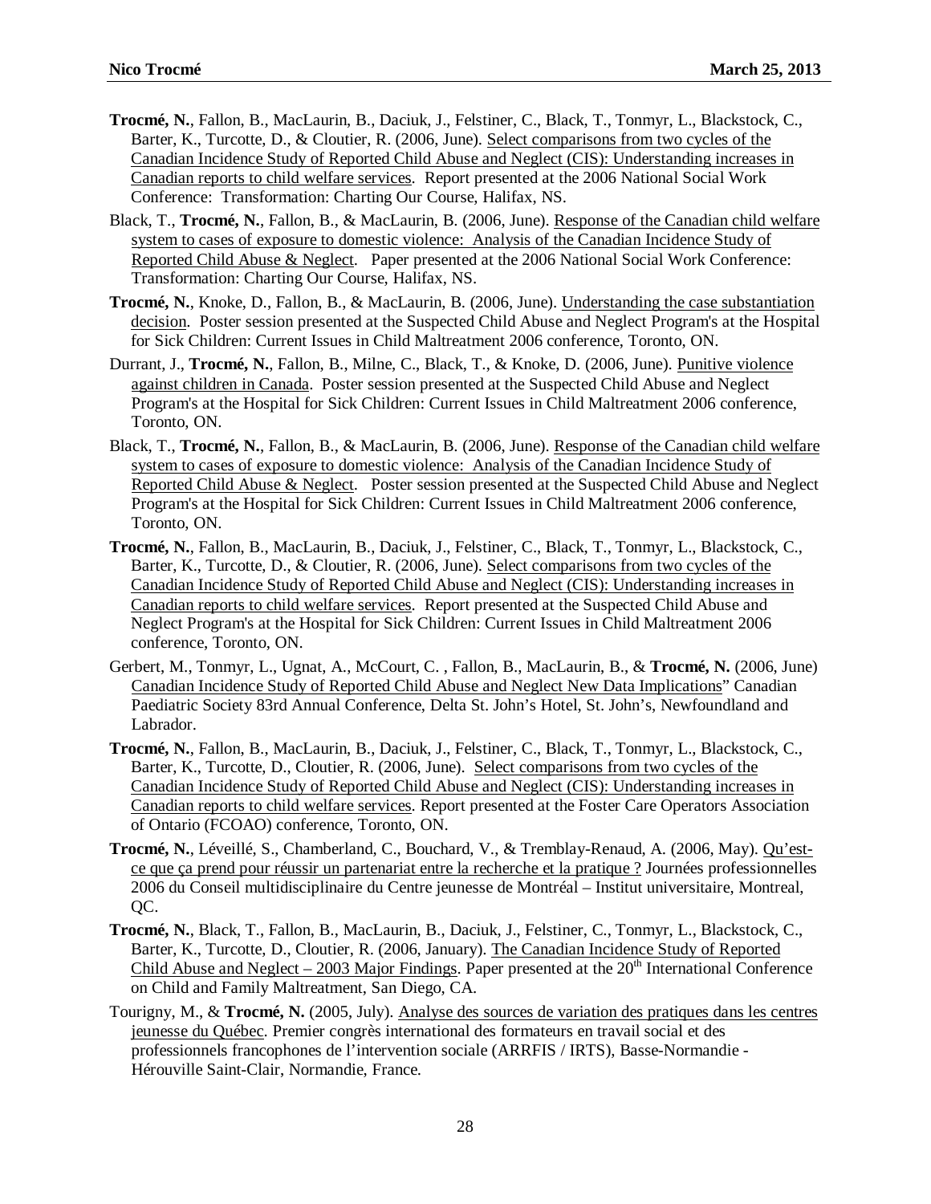**Trocmé, N.**, Fallon, B., MacLaurin, B., Daciuk, J., Felstiner, C., Black, T., Tonmyr, L., Blackstock, C., Barter, K., Turcotte, D., & Cloutier, R. (2006, June). Select comparisons from two cycles of the Canadian Incidence Study of Reported Child Abuse and Neglect (CIS): Understanding increases in Canadian reports to child welfare services. Report presented at the 2006 National Social Work Conference: Transformation: Charting Our Course, Halifax, NS.

Black, T., **Trocmé, N.**, Fallon, B., & MacLaurin, B. (2006, June). Response of the Canadian child welfare system to cases of exposure to domestic violence: Analysis of the Canadian Incidence Study of Reported Child Abuse & Neglect. Paper presented at the 2006 National Social Work Conference: Transformation: Charting Our Course, Halifax, NS.

**Trocmé, N.**, Knoke, D., Fallon, B., & MacLaurin, B. (2006, June). Understanding the case substantiation decision. Poster session presented at the Suspected Child Abuse and Neglect Program's at the Hospital for Sick Children: Current Issues in Child Maltreatment 2006 conference, Toronto, ON.

Durrant, J., **Trocmé, N.**, Fallon, B., Milne, C., Black, T., & Knoke, D. (2006, June). Punitive violence against children in Canada. Poster session presented at the Suspected Child Abuse and Neglect Program's at the Hospital for Sick Children: Current Issues in Child Maltreatment 2006 conference, Toronto, ON.

Black, T., **Trocmé, N.**, Fallon, B., & MacLaurin, B. (2006, June). Response of the Canadian child welfare system to cases of exposure to domestic violence: Analysis of the Canadian Incidence Study of Reported Child Abuse & Neglect. Poster session presented at the Suspected Child Abuse and Neglect Program's at the Hospital for Sick Children: Current Issues in Child Maltreatment 2006 conference, Toronto, ON.

**Trocmé, N.**, Fallon, B., MacLaurin, B., Daciuk, J., Felstiner, C., Black, T., Tonmyr, L., Blackstock, C., Barter, K., Turcotte, D., & Cloutier, R. (2006, June). Select comparisons from two cycles of the Canadian Incidence Study of Reported Child Abuse and Neglect (CIS): Understanding increases in Canadian reports to child welfare services. Report presented at the Suspected Child Abuse and Neglect Program's at the Hospital for Sick Children: Current Issues in Child Maltreatment 2006 conference, Toronto, ON.

Gerbert, M., Tonmyr, L., Ugnat, A., McCourt, C. , Fallon, B., MacLaurin, B., & **Trocmé, N.** (2006, June) Canadian Incidence Study of Reported Child Abuse and Neglect New Data Implications" Canadian Paediatric Society 83rd Annual Conference, Delta St. John's Hotel, St. John's, Newfoundland and Labrador.

**Trocmé, N.**, Fallon, B., MacLaurin, B., Daciuk, J., Felstiner, C., Black, T., Tonmyr, L., Blackstock, C., Barter, K., Turcotte, D., Cloutier, R. (2006, June). Select comparisons from two cycles of the Canadian Incidence Study of Reported Child Abuse and Neglect (CIS): Understanding increases in Canadian reports to child welfare services. Report presented at the Foster Care Operators Association of Ontario (FCOAO) conference, Toronto, ON.

**Trocmé, N.**, Léveillé, S., Chamberland, C., Bouchard, V., & Tremblay-Renaud, A. (2006, May). Qu'est-ce que ça prend pour réussir un partenariat entre la recherche et la pratique ? Journées professionnelles 2006 du Conseil multidisciplinaire du Centre jeunesse de Montréal – Institut universitaire, Montreal, QC.

**Trocmé, N.**, Black, T., Fallon, B., MacLaurin, B., Daciuk, J., Felstiner, C., Tonmyr, L., Blackstock, C., Barter, K., Turcotte, D., Cloutier, R. (2006, January). The Canadian Incidence Study of Reported Child Abuse and Neglect – 2003 Major Findings. Paper presented at the 20th International Conference on Child and Family Maltreatment, San Diego, CA.

Tourigny, M., & **Trocmé, N.** (2005, July). Analyse des sources de variation des pratiques dans les centres jeunesse du Québec. Premier congrès international des formateurs en travail social et des professionnels francophones de l'intervention sociale (ARRFIS / IRTS), Basse-Normandie - Hérouville Saint-Clair, Normandie, France.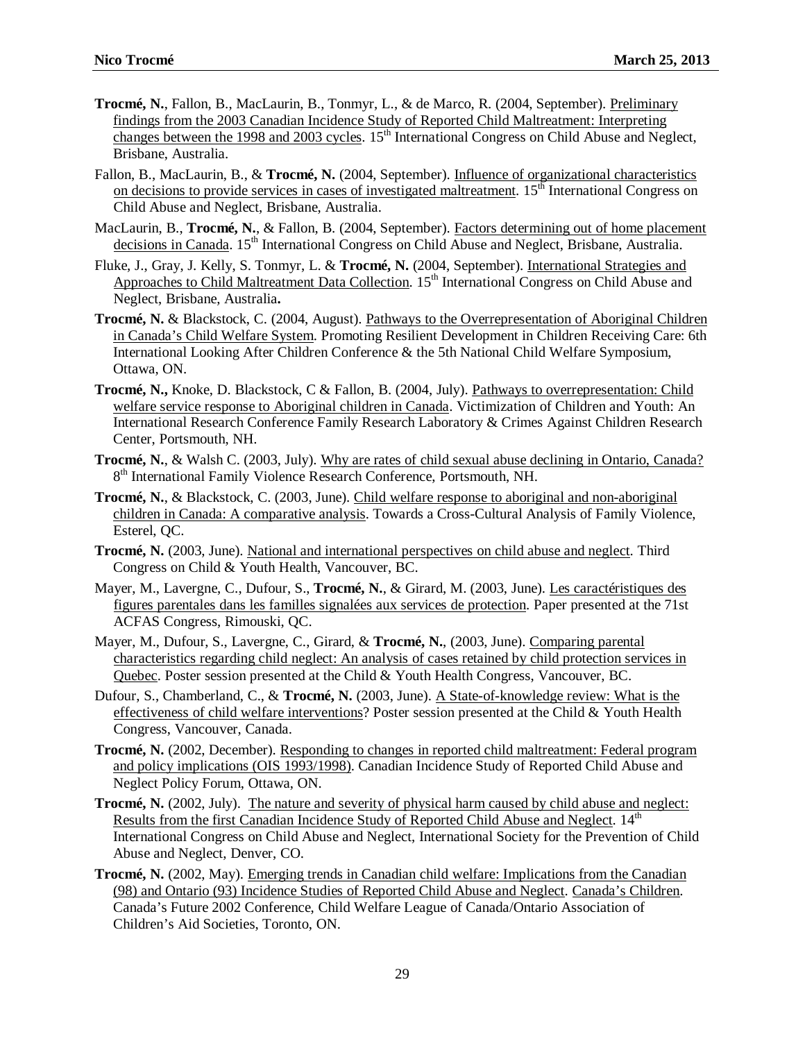**Trocmé, N.**, Fallon, B., MacLaurin, B., Tonmyr, L., & de Marco, R. (2004, September). Preliminary findings from the 2003 Canadian Incidence Study of Reported Child Maltreatment: Interpreting changes between the 1998 and 2003 cycles. 15th International Congress on Child Abuse and Neglect, Brisbane, Australia.

Fallon, B., MacLaurin, B., & **Trocmé, N.** (2004, September). Influence of organizational characteristics on decisions to provide services in cases of investigated maltreatment. 15th International Congress on Child Abuse and Neglect, Brisbane, Australia.

MacLaurin, B., **Trocmé, N.**, & Fallon, B. (2004, September). Factors determining out of home placement decisions in Canada. 15th International Congress on Child Abuse and Neglect, Brisbane, Australia.

Fluke, J., Gray, J. Kelly, S. Tonmyr, L. & **Trocmé, N.** (2004, September). International Strategies and Approaches to Child Maltreatment Data Collection. 15th International Congress on Child Abuse and Neglect, Brisbane, Australia**.**

**Trocmé, N.** & Blackstock, C. (2004, August). Pathways to the Overrepresentation of Aboriginal Children in Canada's Child Welfare System. Promoting Resilient Development in Children Receiving Care: 6th International Looking After Children Conference & the 5th National Child Welfare Symposium, Ottawa, ON.

**Trocmé, N.,** Knoke, D. Blackstock, C & Fallon, B. (2004, July). Pathways to overrepresentation: Child welfare service response to Aboriginal children in Canada. Victimization of Children and Youth: An International Research Conference Family Research Laboratory & Crimes Against Children Research Center, Portsmouth, NH.

**Trocmé, N.**, & Walsh C. (2003, July). Why are rates of child sexual abuse declining in Ontario, Canada? 8th International Family Violence Research Conference, Portsmouth, NH.

**Trocmé, N.**, & Blackstock, C. (2003, June). Child welfare response to aboriginal and non-aboriginal children in Canada: A comparative analysis. Towards a Cross-Cultural Analysis of Family Violence, Esterel, QC.

**Trocmé, N.** (2003, June). National and international perspectives on child abuse and neglect. Third Congress on Child & Youth Health, Vancouver, BC.

Mayer, M., Lavergne, C., Dufour, S., **Trocmé, N.**, & Girard, M. (2003, June). Les caractéristiques des figures parentales dans les familles signalées aux services de protection. Paper presented at the 71st ACFAS Congress, Rimouski, QC.

Mayer, M., Dufour, S., Lavergne, C., Girard, & **Trocmé, N.**, (2003, June). Comparing parental characteristics regarding child neglect: An analysis of cases retained by child protection services in Quebec. Poster session presented at the Child & Youth Health Congress, Vancouver, BC.

Dufour, S., Chamberland, C., & **Trocmé, N.** (2003, June). A State-of-knowledge review: What is the effectiveness of child welfare interventions? Poster session presented at the Child & Youth Health Congress, Vancouver, Canada.

**Trocmé, N.** (2002, December). Responding to changes in reported child maltreatment: Federal program and policy implications (OIS 1993/1998). Canadian Incidence Study of Reported Child Abuse and Neglect Policy Forum, Ottawa, ON.

**Trocmé, N.** (2002, July). The nature and severity of physical harm caused by child abuse and neglect: Results from the first Canadian Incidence Study of Reported Child Abuse and Neglect. 14th International Congress on Child Abuse and Neglect, International Society for the Prevention of Child Abuse and Neglect, Denver, CO.

**Trocmé, N.** (2002, May). Emerging trends in Canadian child welfare: Implications from the Canadian (98) and Ontario (93) Incidence Studies of Reported Child Abuse and Neglect. Canada's Children. Canada's Future 2002 Conference, Child Welfare League of Canada/Ontario Association of Children's Aid Societies, Toronto, ON.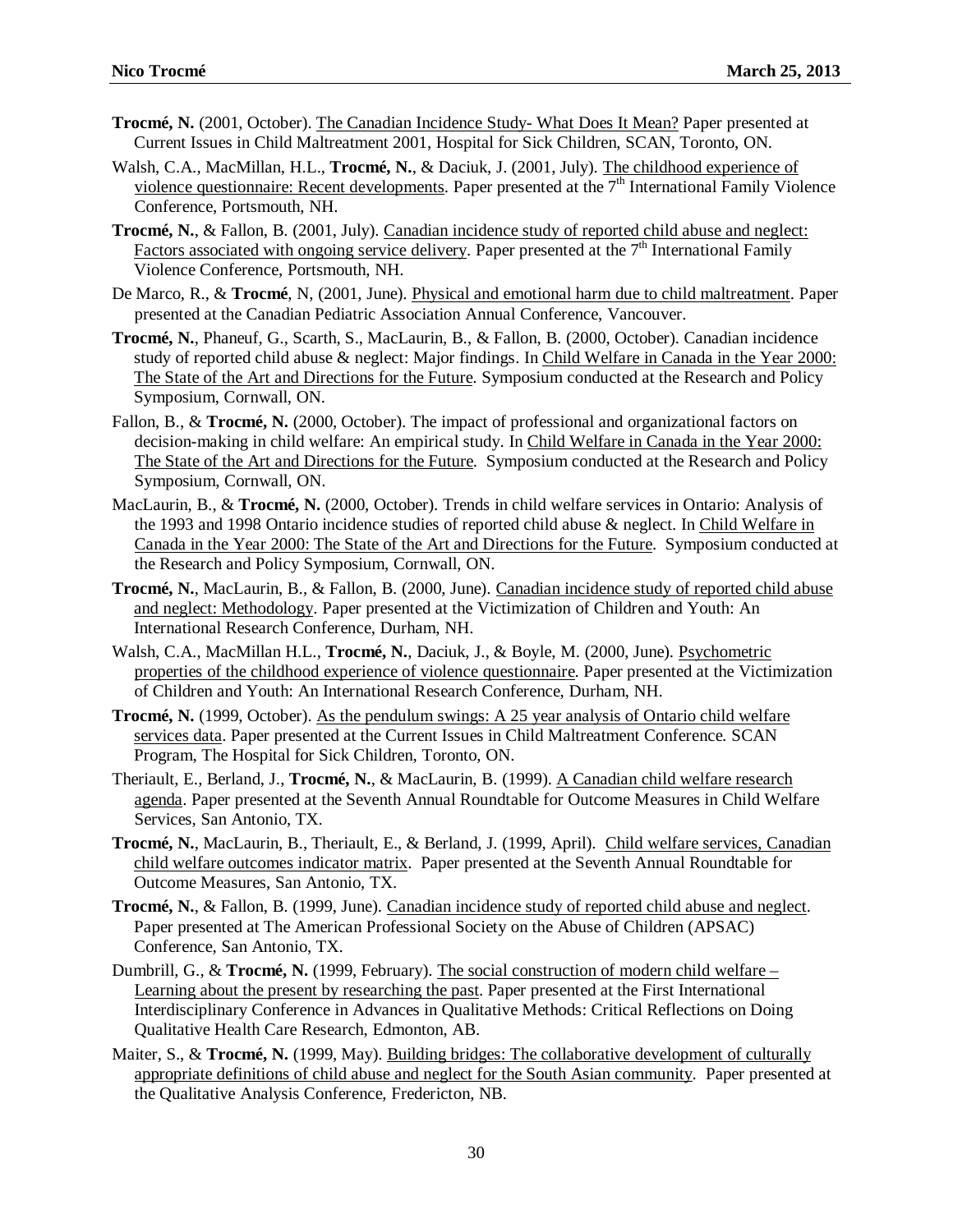**Trocmé, N.** (2001, October). <u>The Canadian Incidence Study- What Does It Mean?</u> Paper presented at Current Issues in Child Maltreatment 2001, Hospital for Sick Children, SCAN, Toronto, ON.

Walsh, C.A., MacMillan, H.L., **Trocmé, N.**, & Daciuk, J. (2001, July). <u>The childhood experience of violence questionnaire: Recent developments</u>. Paper presented at the 7th International Family Violence Conference, Portsmouth, NH.

**Trocmé, N.**, & Fallon, B. (2001, July). <u>Canadian incidence study of reported child abuse and neglect: Factors associated with ongoing service delivery</u>. Paper presented at the 7th International Family Violence Conference, Portsmouth, NH.

De Marco, R., & **Trocmé**, N, (2001, June). <u>Physical and emotional harm due to child maltreatment</u>. Paper presented at the Canadian Pediatric Association Annual Conference, Vancouver.

**Trocmé, N.**, Phaneuf, G., Scarth, S., MacLaurin, B., & Fallon, B. (2000, October). Canadian incidence study of reported child abuse & neglect: Major findings. In <u>Child Welfare in Canada in the Year 2000: The State of the Art and Directions for the Future</u>. Symposium conducted at the Research and Policy Symposium, Cornwall, ON.

Fallon, B., & **Trocmé, N.** (2000, October). The impact of professional and organizational factors on decision-making in child welfare: An empirical study. In <u>Child Welfare in Canada in the Year 2000: The State of the Art and Directions for the Future</u>. Symposium conducted at the Research and Policy Symposium, Cornwall, ON.

MacLaurin, B., & **Trocmé, N.** (2000, October). Trends in child welfare services in Ontario: Analysis of the 1993 and 1998 Ontario incidence studies of reported child abuse & neglect. In <u>Child Welfare in Canada in the Year 2000: The State of the Art and Directions for the Future</u>. Symposium conducted at the Research and Policy Symposium, Cornwall, ON.

**Trocmé, N.**, MacLaurin, B., & Fallon, B. (2000, June). <u>Canadian incidence study of reported child abuse and neglect: Methodology</u>. Paper presented at the Victimization of Children and Youth: An International Research Conference, Durham, NH.

Walsh, C.A., MacMillan H.L., **Trocmé, N.**, Daciuk, J., & Boyle, M. (2000, June). <u>Psychometric properties of the childhood experience of violence questionnaire</u>. Paper presented at the Victimization of Children and Youth: An International Research Conference, Durham, NH.

**Trocmé, N.** (1999, October). <u>As the pendulum swings: A 25 year analysis of Ontario child welfare services data</u>. Paper presented at the Current Issues in Child Maltreatment Conference. SCAN Program, The Hospital for Sick Children, Toronto, ON.

Theriault, E., Berland, J., **Trocmé, N.**, & MacLaurin, B. (1999). <u>A Canadian child welfare research agenda</u>. Paper presented at the Seventh Annual Roundtable for Outcome Measures in Child Welfare Services, San Antonio, TX.

**Trocmé, N.**, MacLaurin, B., Theriault, E., & Berland, J. (1999, April). <u>Child welfare services, Canadian child welfare outcomes indicator matrix</u>. Paper presented at the Seventh Annual Roundtable for Outcome Measures, San Antonio, TX.

**Trocmé, N.**, & Fallon, B. (1999, June). <u>Canadian incidence study of reported child abuse and neglect</u>. Paper presented at The American Professional Society on the Abuse of Children (APSAC) Conference, San Antonio, TX.

Dumbrill, G., & **Trocmé, N.** (1999, February). <u>The social construction of modern child welfare – Learning about the present by researching the past</u>. Paper presented at the First International Interdisciplinary Conference in Advances in Qualitative Methods: Critical Reflections on Doing Qualitative Health Care Research, Edmonton, AB.

Maiter, S., & **Trocmé, N.** (1999, May). <u>Building bridges: The collaborative development of culturally appropriate definitions of child abuse and neglect for the South Asian community</u>. Paper presented at the Qualitative Analysis Conference, Fredericton, NB.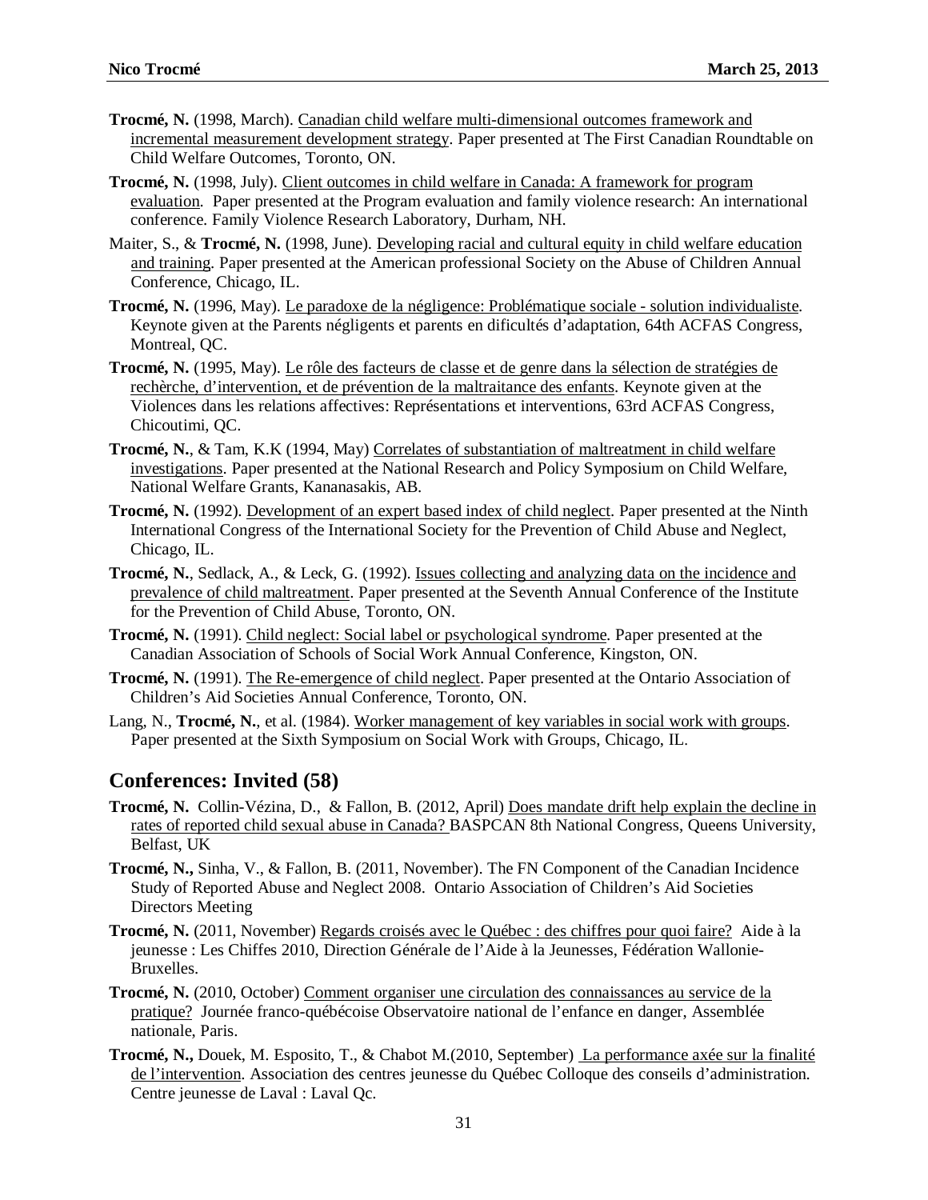**Trocmé, N.** (1998, March). <u>Canadian child welfare multi-dimensional outcomes framework and incremental measurement development strategy</u>. Paper presented at The First Canadian Roundtable on Child Welfare Outcomes, Toronto, ON.

**Trocmé, N.** (1998, July). <u>Client outcomes in child welfare in Canada: A framework for program evaluation</u>. Paper presented at the Program evaluation and family violence research: An international conference. Family Violence Research Laboratory, Durham, NH.

Maiter, S., & **Trocmé, N.** (1998, June). <u>Developing racial and cultural equity in child welfare education and training</u>. Paper presented at the American professional Society on the Abuse of Children Annual Conference, Chicago, IL.

**Trocmé, N.** (1996, May). <u>Le paradoxe de la négligence: Problématique sociale - solution individualiste</u>. Keynote given at the Parents négligents et parents en dificultés d'adaptation, 64th ACFAS Congress, Montreal, QC.

**Trocmé, N.** (1995, May). <u>Le rôle des facteurs de classe et de genre dans la sélection de stratégies de rechèrche, d'intervention, et de prévention de la maltraitance des enfants</u>. Keynote given at the Violences dans les relations affectives: Représentations et interventions, 63rd ACFAS Congress, Chicoutimi, QC.

**Trocmé, N.**, & Tam, K.K (1994, May) <u>Correlates of substantiation of maltreatment in child welfare investigations</u>. Paper presented at the National Research and Policy Symposium on Child Welfare, National Welfare Grants, Kananasakis, AB.

**Trocmé, N.** (1992). <u>Development of an expert based index of child neglect</u>. Paper presented at the Ninth International Congress of the International Society for the Prevention of Child Abuse and Neglect, Chicago, IL.

**Trocmé, N.**, Sedlack, A., & Leck, G. (1992). <u>Issues collecting and analyzing data on the incidence and prevalence of child maltreatment</u>. Paper presented at the Seventh Annual Conference of the Institute for the Prevention of Child Abuse, Toronto, ON.

**Trocmé, N.** (1991). <u>Child neglect: Social label or psychological syndrome</u>. Paper presented at the Canadian Association of Schools of Social Work Annual Conference, Kingston, ON.

**Trocmé, N.** (1991). <u>The Re-emergence of child neglect</u>. Paper presented at the Ontario Association of Children's Aid Societies Annual Conference, Toronto, ON.

Lang, N., **Trocmé, N.**, et al. (1984). <u>Worker management of key variables in social work with groups</u>. Paper presented at the Sixth Symposium on Social Work with Groups, Chicago, IL.

## Conferences: Invited (58)

**Trocmé, N.** Collin-Vézina, D., & Fallon, B. (2012, April) <u>Does mandate drift help explain the decline in rates of reported child sexual abuse in Canada?</u> BASPCAN 8th National Congress, Queens University, Belfast, UK

**Trocmé, N.,** Sinha, V., & Fallon, B. (2011, November). The FN Component of the Canadian Incidence Study of Reported Abuse and Neglect 2008. Ontario Association of Children's Aid Societies Directors Meeting

**Trocmé, N.** (2011, November) <u>Regards croisés avec le Québec : des chiffres pour quoi faire?</u> Aide à la jeunesse : Les Chiffes 2010, Direction Générale de l'Aide à la Jeunesses, Fédération Wallonie-Bruxelles.

**Trocmé, N.** (2010, October) <u>Comment organiser une circulation des connaissances au service de la pratique?</u> Journée franco-québécoise Observatoire national de l'enfance en danger, Assemblée nationale, Paris.

**Trocmé, N.,** Douek, M. Esposito, T., & Chabot M.(2010, September) <u>La performance axée sur la finalité de l'intervention</u>. Association des centres jeunesse du Québec Colloque des conseils d'administration. Centre jeunesse de Laval : Laval Qc.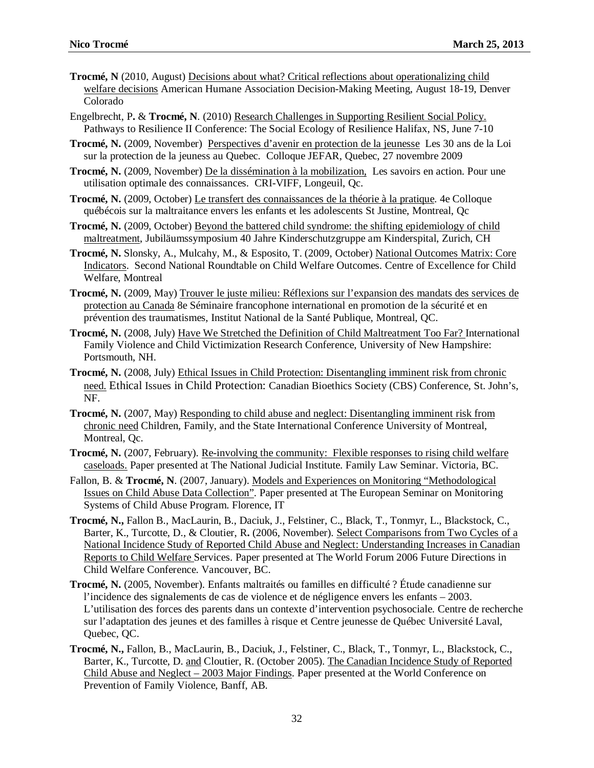**Trocmé, N** (2010, August) <u>Decisions about what? Critical reflections about operationalizing child welfare decisions</u> American Humane Association Decision-Making Meeting, August 18-19, Denver Colorado

Engelbrecht, P**.** & **Trocmé, N**. (2010) <u>Research Challenges in Supporting Resilient Social Policy.</u> Pathways to Resilience II Conference: The Social Ecology of Resilience Halifax, NS, June 7-10

**Trocmé, N.** (2009, November) <u>Perspectives d'avenir en protection de la jeunesse</u> Les 30 ans de la Loi sur la protection de la jeuness au Quebec. Colloque JEFAR, Quebec, 27 novembre 2009

**Trocmé, N.** (2009, November) <u>De la dissémination à la mobilization,</u> Les savoirs en action. Pour une utilisation optimale des connaissances. CRI-VIFF, Longeuil, Qc.

**Trocmé, N.** (2009, October) <u>Le transfert des connaissances de la théorie à la pratique</u>. 4e Colloque québécois sur la maltraitance envers les enfants et les adolescents St Justine, Montreal, Qc

**Trocmé, N.** (2009, October) <u>Beyond the battered child syndrome: the shifting epidemiology of child maltreatment</u>, Jubiläumssymposium 40 Jahre Kinderschutzgruppe am Kinderspital, Zurich, CH

**Trocmé, N.** Slonsky, A., Mulcahy, M., & Esposito, T. (2009, October) <u>National Outcomes Matrix: Core Indicators</u>. Second National Roundtable on Child Welfare Outcomes. Centre of Excellence for Child Welfare, Montreal

**Trocmé, N.** (2009, May) <u>Trouver le juste milieu: Réflexions sur l'expansion des mandats des services de protection au Canada</u> 8e Séminaire francophone international en promotion de la sécurité et en prévention des traumatismes, Institut National de la Santé Publique, Montreal, QC.

**Trocmé, N.** (2008, July) <u>Have We Stretched the Definition of Child Maltreatment Too Far?</u> International Family Violence and Child Victimization Research Conference, University of New Hampshire: Portsmouth, NH.

**Trocmé, N.** (2008, July) <u>Ethical Issues in Child Protection: Disentangling imminent risk from chronic need.</u> Ethical Issues in Child Protection: Canadian Bioethics Society (CBS) Conference, St. John's, NF.

**Trocmé, N.** (2007, May) <u>Responding to child abuse and neglect: Disentangling imminent risk from chronic need</u> Children, Family, and the State International Conference University of Montreal, Montreal, Qc.

**Trocmé, N.** (2007, February). <u>Re-involving the community: Flexible responses to rising child welfare caseloads.</u> Paper presented at The National Judicial Institute. Family Law Seminar. Victoria, BC.

Fallon, B. & **Trocmé, N**. (2007, January). <u>Models and Experiences on Monitoring "Methodological Issues on Child Abuse Data Collection"</u>. Paper presented at The European Seminar on Monitoring Systems of Child Abuse Program. Florence, IT

**Trocmé, N.,** Fallon B., MacLaurin, B., Daciuk, J., Felstiner, C., Black, T., Tonmyr, L., Blackstock, C., Barter, K., Turcotte, D., & Cloutier, R**.** (2006, November). <u>Select Comparisons from Two Cycles of a National Incidence Study of Reported Child Abuse and Neglect: Understanding Increases in Canadian Reports to Child Welfare</u> Services. Paper presented at The World Forum 2006 Future Directions in Child Welfare Conference. Vancouver, BC.

**Trocmé, N.** (2005, November). Enfants maltraités ou familles en difficulté ? Étude canadienne sur l'incidence des signalements de cas de violence et de négligence envers les enfants – 2003. L'utilisation des forces des parents dans un contexte d'intervention psychosociale. Centre de recherche sur l'adaptation des jeunes et des familles à risque et Centre jeunesse de Québec Université Laval, Quebec, QC.

**Trocmé, N.,** Fallon, B., MacLaurin, B., Daciuk, J., Felstiner, C., Black, T., Tonmyr, L., Blackstock, C., Barter, K., Turcotte, D. <u>and</u> Cloutier, R. (October 2005). <u>The Canadian Incidence Study of Reported Child Abuse and Neglect – 2003 Major Findings</u>. Paper presented at the World Conference on Prevention of Family Violence, Banff, AB.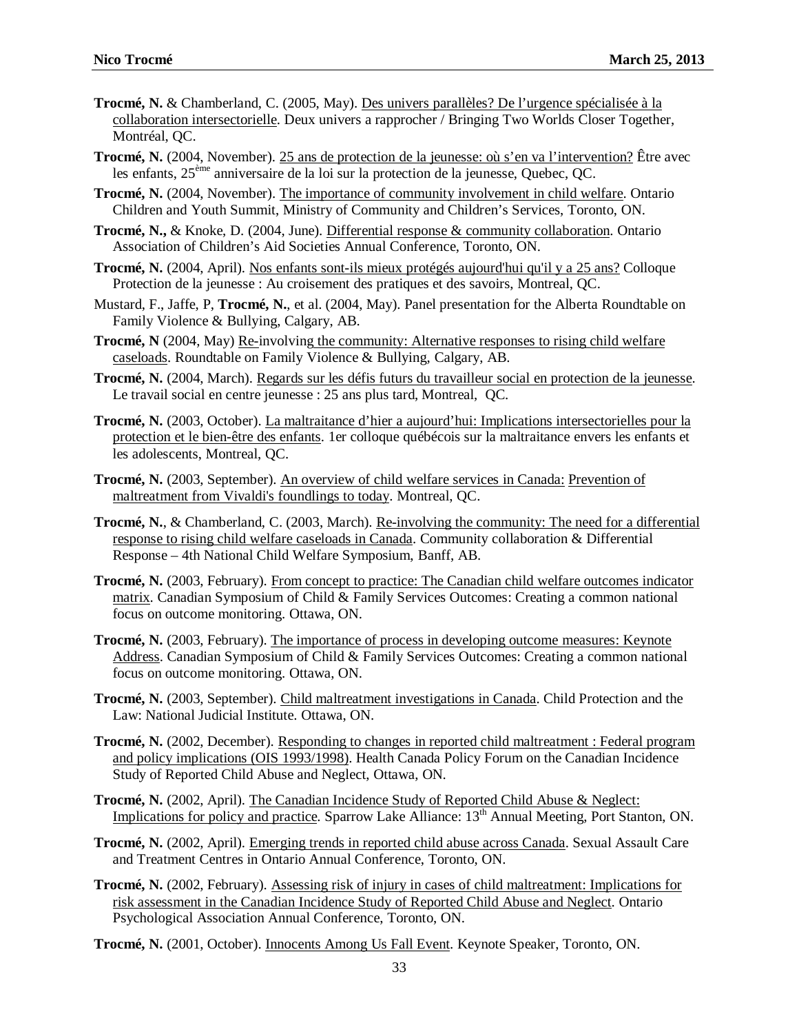**Trocmé, N.** & Chamberland, C. (2005, May). Des univers parallèles? De l'urgence spécialisée à la collaboration intersectorielle. Deux univers a rapprocher / Bringing Two Worlds Closer Together, Montréal, QC.

**Trocmé, N.** (2004, November). 25 ans de protection de la jeunesse: où s'en va l'intervention? Être avec les enfants, 25[ème] anniversaire de la loi sur la protection de la jeunesse, Quebec, QC.

**Trocmé, N.** (2004, November). The importance of community involvement in child welfare. Ontario Children and Youth Summit, Ministry of Community and Children's Services, Toronto, ON.

**Trocmé, N.,** & Knoke, D. (2004, June). Differential response & community collaboration. Ontario Association of Children's Aid Societies Annual Conference, Toronto, ON.

**Trocmé, N.** (2004, April). Nos enfants sont-ils mieux protégés aujourd'hui qu'il y a 25 ans? Colloque Protection de la jeunesse : Au croisement des pratiques et des savoirs, Montreal, QC.

Mustard, F., Jaffe, P, **Trocmé, N.**, et al. (2004, May). Panel presentation for the Alberta Roundtable on Family Violence & Bullying, Calgary, AB.

**Trocmé, N** (2004, May) Re-involving the community: Alternative responses to rising child welfare caseloads. Roundtable on Family Violence & Bullying, Calgary, AB.

**Trocmé, N.** (2004, March). Regards sur les défis futurs du travailleur social en protection de la jeunesse. Le travail social en centre jeunesse : 25 ans plus tard, Montreal, QC.

**Trocmé, N.** (2003, October). La maltraitance d'hier a aujourd'hui: Implications intersectorielles pour la protection et le bien-être des enfants. 1er colloque québécois sur la maltraitance envers les enfants et les adolescents, Montreal, QC.

**Trocmé, N.** (2003, September). An overview of child welfare services in Canada: Prevention of maltreatment from Vivaldi's foundlings to today. Montreal, QC.

**Trocmé, N.**, & Chamberland, C. (2003, March). Re-involving the community: The need for a differential response to rising child welfare caseloads in Canada. Community collaboration & Differential Response – 4th National Child Welfare Symposium, Banff, AB.

**Trocmé, N.** (2003, February). From concept to practice: The Canadian child welfare outcomes indicator matrix. Canadian Symposium of Child & Family Services Outcomes: Creating a common national focus on outcome monitoring. Ottawa, ON.

**Trocmé, N.** (2003, February). The importance of process in developing outcome measures: Keynote Address. Canadian Symposium of Child & Family Services Outcomes: Creating a common national focus on outcome monitoring. Ottawa, ON.

**Trocmé, N.** (2003, September). Child maltreatment investigations in Canada. Child Protection and the Law: National Judicial Institute. Ottawa, ON.

**Trocmé, N.** (2002, December). Responding to changes in reported child maltreatment : Federal program and policy implications (OIS 1993/1998). Health Canada Policy Forum on the Canadian Incidence Study of Reported Child Abuse and Neglect, Ottawa, ON.

**Trocmé, N.** (2002, April). The Canadian Incidence Study of Reported Child Abuse & Neglect: Implications for policy and practice. Sparrow Lake Alliance: 13[th] Annual Meeting, Port Stanton, ON.

**Trocmé, N.** (2002, April). Emerging trends in reported child abuse across Canada. Sexual Assault Care and Treatment Centres in Ontario Annual Conference, Toronto, ON.

**Trocmé, N.** (2002, February). Assessing risk of injury in cases of child maltreatment: Implications for risk assessment in the Canadian Incidence Study of Reported Child Abuse and Neglect. Ontario Psychological Association Annual Conference, Toronto, ON.

**Trocmé, N.** (2001, October). Innocents Among Us Fall Event. Keynote Speaker, Toronto, ON.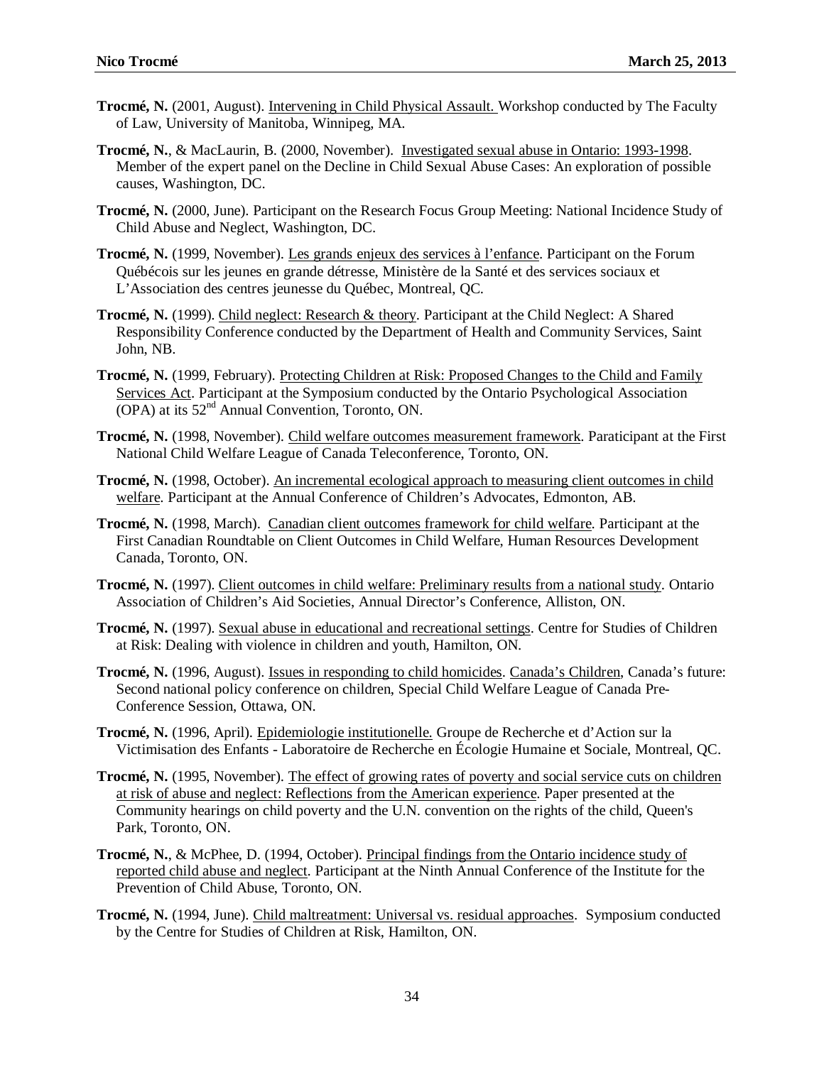**Trocmé, N.** (2001, August). <u>Intervening in Child Physical Assault.</u> Workshop conducted by The Faculty of Law, University of Manitoba, Winnipeg, MA.

**Trocmé, N.**, & MacLaurin, B. (2000, November). <u>Investigated sexual abuse in Ontario: 1993-1998</u>. Member of the expert panel on the Decline in Child Sexual Abuse Cases: An exploration of possible causes, Washington, DC.

**Trocmé, N.** (2000, June). Participant on the Research Focus Group Meeting: National Incidence Study of Child Abuse and Neglect, Washington, DC.

**Trocmé, N.** (1999, November). <u>Les grands enjeux des services à l'enfance</u>. Participant on the Forum Québécois sur les jeunes en grande détresse, Ministère de la Santé et des services sociaux et L'Association des centres jeunesse du Québec, Montreal, QC.

**Trocmé, N.** (1999). <u>Child neglect: Research & theory</u>. Participant at the Child Neglect: A Shared Responsibility Conference conducted by the Department of Health and Community Services, Saint John, NB.

**Trocmé, N.** (1999, February). <u>Protecting Children at Risk: Proposed Changes to the Child and Family Services Act</u>. Participant at the Symposium conducted by the Ontario Psychological Association (OPA) at its 52nd Annual Convention, Toronto, ON.

**Trocmé, N.** (1998, November). <u>Child welfare outcomes measurement framework</u>. Paraticipant at the First National Child Welfare League of Canada Teleconference, Toronto, ON.

**Trocmé, N.** (1998, October). <u>An incremental ecological approach to measuring client outcomes in child welfare</u>. Participant at the Annual Conference of Children's Advocates, Edmonton, AB.

**Trocmé, N.** (1998, March). <u>Canadian client outcomes framework for child welfare</u>. Participant at the First Canadian Roundtable on Client Outcomes in Child Welfare, Human Resources Development Canada, Toronto, ON.

**Trocmé, N.** (1997). <u>Client outcomes in child welfare: Preliminary results from a national study</u>. Ontario Association of Children's Aid Societies, Annual Director's Conference, Alliston, ON.

**Trocmé, N.** (1997). <u>Sexual abuse in educational and recreational settings</u>. Centre for Studies of Children at Risk: Dealing with violence in children and youth, Hamilton, ON.

**Trocmé, N.** (1996, August). <u>Issues in responding to child homicides</u>. <u>Canada's Children</u>, Canada's future: Second national policy conference on children, Special Child Welfare League of Canada Pre-Conference Session, Ottawa, ON.

**Trocmé, N.** (1996, April). <u>Epidemiologie institutionelle.</u> Groupe de Recherche et d'Action sur la Victimisation des Enfants - Laboratoire de Recherche en Écologie Humaine et Sociale, Montreal, QC.

**Trocmé, N.** (1995, November). <u>The effect of growing rates of poverty and social service cuts on children at risk of abuse and neglect: Reflections from the American experience</u>. Paper presented at the Community hearings on child poverty and the U.N. convention on the rights of the child, Queen's Park, Toronto, ON.

**Trocmé, N.**, & McPhee, D. (1994, October). <u>Principal findings from the Ontario incidence study of reported child abuse and neglect</u>. Participant at the Ninth Annual Conference of the Institute for the Prevention of Child Abuse, Toronto, ON.

**Trocmé, N.** (1994, June). <u>Child maltreatment: Universal vs. residual approaches</u>. Symposium conducted by the Centre for Studies of Children at Risk, Hamilton, ON.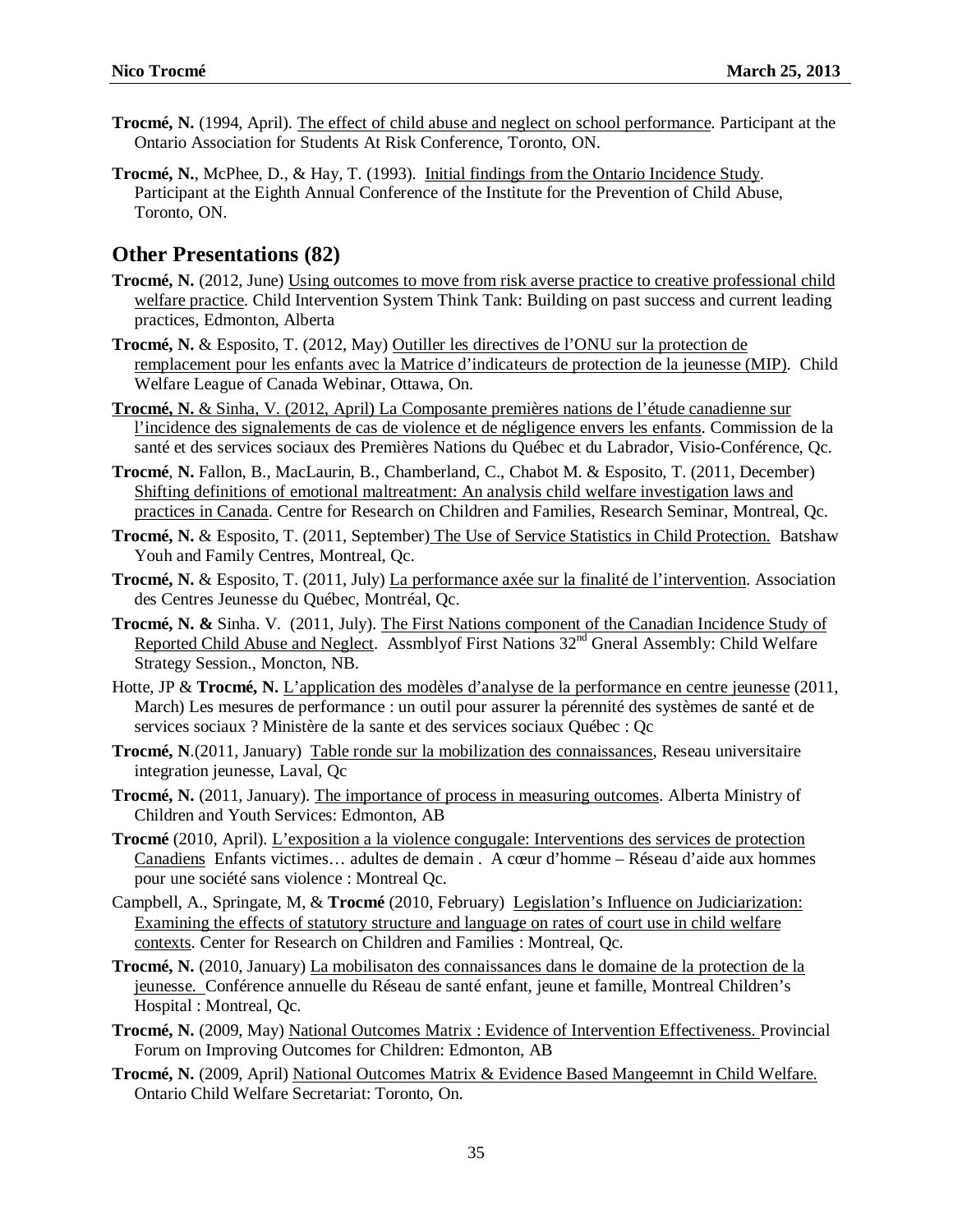**Trocmé, N.** (1994, April). The effect of child abuse and neglect on school performance. Participant at the Ontario Association for Students At Risk Conference, Toronto, ON.

**Trocmé, N.**, McPhee, D., & Hay, T. (1993). Initial findings from the Ontario Incidence Study. Participant at the Eighth Annual Conference of the Institute for the Prevention of Child Abuse, Toronto, ON.

## Other Presentations (82)

**Trocmé, N.** (2012, June) Using outcomes to move from risk averse practice to creative professional child welfare practice. Child Intervention System Think Tank: Building on past success and current leading practices, Edmonton, Alberta

**Trocmé, N.** & Esposito, T. (2012, May) Outiller les directives de l'ONU sur la protection de remplacement pour les enfants avec la Matrice d'indicateurs de protection de la jeunesse (MIP). Child Welfare League of Canada Webinar, Ottawa, On.

**Trocmé, N.** & Sinha, V. (2012, April) La Composante premières nations de l'étude canadienne sur l'incidence des signalements de cas de violence et de négligence envers les enfants. Commission de la santé et des services sociaux des Premières Nations du Québec et du Labrador, Visio-Conférence, Qc.

**Trocmé**, **N.** Fallon, B., MacLaurin, B., Chamberland, C., Chabot M. & Esposito, T. (2011, December) Shifting definitions of emotional maltreatment: An analysis child welfare investigation laws and practices in Canada. Centre for Research on Children and Families, Research Seminar, Montreal, Qc.

**Trocmé, N.** & Esposito, T. (2011, September) The Use of Service Statistics in Child Protection. Batshaw Youh and Family Centres, Montreal, Qc.

**Trocmé, N.** & Esposito, T. (2011, July) La performance axée sur la finalité de l'intervention. Association des Centres Jeunesse du Québec, Montréal, Qc.

**Trocmé, N. &** Sinha. V. (2011, July). The First Nations component of the Canadian Incidence Study of Reported Child Abuse and Neglect. Assmblyof First Nations 32nd Gneral Assembly: Child Welfare Strategy Session., Moncton, NB.

Hotte, JP & **Trocmé, N.** L'application des modèles d'analyse de la performance en centre jeunesse (2011, March) Les mesures de performance : un outil pour assurer la pérennité des systèmes de santé et de services sociaux ? Ministère de la sante et des services sociaux Québec : Qc

**Trocmé, N**.(2011, January) Table ronde sur la mobilization des connaissances, Reseau universitaire integration jeunesse, Laval, Qc

**Trocmé, N.** (2011, January). The importance of process in measuring outcomes. Alberta Ministry of Children and Youth Services: Edmonton, AB

**Trocmé** (2010, April). L'exposition a la violence congugale: Interventions des services de protection Canadiens Enfants victimes… adultes de demain . A cœur d'homme – Réseau d'aide aux hommes pour une société sans violence : Montreal Qc.

Campbell, A., Springate, M, & **Trocmé** (2010, February) Legislation's Influence on Judiciarization: Examining the effects of statutory structure and language on rates of court use in child welfare contexts. Center for Research on Children and Families : Montreal, Qc.

**Trocmé, N.** (2010, January) La mobilisaton des connaissances dans le domaine de la protection de la jeunesse. Conférence annuelle du Réseau de santé enfant, jeune et famille, Montreal Children's Hospital : Montreal, Qc.

**Trocmé, N.** (2009, May) National Outcomes Matrix : Evidence of Intervention Effectiveness. Provincial Forum on Improving Outcomes for Children: Edmonton, AB

**Trocmé, N.** (2009, April) National Outcomes Matrix & Evidence Based Mangeemnt in Child Welfare. Ontario Child Welfare Secretariat: Toronto, On.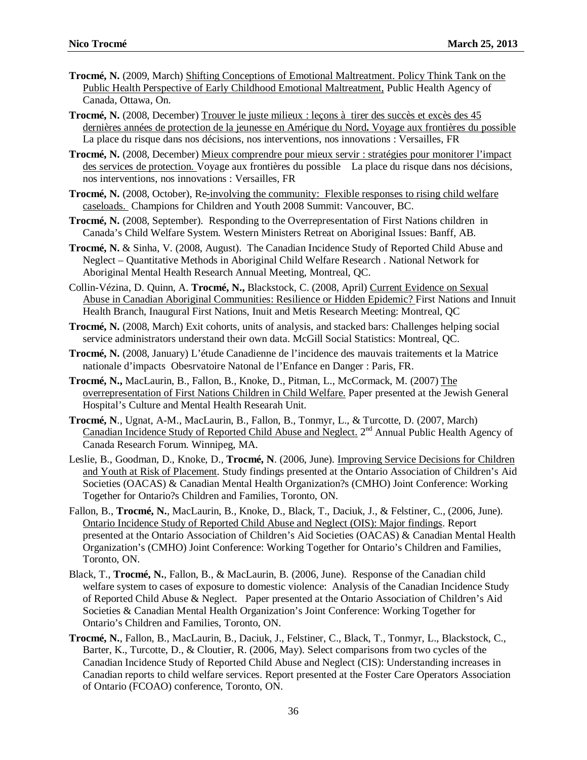**Trocmé, N.** (2009, March) Shifting Conceptions of Emotional Maltreatment. Policy Think Tank on the Public Health Perspective of Early Childhood Emotional Maltreatment, Public Health Agency of Canada, Ottawa, On.

**Trocmé, N.** (2008, December) Trouver le juste milieux : leçons à tirer des succès et excès des 45 dernières années de protection de la jeunesse en Amérique du Nord**.** Voyage aux frontières du possible La place du risque dans nos décisions, nos interventions, nos innovations : Versailles, FR

**Trocmé, N.** (2008, December) Mieux comprendre pour mieux servir : stratégies pour monitorer l'impact des services de protection. Voyage aux frontières du possible La place du risque dans nos décisions, nos interventions, nos innovations : Versailles, FR

**Trocmé, N.** (2008, October), Re-involving the community: Flexible responses to rising child welfare caseloads. Champions for Children and Youth 2008 Summit: Vancouver, BC.

**Trocmé, N.** (2008, September). Responding to the Overrepresentation of First Nations children in Canada's Child Welfare System. Western Ministers Retreat on Aboriginal Issues: Banff, AB.

**Trocmé, N.** & Sinha, V. (2008, August). The Canadian Incidence Study of Reported Child Abuse and Neglect – Quantitative Methods in Aboriginal Child Welfare Research . National Network for Aboriginal Mental Health Research Annual Meeting, Montreal, QC.

Collin-Vézina, D. Quinn, A. **Trocmé, N.,** Blackstock, C. (2008, April) Current Evidence on Sexual Abuse in Canadian Aboriginal Communities: Resilience or Hidden Epidemic? First Nations and Innuit Health Branch, Inaugural First Nations, Inuit and Metis Research Meeting: Montreal, QC

**Trocmé, N.** (2008, March) Exit cohorts, units of analysis, and stacked bars: Challenges helping social service administrators understand their own data. McGill Social Statistics: Montreal, QC.

**Trocmé, N.** (2008, January) L'étude Canadienne de l'incidence des mauvais traitements et la Matrice nationale d'impacts Obesrvatoire Natonal de l'Enfance en Danger : Paris, FR.

**Trocmé, N.,** MacLaurin, B., Fallon, B., Knoke, D., Pitman, L., McCormack, M. (2007) The overrepresentation of First Nations Children in Child Welfare. Paper presented at the Jewish General Hospital's Culture and Mental Health Researah Unit.

**Trocmé, N**., Ugnat, A-M., MacLaurin, B., Fallon, B., Tonmyr, L., & Turcotte, D. (2007, March) Canadian Incidence Study of Reported Child Abuse and Neglect. 2nd Annual Public Health Agency of Canada Research Forum. Winnipeg, MA.

Leslie, B., Goodman, D., Knoke, D., **Trocmé, N**. (2006, June). Improving Service Decisions for Children and Youth at Risk of Placement. Study findings presented at the Ontario Association of Children's Aid Societies (OACAS) & Canadian Mental Health Organization?s (CMHO) Joint Conference: Working Together for Ontario?s Children and Families, Toronto, ON.

Fallon, B., **Trocmé, N.**, MacLaurin, B., Knoke, D., Black, T., Daciuk, J., & Felstiner, C., (2006, June). Ontario Incidence Study of Reported Child Abuse and Neglect (OIS): Major findings. Report presented at the Ontario Association of Children's Aid Societies (OACAS) & Canadian Mental Health Organization's (CMHO) Joint Conference: Working Together for Ontario's Children and Families, Toronto, ON.

Black, T., **Trocmé, N.**, Fallon, B., & MacLaurin, B. (2006, June). Response of the Canadian child welfare system to cases of exposure to domestic violence: Analysis of the Canadian Incidence Study of Reported Child Abuse & Neglect. Paper presented at the Ontario Association of Children's Aid Societies & Canadian Mental Health Organization's Joint Conference: Working Together for Ontario's Children and Families, Toronto, ON.

**Trocmé, N.**, Fallon, B., MacLaurin, B., Daciuk, J., Felstiner, C., Black, T., Tonmyr, L., Blackstock, C., Barter, K., Turcotte, D., & Cloutier, R. (2006, May). Select comparisons from two cycles of the Canadian Incidence Study of Reported Child Abuse and Neglect (CIS): Understanding increases in Canadian reports to child welfare services. Report presented at the Foster Care Operators Association of Ontario (FCOAO) conference, Toronto, ON.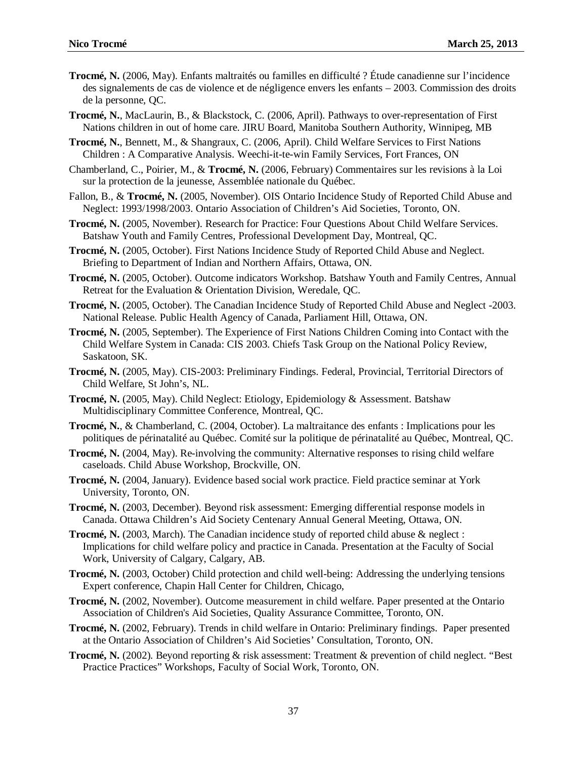**Trocmé, N.** (2006, May). Enfants maltraités ou familles en difficulté ? Étude canadienne sur l'incidence des signalements de cas de violence et de négligence envers les enfants – 2003. Commission des droits de la personne, QC.

**Trocmé, N.**, MacLaurin, B., & Blackstock, C. (2006, April). Pathways to over-representation of First Nations children in out of home care. JIRU Board, Manitoba Southern Authority, Winnipeg, MB

**Trocmé, N.**, Bennett, M., & Shangraux, C. (2006, April). Child Welfare Services to First Nations Children : A Comparative Analysis. Weechi-it-te-win Family Services, Fort Frances, ON

Chamberland, C., Poirier, M., & **Trocmé, N.** (2006, February) Commentaires sur les revisions à la Loi sur la protection de la jeunesse, Assemblée nationale du Québec.

Fallon, B., & **Trocmé, N.** (2005, November). OIS Ontario Incidence Study of Reported Child Abuse and Neglect: 1993/1998/2003. Ontario Association of Children's Aid Societies, Toronto, ON.

**Trocmé, N.** (2005, November). Research for Practice: Four Questions About Child Welfare Services. Batshaw Youth and Family Centres, Professional Development Day, Montreal, QC.

**Trocmé, N.** (2005, October). First Nations Incidence Study of Reported Child Abuse and Neglect. Briefing to Department of Indian and Northern Affairs, Ottawa, ON.

**Trocmé, N.** (2005, October). Outcome indicators Workshop. Batshaw Youth and Family Centres, Annual Retreat for the Evaluation & Orientation Division, Weredale, QC.

**Trocmé, N.** (2005, October). The Canadian Incidence Study of Reported Child Abuse and Neglect -2003. National Release. Public Health Agency of Canada, Parliament Hill, Ottawa, ON.

**Trocmé, N.** (2005, September). The Experience of First Nations Children Coming into Contact with the Child Welfare System in Canada: CIS 2003. Chiefs Task Group on the National Policy Review, Saskatoon, SK.

**Trocmé, N.** (2005, May). CIS-2003: Preliminary Findings. Federal, Provincial, Territorial Directors of Child Welfare, St John's, NL.

**Trocmé, N.** (2005, May). Child Neglect: Etiology, Epidemiology & Assessment. Batshaw Multidisciplinary Committee Conference, Montreal, QC.

**Trocmé, N.**, & Chamberland, C. (2004, October). La maltraitance des enfants : Implications pour les politiques de périnatalité au Québec. Comité sur la politique de périnatalité au Québec, Montreal, QC.

**Trocmé, N.** (2004, May). Re-involving the community: Alternative responses to rising child welfare caseloads. Child Abuse Workshop, Brockville, ON.

**Trocmé, N.** (2004, January). Evidence based social work practice. Field practice seminar at York University, Toronto, ON.

**Trocmé, N.** (2003, December). Beyond risk assessment: Emerging differential response models in Canada. Ottawa Children's Aid Society Centenary Annual General Meeting, Ottawa, ON.

**Trocmé, N.** (2003, March). The Canadian incidence study of reported child abuse & neglect : Implications for child welfare policy and practice in Canada. Presentation at the Faculty of Social Work, University of Calgary, Calgary, AB.

**Trocmé, N.** (2003, October) Child protection and child well-being: Addressing the underlying tensions Expert conference, Chapin Hall Center for Children, Chicago,

**Trocmé, N.** (2002, November). Outcome measurement in child welfare. Paper presented at the Ontario Association of Children's Aid Societies, Quality Assurance Committee, Toronto, ON.

**Trocmé, N.** (2002, February). Trends in child welfare in Ontario: Preliminary findings. Paper presented at the Ontario Association of Children's Aid Societies' Consultation, Toronto, ON.

**Trocmé, N.** (2002). Beyond reporting & risk assessment: Treatment & prevention of child neglect. "Best Practice Practices" Workshops, Faculty of Social Work, Toronto, ON.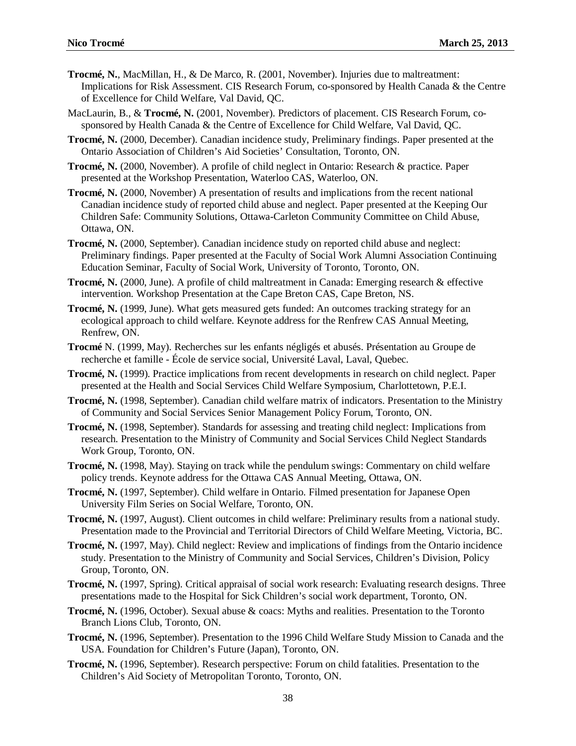**Trocmé, N.**, MacMillan, H., & De Marco, R. (2001, November). Injuries due to maltreatment: Implications for Risk Assessment. CIS Research Forum, co-sponsored by Health Canada & the Centre of Excellence for Child Welfare, Val David, QC.

MacLaurin, B., & **Trocmé, N.** (2001, November). Predictors of placement. CIS Research Forum, co-sponsored by Health Canada & the Centre of Excellence for Child Welfare, Val David, QC.

**Trocmé, N.** (2000, December). Canadian incidence study, Preliminary findings. Paper presented at the Ontario Association of Children's Aid Societies' Consultation, Toronto, ON.

**Trocmé, N.** (2000, November). A profile of child neglect in Ontario: Research & practice. Paper presented at the Workshop Presentation, Waterloo CAS, Waterloo, ON.

**Trocmé, N.** (2000, November) A presentation of results and implications from the recent national Canadian incidence study of reported child abuse and neglect. Paper presented at the Keeping Our Children Safe: Community Solutions, Ottawa-Carleton Community Committee on Child Abuse, Ottawa, ON.

**Trocmé, N.** (2000, September). Canadian incidence study on reported child abuse and neglect: Preliminary findings. Paper presented at the Faculty of Social Work Alumni Association Continuing Education Seminar, Faculty of Social Work, University of Toronto, Toronto, ON.

**Trocmé, N.** (2000, June). A profile of child maltreatment in Canada: Emerging research & effective intervention. Workshop Presentation at the Cape Breton CAS, Cape Breton, NS.

**Trocmé, N.** (1999, June). What gets measured gets funded: An outcomes tracking strategy for an ecological approach to child welfare. Keynote address for the Renfrew CAS Annual Meeting, Renfrew, ON.

**Trocmé** N. (1999, May). Recherches sur les enfants négligés et abusés. Présentation au Groupe de recherche et famille - École de service social, Université Laval, Laval, Quebec.

**Trocmé, N.** (1999). Practice implications from recent developments in research on child neglect. Paper presented at the Health and Social Services Child Welfare Symposium, Charlottetown, P.E.I.

**Trocmé, N.** (1998, September). Canadian child welfare matrix of indicators. Presentation to the Ministry of Community and Social Services Senior Management Policy Forum, Toronto, ON.

**Trocmé, N.** (1998, September). Standards for assessing and treating child neglect: Implications from research. Presentation to the Ministry of Community and Social Services Child Neglect Standards Work Group, Toronto, ON.

**Trocmé, N.** (1998, May). Staying on track while the pendulum swings: Commentary on child welfare policy trends. Keynote address for the Ottawa CAS Annual Meeting, Ottawa, ON.

**Trocmé, N.** (1997, September). Child welfare in Ontario. Filmed presentation for Japanese Open University Film Series on Social Welfare, Toronto, ON.

**Trocmé, N.** (1997, August). Client outcomes in child welfare: Preliminary results from a national study. Presentation made to the Provincial and Territorial Directors of Child Welfare Meeting, Victoria, BC.

**Trocmé, N.** (1997, May). Child neglect: Review and implications of findings from the Ontario incidence study. Presentation to the Ministry of Community and Social Services, Children's Division, Policy Group, Toronto, ON.

**Trocmé, N.** (1997, Spring). Critical appraisal of social work research: Evaluating research designs. Three presentations made to the Hospital for Sick Children's social work department, Toronto, ON.

**Trocmé, N.** (1996, October). Sexual abuse & coacs: Myths and realities. Presentation to the Toronto Branch Lions Club, Toronto, ON.

**Trocmé, N.** (1996, September). Presentation to the 1996 Child Welfare Study Mission to Canada and the USA. Foundation for Children's Future (Japan), Toronto, ON.

**Trocmé, N.** (1996, September). Research perspective: Forum on child fatalities. Presentation to the Children's Aid Society of Metropolitan Toronto, Toronto, ON.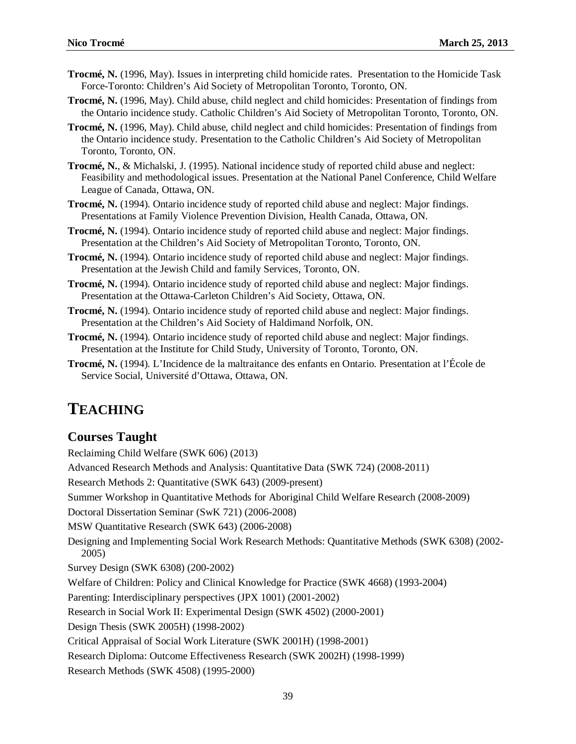**Trocmé, N.** (1996, May). Issues in interpreting child homicide rates. Presentation to the Homicide Task Force-Toronto: Children's Aid Society of Metropolitan Toronto, Toronto, ON.

**Trocmé, N.** (1996, May). Child abuse, child neglect and child homicides: Presentation of findings from the Ontario incidence study. Catholic Children's Aid Society of Metropolitan Toronto, Toronto, ON.

**Trocmé, N.** (1996, May). Child abuse, child neglect and child homicides: Presentation of findings from the Ontario incidence study. Presentation to the Catholic Children's Aid Society of Metropolitan Toronto, Toronto, ON.

**Trocmé, N.**, & Michalski, J. (1995). National incidence study of reported child abuse and neglect: Feasibility and methodological issues. Presentation at the National Panel Conference, Child Welfare League of Canada, Ottawa, ON.

**Trocmé, N.** (1994). Ontario incidence study of reported child abuse and neglect: Major findings. Presentations at Family Violence Prevention Division, Health Canada, Ottawa, ON.

**Trocmé, N.** (1994). Ontario incidence study of reported child abuse and neglect: Major findings. Presentation at the Children's Aid Society of Metropolitan Toronto, Toronto, ON.

**Trocmé, N.** (1994). Ontario incidence study of reported child abuse and neglect: Major findings. Presentation at the Jewish Child and family Services, Toronto, ON.

**Trocmé, N.** (1994). Ontario incidence study of reported child abuse and neglect: Major findings. Presentation at the Ottawa-Carleton Children's Aid Society, Ottawa, ON.

**Trocmé, N.** (1994). Ontario incidence study of reported child abuse and neglect: Major findings. Presentation at the Children's Aid Society of Haldimand Norfolk, ON.

**Trocmé, N.** (1994). Ontario incidence study of reported child abuse and neglect: Major findings. Presentation at the Institute for Child Study, University of Toronto, Toronto, ON.

**Trocmé, N.** (1994). L'Incidence de la maltraitance des enfants en Ontario. Presentation at l'École de Service Social, Université d'Ottawa, Ottawa, ON.

# TEACHING

## Courses Taught

Reclaiming Child Welfare (SWK 606) (2013)

Advanced Research Methods and Analysis: Quantitative Data (SWK 724) (2008-2011)

Research Methods 2: Quantitative (SWK 643) (2009-present)

Summer Workshop in Quantitative Methods for Aboriginal Child Welfare Research (2008-2009)

Doctoral Dissertation Seminar (SwK 721) (2006-2008)

MSW Quantitative Research (SWK 643) (2006-2008)

Designing and Implementing Social Work Research Methods: Quantitative Methods (SWK 6308) (2002-2005)

Survey Design (SWK 6308) (200-2002)

Welfare of Children: Policy and Clinical Knowledge for Practice (SWK 4668) (1993-2004)

Parenting: Interdisciplinary perspectives (JPX 1001) (2001-2002)

Research in Social Work II: Experimental Design (SWK 4502) (2000-2001)

Design Thesis (SWK 2005H) (1998-2002)

Critical Appraisal of Social Work Literature (SWK 2001H) (1998-2001)

Research Diploma: Outcome Effectiveness Research (SWK 2002H) (1998-1999)

Research Methods (SWK 4508) (1995-2000)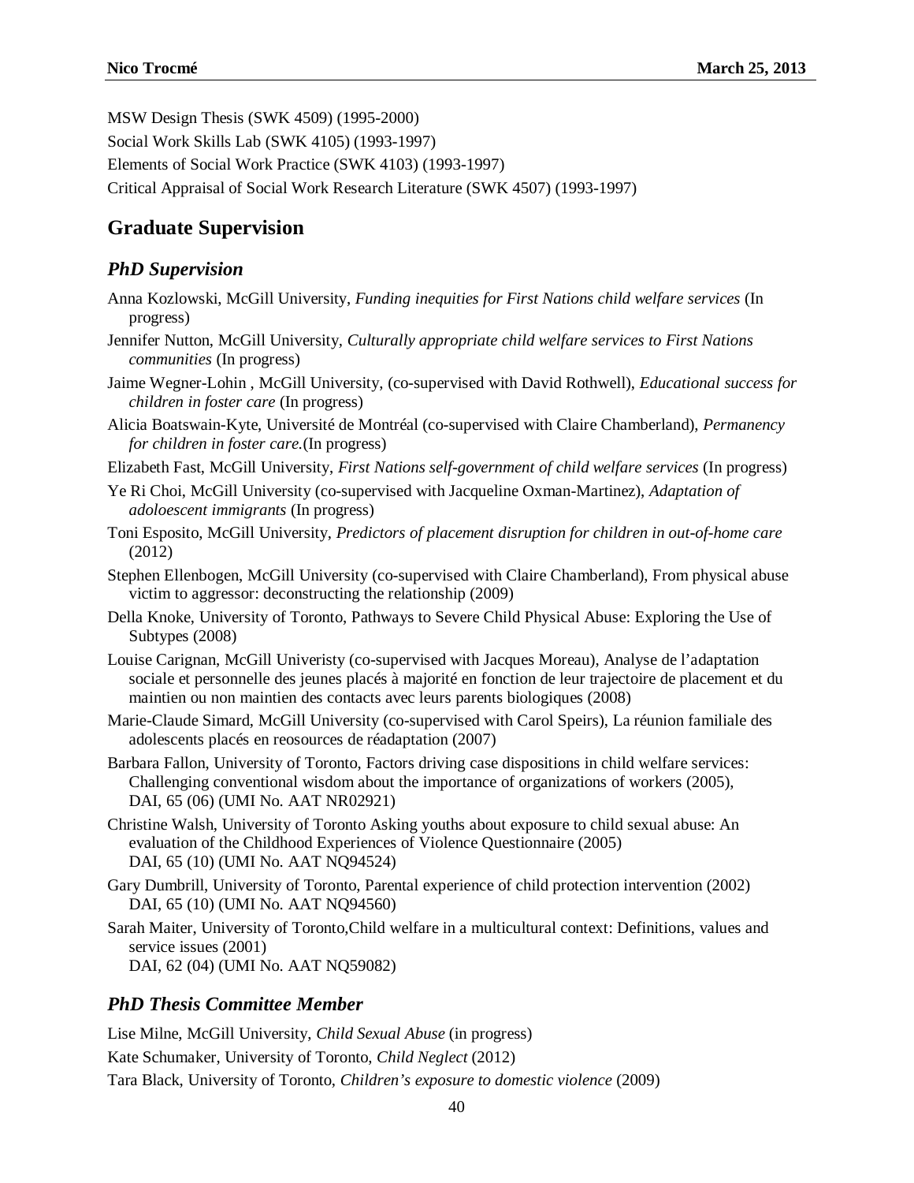MSW Design Thesis (SWK 4509) (1995-2000)

Social Work Skills Lab (SWK 4105) (1993-1997)

Elements of Social Work Practice (SWK 4103) (1993-1997)

Critical Appraisal of Social Work Research Literature (SWK 4507) (1993-1997)

## Graduate Supervision

### *PhD Supervision*

Anna Kozlowski, McGill University, *Funding inequities for First Nations child welfare services* (In progress)

Jennifer Nutton, McGill University, *Culturally appropriate child welfare services to First Nations communities* (In progress)

Jaime Wegner-Lohin , McGill University, (co-supervised with David Rothwell), *Educational success for children in foster care* (In progress)

Alicia Boatswain-Kyte, Université de Montréal (co-supervised with Claire Chamberland), *Permanency for children in foster care.*(In progress)

Elizabeth Fast, McGill University, *First Nations self-government of child welfare services* (In progress)

Ye Ri Choi, McGill University (co-supervised with Jacqueline Oxman-Martinez), *Adaptation of adoloescent immigrants* (In progress)

Toni Esposito, McGill University, *Predictors of placement disruption for children in out-of-home care* (2012)

Stephen Ellenbogen, McGill University (co-supervised with Claire Chamberland), From physical abuse victim to aggressor: deconstructing the relationship (2009)

Della Knoke, University of Toronto, Pathways to Severe Child Physical Abuse: Exploring the Use of Subtypes (2008)

Louise Carignan, McGill Univeristy (co-supervised with Jacques Moreau), Analyse de l'adaptation sociale et personnelle des jeunes placés à majorité en fonction de leur trajectoire de placement et du maintien ou non maintien des contacts avec leurs parents biologiques (2008)

Marie-Claude Simard, McGill University (co-supervised with Carol Speirs), La réunion familiale des adolescents placés en reosources de réadaptation (2007)

Barbara Fallon, University of Toronto, Factors driving case dispositions in child welfare services: Challenging conventional wisdom about the importance of organizations of workers (2005), DAI, 65 (06) (UMI No. AAT NR02921)

Christine Walsh, University of Toronto Asking youths about exposure to child sexual abuse: An evaluation of the Childhood Experiences of Violence Questionnaire (2005) DAI, 65 (10) (UMI No. AAT NQ94524)

Gary Dumbrill, University of Toronto, Parental experience of child protection intervention (2002) DAI, 65 (10) (UMI No. AAT NQ94560)

Sarah Maiter, University of Toronto,Child welfare in a multicultural context: Definitions, values and service issues (2001) DAI, 62 (04) (UMI No. AAT NQ59082)

### *PhD Thesis Committee Member*

Lise Milne, McGill University, *Child Sexual Abuse* (in progress)

Kate Schumaker, University of Toronto, *Child Neglect* (2012)

Tara Black, University of Toronto, *Children's exposure to domestic violence* (2009)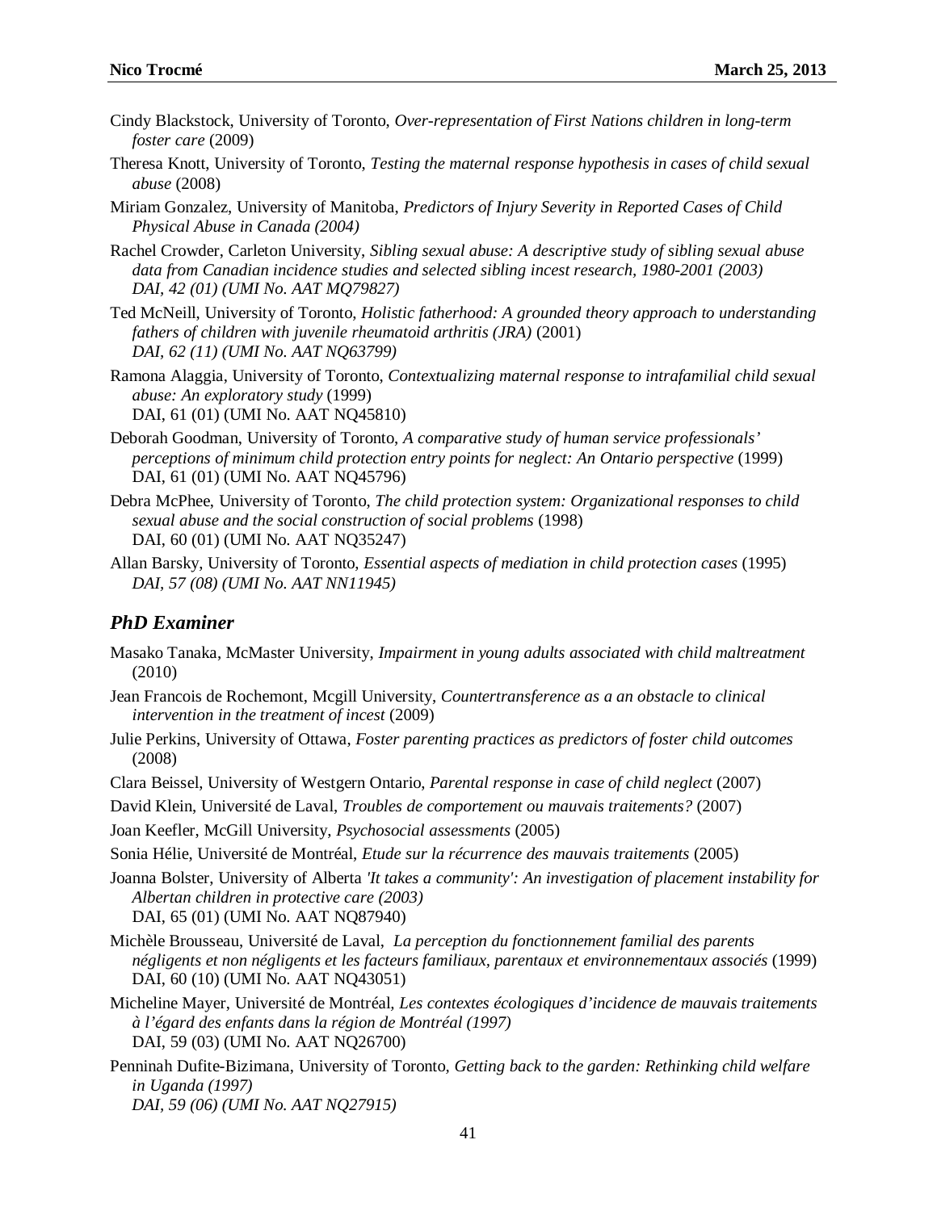Cindy Blackstock, University of Toronto, *Over-representation of First Nations children in long-term foster care* (2009)

Theresa Knott, University of Toronto, *Testing the maternal response hypothesis in cases of child sexual abuse* (2008)

Miriam Gonzalez, University of Manitoba, *Predictors of Injury Severity in Reported Cases of Child Physical Abuse in Canada (2004)*

Rachel Crowder, Carleton University, *Sibling sexual abuse: A descriptive study of sibling sexual abuse data from Canadian incidence studies and selected sibling incest research, 1980-2001 (2003) DAI, 42 (01) (UMI No. AAT MQ79827)*

Ted McNeill, University of Toronto, *Holistic fatherhood: A grounded theory approach to understanding fathers of children with juvenile rheumatoid arthritis (JRA)* (2001) *DAI, 62 (11) (UMI No. AAT NQ63799)*

Ramona Alaggia, University of Toronto, *Contextualizing maternal response to intrafamilial child sexual abuse: An exploratory study* (1999) DAI, 61 (01) (UMI No. AAT NQ45810)

Deborah Goodman, University of Toronto, *A comparative study of human service professionals' perceptions of minimum child protection entry points for neglect: An Ontario perspective* (1999) DAI, 61 (01) (UMI No. AAT NQ45796)

Debra McPhee, University of Toronto, *The child protection system: Organizational responses to child sexual abuse and the social construction of social problems* (1998) DAI, 60 (01) (UMI No. AAT NQ35247)

Allan Barsky, University of Toronto, *Essential aspects of mediation in child protection cases* (1995) *DAI, 57 (08) (UMI No. AAT NN11945)*

## *PhD Examiner*

Masako Tanaka, McMaster University, *Impairment in young adults associated with child maltreatment* (2010)

Jean Francois de Rochemont, Mcgill University, *Countertransference as a an obstacle to clinical intervention in the treatment of incest* (2009)

Julie Perkins, University of Ottawa, *Foster parenting practices as predictors of foster child outcomes* (2008)

Clara Beissel, University of Westgern Ontario, *Parental response in case of child neglect* (2007)

David Klein, Université de Laval, *Troubles de comportement ou mauvais traitements?* (2007)

Joan Keefler, McGill University, *Psychosocial assessments* (2005)

Sonia Hélie, Université de Montréal, *Etude sur la récurrence des mauvais traitements* (2005)

Joanna Bolster, University of Alberta *'It takes a community': An investigation of placement instability for Albertan children in protective care (2003)* DAI, 65 (01) (UMI No. AAT NQ87940)

Michèle Brousseau, Université de Laval, *La perception du fonctionnement familial des parents négligents et non négligents et les facteurs familiaux, parentaux et environnementaux associés* (1999) DAI, 60 (10) (UMI No. AAT NQ43051)

Micheline Mayer, Université de Montréal, *Les contextes écologiques d'incidence de mauvais traitements à l'égard des enfants dans la région de Montréal (1997)* DAI, 59 (03) (UMI No. AAT NQ26700)

Penninah Dufite-Bizimana, University of Toronto, *Getting back to the garden: Rethinking child welfare in Uganda (1997) DAI, 59 (06) (UMI No. AAT NQ27915)*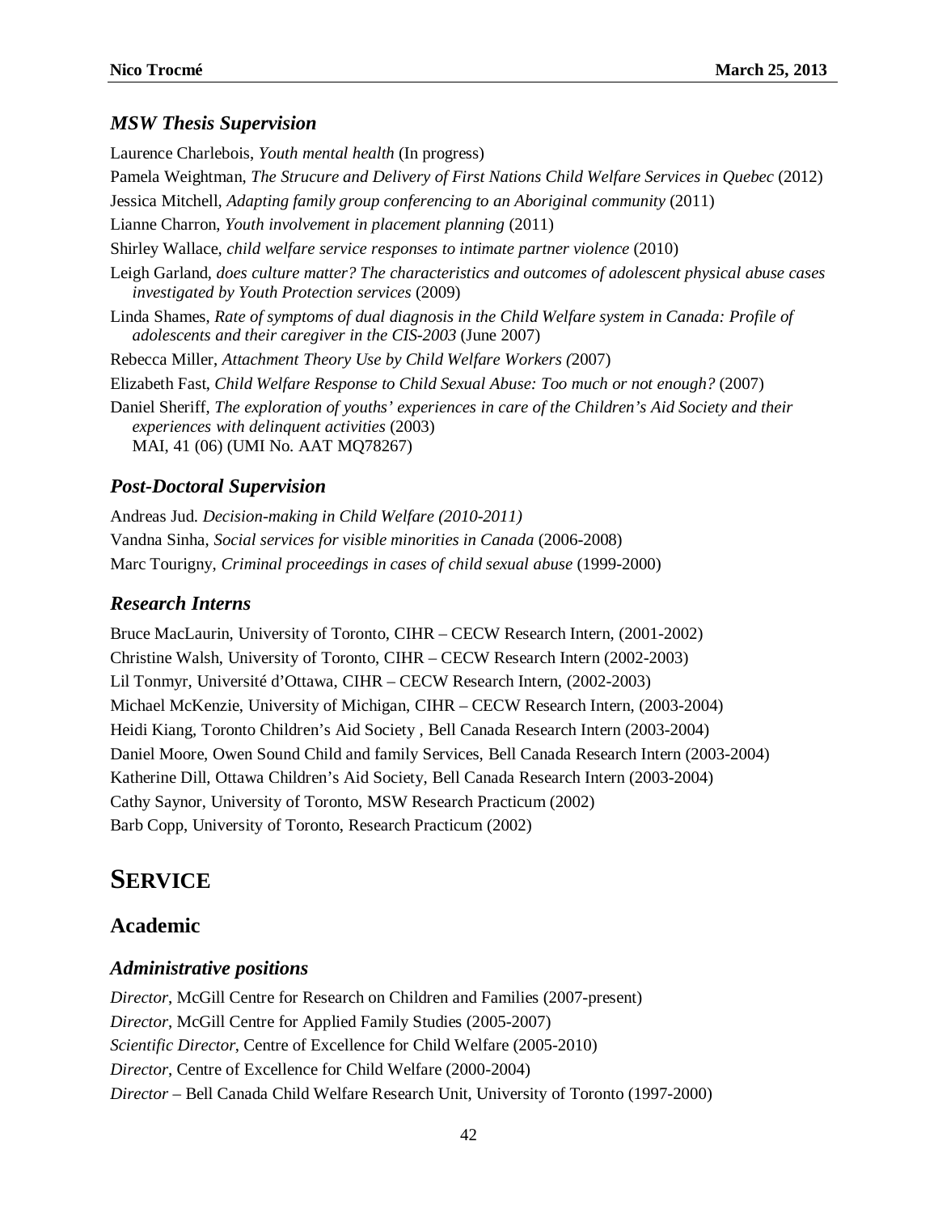### *MSW Thesis Supervision*

Laurence Charlebois, *Youth mental health* (In progress)

Pamela Weightman, *The Strucure and Delivery of First Nations Child Welfare Services in Quebec* (2012)

Jessica Mitchell, *Adapting family group conferencing to an Aboriginal community* (2011)

Lianne Charron, *Youth involvement in placement planning* (2011)

Shirley Wallace, *child welfare service responses to intimate partner violence* (2010)

Leigh Garland, *does culture matter? The characteristics and outcomes of adolescent physical abuse cases investigated by Youth Protection services* (2009)

Linda Shames, *Rate of symptoms of dual diagnosis in the Child Welfare system in Canada: Profile of adolescents and their caregiver in the CIS-2003* (June 2007)

Rebecca Miller, *Attachment Theory Use by Child Welfare Workers (*2007)

Elizabeth Fast, *Child Welfare Response to Child Sexual Abuse: Too much or not enough?* (2007)

Daniel Sheriff, *The exploration of youths' experiences in care of the Children's Aid Society and their experiences with delinquent activities* (2003)
MAI, 41 (06) (UMI No. AAT MQ78267)

### *Post-Doctoral Supervision*

Andreas Jud. *Decision-making in Child Welfare (2010-2011)*

Vandna Sinha, *Social services for visible minorities in Canada* (2006-2008)

Marc Tourigny, *Criminal proceedings in cases of child sexual abuse* (1999-2000)

### *Research Interns*

Bruce MacLaurin, University of Toronto, CIHR – CECW Research Intern, (2001-2002)

Christine Walsh, University of Toronto, CIHR – CECW Research Intern (2002-2003)

Lil Tonmyr, Université d'Ottawa, CIHR – CECW Research Intern, (2002-2003)

Michael McKenzie, University of Michigan, CIHR – CECW Research Intern, (2003-2004)

Heidi Kiang, Toronto Children's Aid Society , Bell Canada Research Intern (2003-2004)

Daniel Moore, Owen Sound Child and family Services, Bell Canada Research Intern (2003-2004)

Katherine Dill, Ottawa Children's Aid Society, Bell Canada Research Intern (2003-2004)

Cathy Saynor, University of Toronto, MSW Research Practicum (2002)

Barb Copp, University of Toronto, Research Practicum (2002)

# SERVICE

## Academic

### *Administrative positions*

*Director*, McGill Centre for Research on Children and Families (2007-present)

*Director*, McGill Centre for Applied Family Studies (2005-2007)

*Scientific Director*, Centre of Excellence for Child Welfare (2005-2010)

*Director*, Centre of Excellence for Child Welfare (2000-2004)

*Director* – Bell Canada Child Welfare Research Unit, University of Toronto (1997-2000)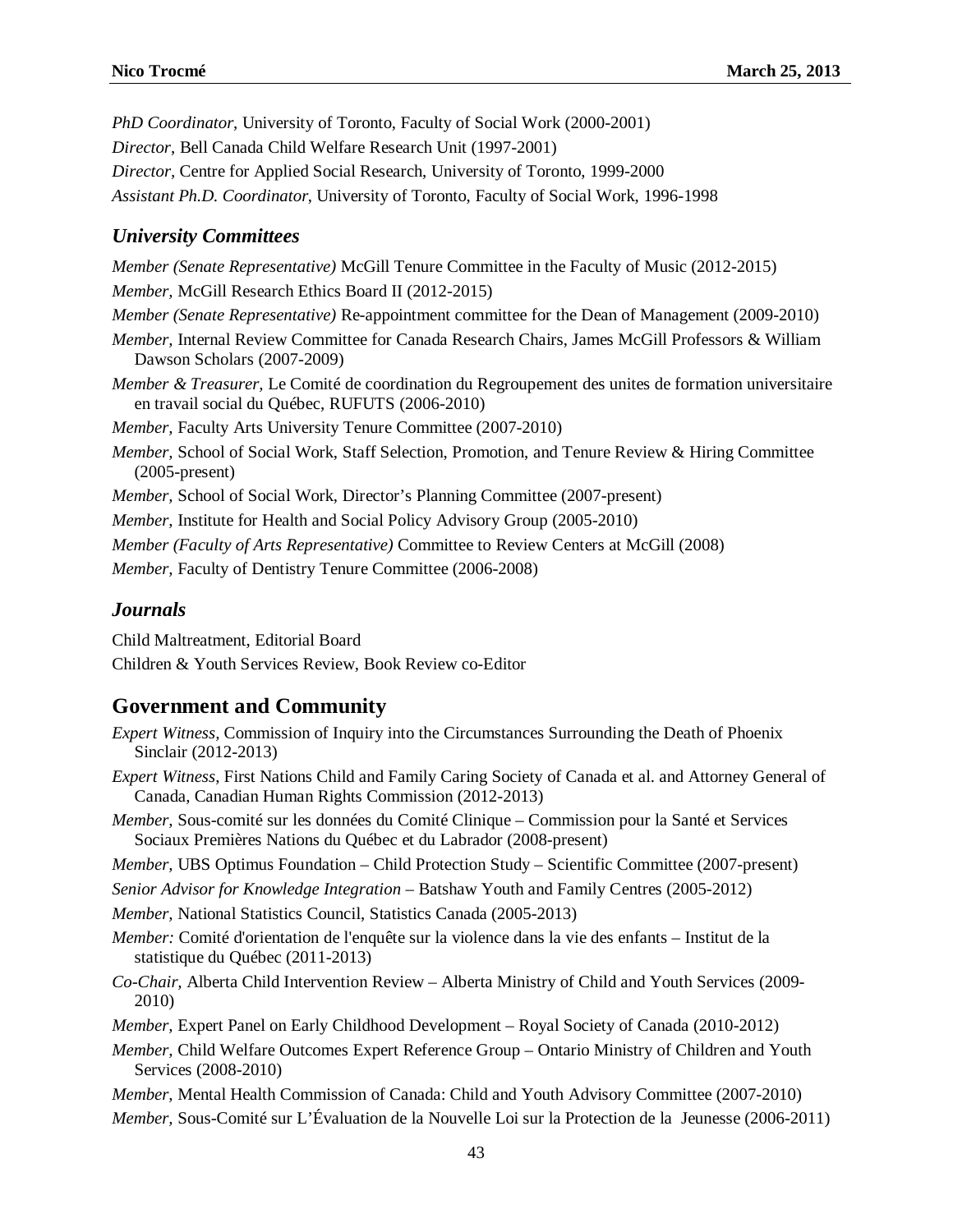*PhD Coordinator*, University of Toronto, Faculty of Social Work (2000-2001)

*Director,* Bell Canada Child Welfare Research Unit (1997-2001)

*Director,* Centre for Applied Social Research, University of Toronto, 1999-2000

*Assistant Ph.D. Coordinator*, University of Toronto, Faculty of Social Work, 1996-1998

### *University Committees*

*Member (Senate Representative)* McGill Tenure Committee in the Faculty of Music (2012-2015)

*Member,* McGill Research Ethics Board II (2012-2015)

*Member (Senate Representative)* Re-appointment committee for the Dean of Management (2009-2010)

*Member,* Internal Review Committee for Canada Research Chairs, James McGill Professors & William Dawson Scholars (2007-2009)

*Member & Treasurer,* Le Comité de coordination du Regroupement des unites de formation universitaire en travail social du Québec, RUFUTS (2006-2010)

*Member,* Faculty Arts University Tenure Committee (2007-2010)

*Member,* School of Social Work, Staff Selection, Promotion, and Tenure Review & Hiring Committee (2005-present)

*Member,* School of Social Work, Director's Planning Committee (2007-present)

*Member,* Institute for Health and Social Policy Advisory Group (2005-2010)

*Member (Faculty of Arts Representative)* Committee to Review Centers at McGill (2008)

*Member,* Faculty of Dentistry Tenure Committee (2006-2008)

### *Journals*

Child Maltreatment, Editorial Board

Children & Youth Services Review, Book Review co-Editor

## Government and Community

*Expert Witness,* Commission of Inquiry into the Circumstances Surrounding the Death of Phoenix Sinclair (2012-2013)

*Expert Witness,* First Nations Child and Family Caring Society of Canada et al. and Attorney General of Canada, Canadian Human Rights Commission (2012-2013)

*Member,* Sous-comité sur les données du Comité Clinique – Commission pour la Santé et Services Sociaux Premières Nations du Québec et du Labrador (2008-present)

*Member,* UBS Optimus Foundation – Child Protection Study – Scientific Committee (2007-present)

*Senior Advisor for Knowledge Integration* – Batshaw Youth and Family Centres (2005-2012)

*Member,* National Statistics Council, Statistics Canada (2005-2013)

*Member:* Comité d'orientation de l'enquête sur la violence dans la vie des enfants – Institut de la statistique du Québec (2011-2013)

*Co-Chair,* Alberta Child Intervention Review – Alberta Ministry of Child and Youth Services (2009-2010)

*Member,* Expert Panel on Early Childhood Development – Royal Society of Canada (2010-2012)

*Member,* Child Welfare Outcomes Expert Reference Group – Ontario Ministry of Children and Youth Services (2008-2010)

*Member,* Mental Health Commission of Canada: Child and Youth Advisory Committee (2007-2010)

*Member,* Sous-Comité sur L'Évaluation de la Nouvelle Loi sur la Protection de la Jeunesse (2006-2011)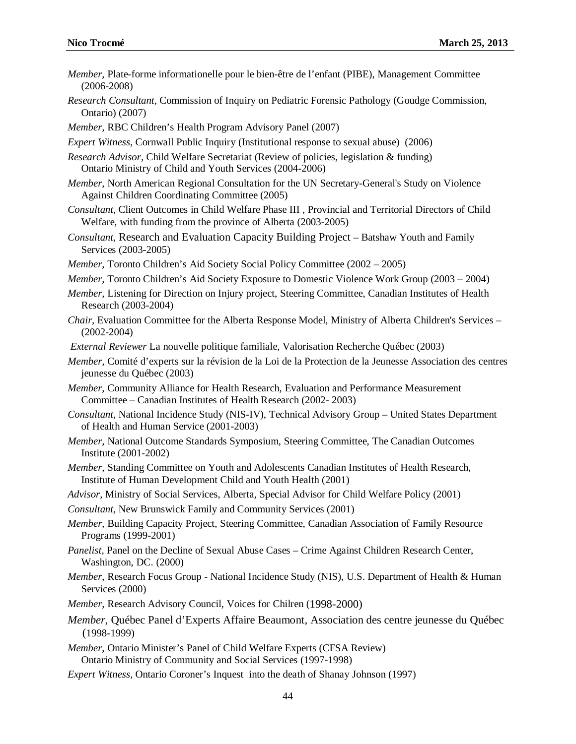*Member,* Plate-forme informationelle pour le bien-être de l'enfant (PIBE), Management Committee (2006-2008)

*Research Consultant*, Commission of Inquiry on Pediatric Forensic Pathology (Goudge Commission, Ontario) (2007)

*Member*, RBC Children's Health Program Advisory Panel (2007)

*Expert Witness*, Cornwall Public Inquiry (Institutional response to sexual abuse) (2006)

*Research Advisor*, Child Welfare Secretariat (Review of policies, legislation & funding) Ontario Ministry of Child and Youth Services (2004-2006)

*Member,* North American Regional Consultation for the UN Secretary-General's Study on Violence Against Children Coordinating Committee (2005)

*Consultant*, Client Outcomes in Child Welfare Phase III , Provincial and Territorial Directors of Child Welfare, with funding from the province of Alberta (2003-2005)

*Consultant,* Research and Evaluation Capacity Building Project – Batshaw Youth and Family Services (2003-2005)

*Member*, Toronto Children's Aid Society Social Policy Committee (2002 – 2005)

*Member,* Toronto Children's Aid Society Exposure to Domestic Violence Work Group (2003 – 2004)

*Member,* Listening for Direction on Injury project, Steering Committee, Canadian Institutes of Health Research (2003-2004)

*Chair,* Evaluation Committee for the Alberta Response Model, Ministry of Alberta Children's Services – (2002-2004)

*External Reviewer* La nouvelle politique familiale, Valorisation Recherche Québec (2003)

*Member,* Comité d'experts sur la révision de la Loi de la Protection de la Jeunesse Association des centres jeunesse du Québec (2003)

*Member,* Community Alliance for Health Research, Evaluation and Performance Measurement Committee – Canadian Institutes of Health Research (2002- 2003)

*Consultant,* National Incidence Study (NIS-IV), Technical Advisory Group – United States Department of Health and Human Service (2001-2003)

*Member,* National Outcome Standards Symposium, Steering Committee, The Canadian Outcomes Institute (2001-2002)

*Member,* Standing Committee on Youth and Adolescents Canadian Institutes of Health Research, Institute of Human Development Child and Youth Health (2001)

*Advisor,* Ministry of Social Services, Alberta, Special Advisor for Child Welfare Policy (2001)

*Consultant,* New Brunswick Family and Community Services (2001)

*Member,* Building Capacity Project, Steering Committee, Canadian Association of Family Resource Programs (1999-2001)

*Panelist,* Panel on the Decline of Sexual Abuse Cases – Crime Against Children Research Center, Washington, DC. (2000)

*Member*, Research Focus Group - National Incidence Study (NIS), U.S. Department of Health & Human Services (2000)

*Member,* Research Advisory Council, Voices for Chilren (1998-2000)

*Member*, Québec Panel d'Experts Affaire Beaumont, Association des centre jeunesse du Québec (1998-1999)

*Member,* Ontario Minister's Panel of Child Welfare Experts (CFSA Review) Ontario Ministry of Community and Social Services (1997-1998)

*Expert Witness*, Ontario Coroner's Inquest into the death of Shanay Johnson (1997)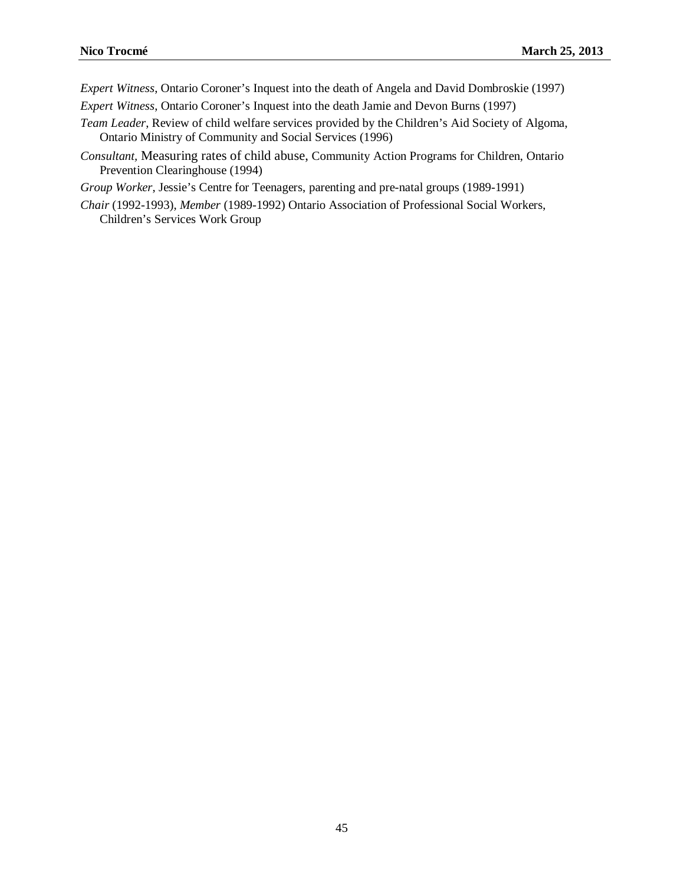*Expert Witness*, Ontario Coroner's Inquest into the death of Angela and David Dombroskie (1997)

*Expert Witness*, Ontario Coroner's Inquest into the death Jamie and Devon Burns (1997)

*Team Leader*, Review of child welfare services provided by the Children's Aid Society of Algoma, Ontario Ministry of Community and Social Services (1996)

*Consultant,* Measuring rates of child abuse, Community Action Programs for Children, Ontario Prevention Clearinghouse (1994)

*Group Worker*, Jessie's Centre for Teenagers, parenting and pre-natal groups (1989-1991)

*Chair* (1992-1993), *Member* (1989-1992) Ontario Association of Professional Social Workers, Children's Services Work Group